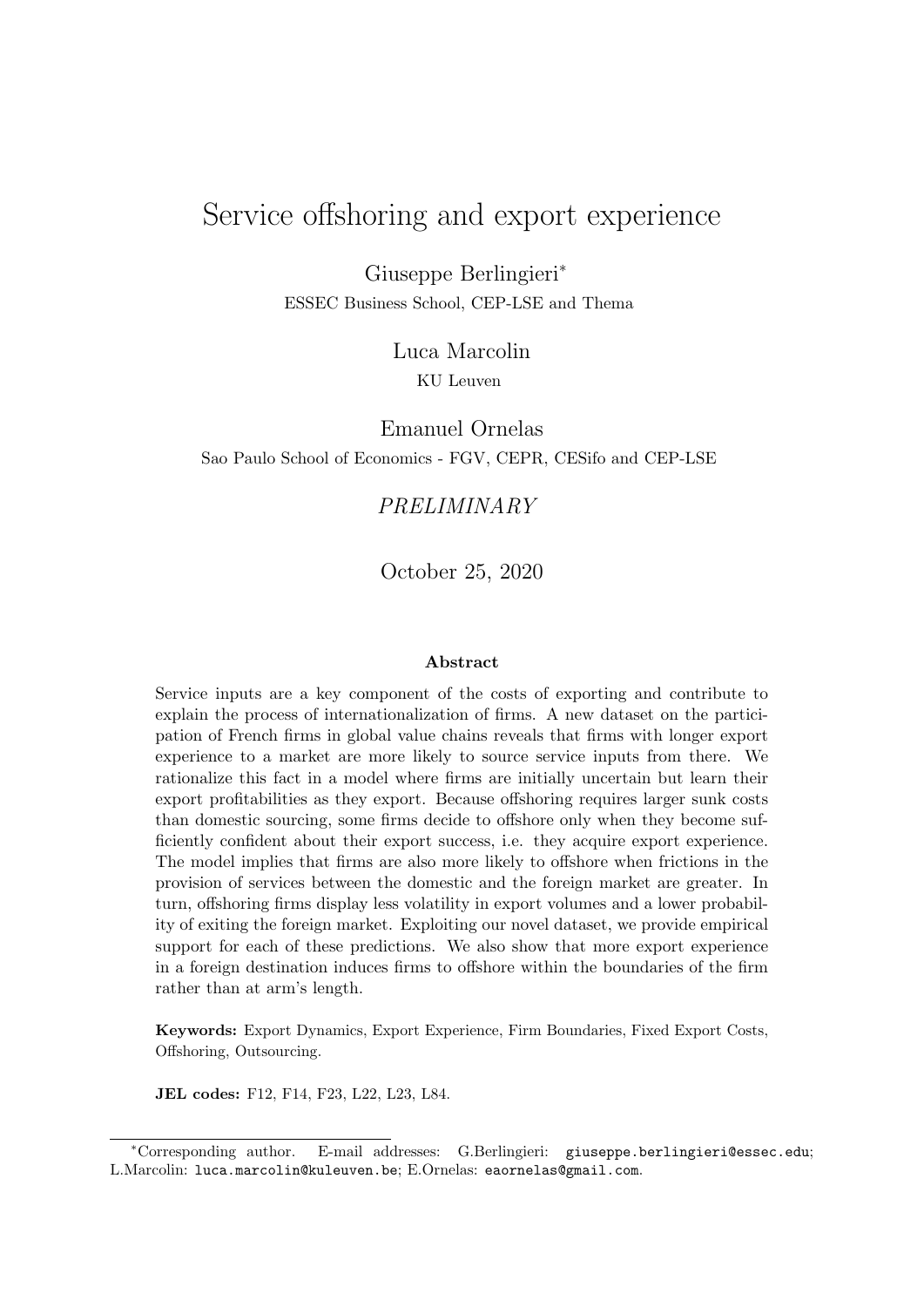# Service offshoring and export experience

Giuseppe Berlingieri[*]

ESSEC Business School, CEP-LSE and Thema

Luca Marcolin

KU Leuven

Emanuel Ornelas

Sao Paulo School of Economics - FGV, CEPR, CESifo and CEP-LSE

*PRELIMINARY*

October 25, 2020

#### Abstract

Service inputs are a key component of the costs of exporting and contribute to explain the process of internationalization of firms. A new dataset on the participation of French firms in global value chains reveals that firms with longer export experience to a market are more likely to source service inputs from there. We rationalize this fact in a model where firms are initially uncertain but learn their export profitabilities as they export. Because offshoring requires larger sunk costs than domestic sourcing, some firms decide to offshore only when they become sufficiently confident about their export success, i.e. they acquire export experience. The model implies that firms are also more likely to offshore when frictions in the provision of services between the domestic and the foreign market are greater. In turn, offshoring firms display less volatility in export volumes and a lower probability of exiting the foreign market. Exploiting our novel dataset, we provide empirical support for each of these predictions. We also show that more export experience in a foreign destination induces firms to offshore within the boundaries of the firm rather than at arm's length.

**Keywords:** Export Dynamics, Export Experience, Firm Boundaries, Fixed Export Costs, Offshoring, Outsourcing.

**JEL codes:** F12, F14, F23, L22, L23, L84.

[*]Corresponding author. E-mail addresses: G.Berlingieri: giuseppe.berlingieri@essec.edu; L.Marcolin: luca.marcolin@kuleuven.be; E.Ornelas: eaornelas@gmail.com.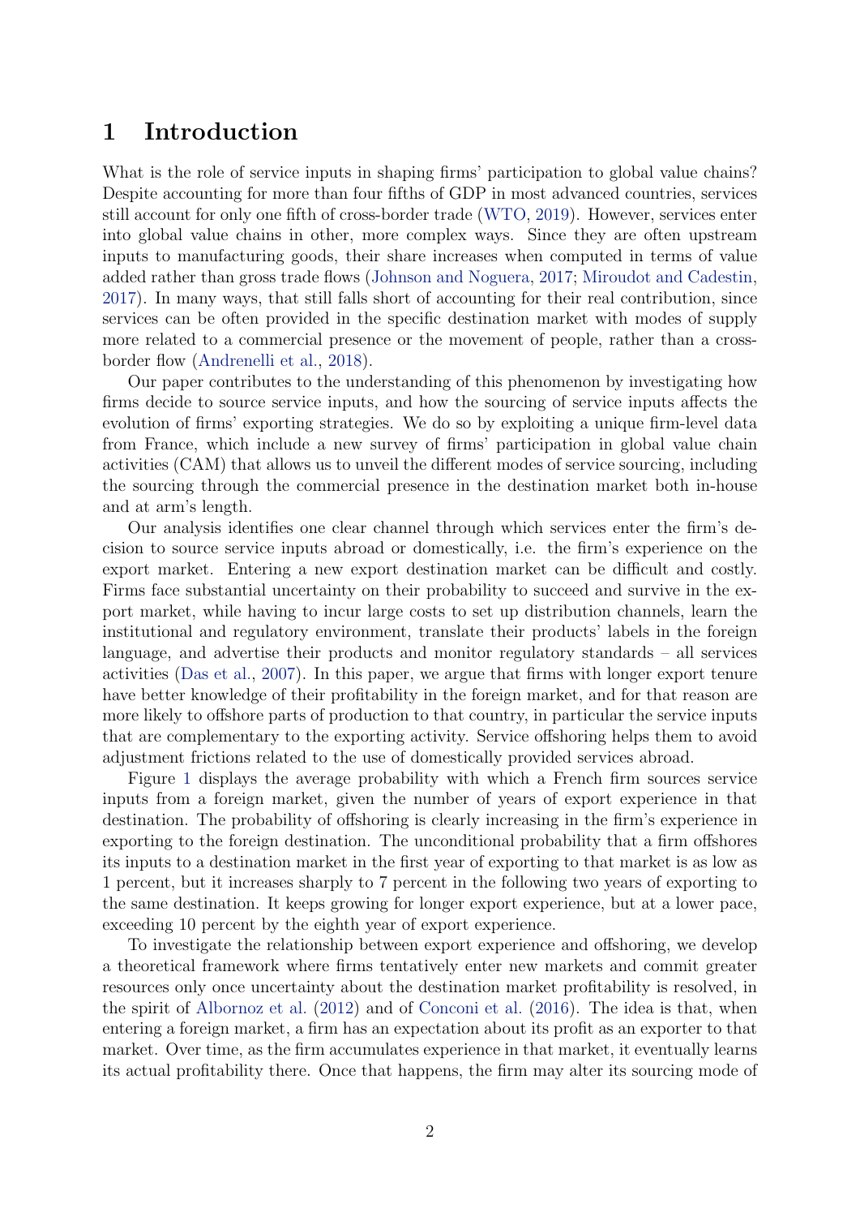# 1 Introduction

What is the role of service inputs in shaping firms' participation to global value chains? Despite accounting for more than four fifths of GDP in most advanced countries, services still account for only one fifth of cross-border trade (WTO, 2019). However, services enter into global value chains in other, more complex ways. Since they are often upstream inputs to manufacturing goods, their share increases when computed in terms of value added rather than gross trade flows (Johnson and Noguera, 2017; Miroudot and Cadestin, 2017). In many ways, that still falls short of accounting for their real contribution, since services can be often provided in the specific destination market with modes of supply more related to a commercial presence or the movement of people, rather than a cross-border flow (Andrenelli et al., 2018).

Our paper contributes to the understanding of this phenomenon by investigating how firms decide to source service inputs, and how the sourcing of service inputs affects the evolution of firms' exporting strategies. We do so by exploiting a unique firm-level data from France, which include a new survey of firms' participation in global value chain activities (CAM) that allows us to unveil the different modes of service sourcing, including the sourcing through the commercial presence in the destination market both in-house and at arm's length.

Our analysis identifies one clear channel through which services enter the firm's decision to source service inputs abroad or domestically, i.e. the firm's experience on the export market. Entering a new export destination market can be difficult and costly. Firms face substantial uncertainty on their probability to succeed and survive in the export market, while having to incur large costs to set up distribution channels, learn the institutional and regulatory environment, translate their products' labels in the foreign language, and advertise their products and monitor regulatory standards – all services activities (Das et al., 2007). In this paper, we argue that firms with longer export tenure have better knowledge of their profitability in the foreign market, and for that reason are more likely to offshore parts of production to that country, in particular the service inputs that are complementary to the exporting activity. Service offshoring helps them to avoid adjustment frictions related to the use of domestically provided services abroad.

Figure 1 displays the average probability with which a French firm sources service inputs from a foreign market, given the number of years of export experience in that destination. The probability of offshoring is clearly increasing in the firm's experience in exporting to the foreign destination. The unconditional probability that a firm offshores its inputs to a destination market in the first year of exporting to that market is as low as 1 percent, but it increases sharply to 7 percent in the following two years of exporting to the same destination. It keeps growing for longer export experience, but at a lower pace, exceeding 10 percent by the eighth year of export experience.

To investigate the relationship between export experience and offshoring, we develop a theoretical framework where firms tentatively enter new markets and commit greater resources only once uncertainty about the destination market profitability is resolved, in the spirit of Albornoz et al. (2012) and of Conconi et al. (2016). The idea is that, when entering a foreign market, a firm has an expectation about its profit as an exporter to that market. Over time, as the firm accumulates experience in that market, it eventually learns its actual profitability there. Once that happens, the firm may alter its sourcing mode of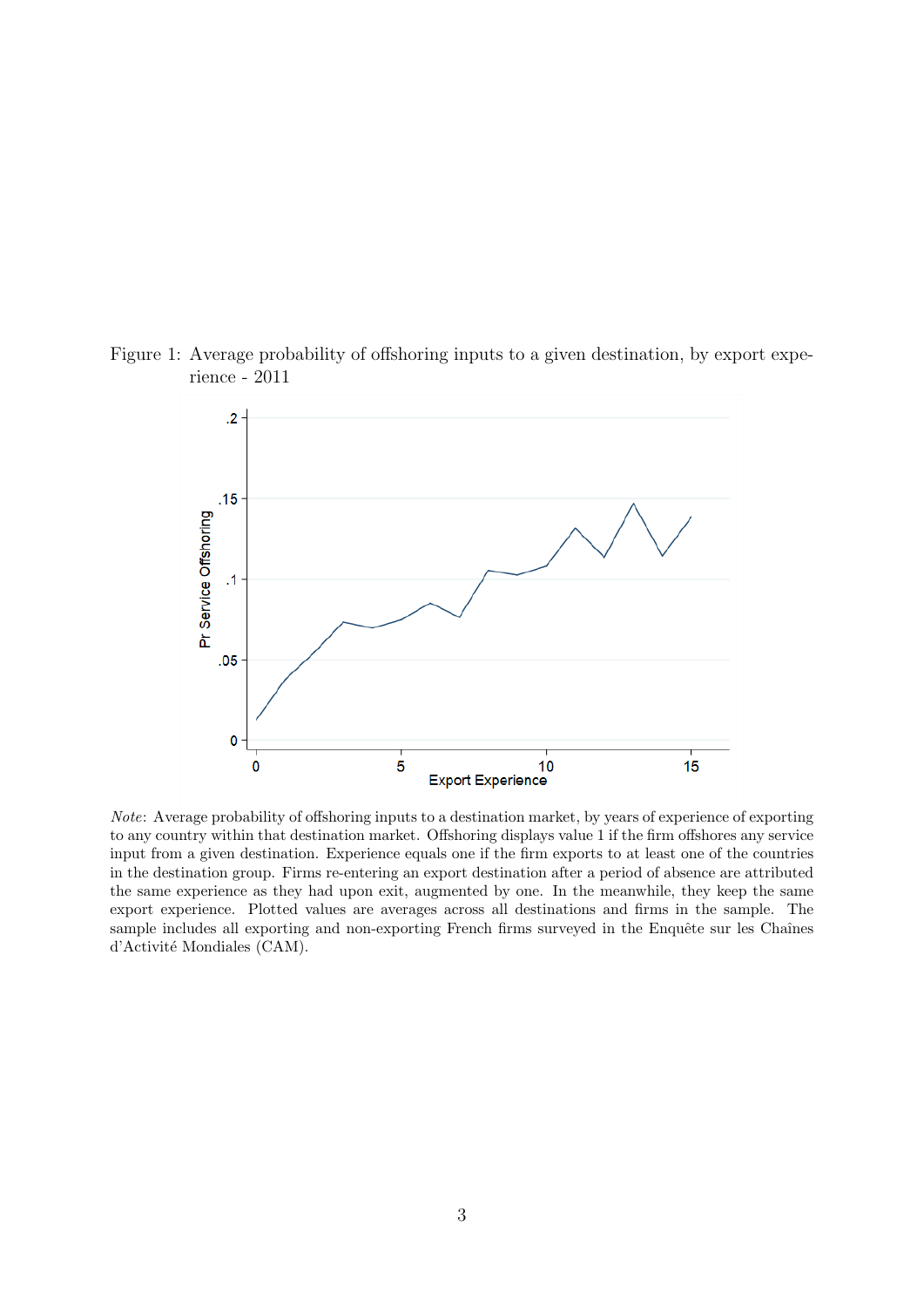Figure 1: Average probability of offshoring inputs to a given destination, by export experience - 2011

*Note*: Average probability of offshoring inputs to a destination market, by years of experience of exporting to any country within that destination market. Offshoring displays value 1 if the firm offshores any service input from a given destination. Experience equals one if the firm exports to at least one of the countries in the destination group. Firms re-entering an export destination after a period of absence are attributed the same experience as they had upon exit, augmented by one. In the meanwhile, they keep the same export experience. Plotted values are averages across all destinations and firms in the sample. The sample includes all exporting and non-exporting French firms surveyed in the Enquête sur les Chaînes d'Activité Mondiales (CAM).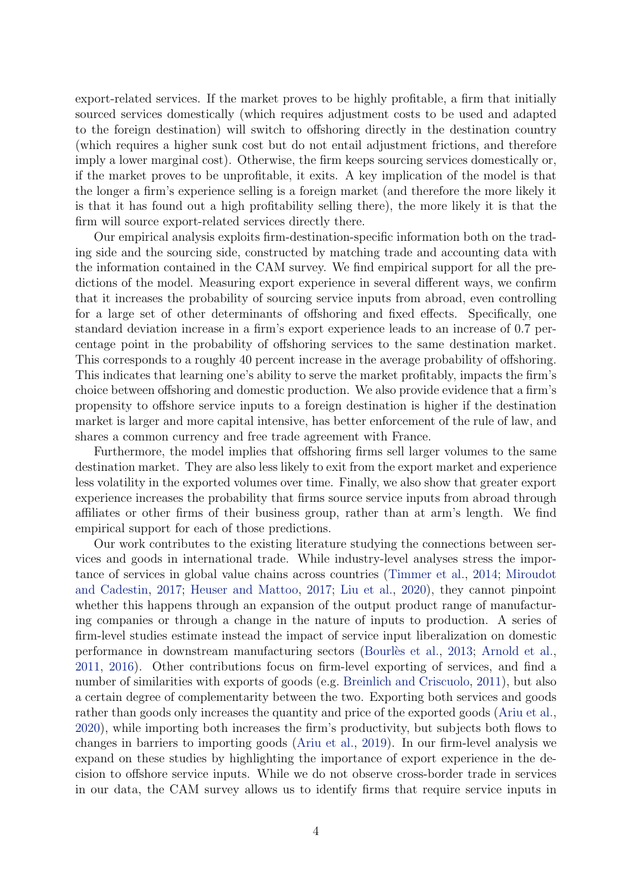export-related services. If the market proves to be highly profitable, a firm that initially sourced services domestically (which requires adjustment costs to be used and adapted to the foreign destination) will switch to offshoring directly in the destination country (which requires a higher sunk cost but do not entail adjustment frictions, and therefore imply a lower marginal cost). Otherwise, the firm keeps sourcing services domestically or, if the market proves to be unprofitable, it exits. A key implication of the model is that the longer a firm's experience selling is a foreign market (and therefore the more likely it is that it has found out a high profitability selling there), the more likely it is that the firm will source export-related services directly there.

Our empirical analysis exploits firm-destination-specific information both on the trading side and the sourcing side, constructed by matching trade and accounting data with the information contained in the CAM survey. We find empirical support for all the predictions of the model. Measuring export experience in several different ways, we confirm that it increases the probability of sourcing service inputs from abroad, even controlling for a large set of other determinants of offshoring and fixed effects. Specifically, one standard deviation increase in a firm's export experience leads to an increase of 0.7 percentage point in the probability of offshoring services to the same destination market. This corresponds to a roughly 40 percent increase in the average probability of offshoring. This indicates that learning one's ability to serve the market profitably, impacts the firm's choice between offshoring and domestic production. We also provide evidence that a firm's propensity to offshore service inputs to a foreign destination is higher if the destination market is larger and more capital intensive, has better enforcement of the rule of law, and shares a common currency and free trade agreement with France.

Furthermore, the model implies that offshoring firms sell larger volumes to the same destination market. They are also less likely to exit from the export market and experience less volatility in the exported volumes over time. Finally, we also show that greater export experience increases the probability that firms source service inputs from abroad through affiliates or other firms of their business group, rather than at arm's length. We find empirical support for each of those predictions.

Our work contributes to the existing literature studying the connections between services and goods in international trade. While industry-level analyses stress the importance of services in global value chains across countries (Timmer et al., 2014; Miroudot and Cadestin, 2017; Heuser and Mattoo, 2017; Liu et al., 2020), they cannot pinpoint whether this happens through an expansion of the output product range of manufacturing companies or through a change in the nature of inputs to production. A series of firm-level studies estimate instead the impact of service input liberalization on domestic performance in downstream manufacturing sectors (Bourlès et al., 2013; Arnold et al., 2011, 2016). Other contributions focus on firm-level exporting of services, and find a number of similarities with exports of goods (e.g. Breinlich and Criscuolo, 2011), but also a certain degree of complementarity between the two. Exporting both services and goods rather than goods only increases the quantity and price of the exported goods (Ariu et al., 2020), while importing both increases the firm's productivity, but subjects both flows to changes in barriers to importing goods (Ariu et al., 2019). In our firm-level analysis we expand on these studies by highlighting the importance of export experience in the decision to offshore service inputs. While we do not observe cross-border trade in services in our data, the CAM survey allows us to identify firms that require service inputs in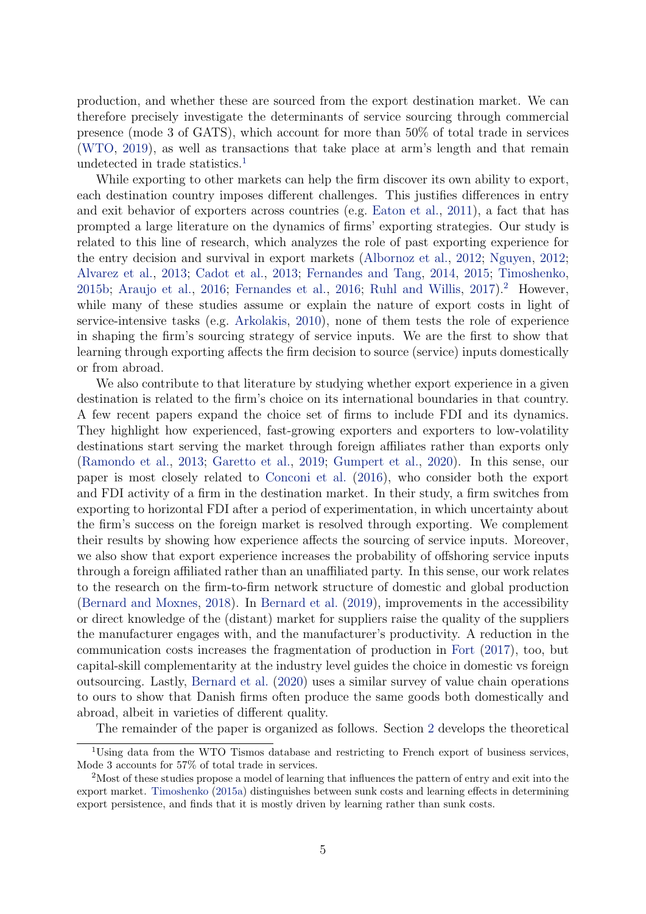production, and whether these are sourced from the export destination market. We can therefore precisely investigate the determinants of service sourcing through commercial presence (mode 3 of GATS), which account for more than 50% of total trade in services (WTO, 2019), as well as transactions that take place at arm's length and that remain undetected in trade statistics.[1]

While exporting to other markets can help the firm discover its own ability to export, each destination country imposes different challenges. This justifies differences in entry and exit behavior of exporters across countries (e.g. Eaton et al., 2011), a fact that has prompted a large literature on the dynamics of firms' exporting strategies. Our study is related to this line of research, which analyzes the role of past exporting experience for the entry decision and survival in export markets (Albornoz et al., 2012; Nguyen, 2012; Alvarez et al., 2013; Cadot et al., 2013; Fernandes and Tang, 2014, 2015; Timoshenko, 2015b; Araujo et al., 2016; Fernandes et al., 2016; Ruhl and Willis, 2017).[2] However, while many of these studies assume or explain the nature of export costs in light of service-intensive tasks (e.g. Arkolakis, 2010), none of them tests the role of experience in shaping the firm's sourcing strategy of service inputs. We are the first to show that learning through exporting affects the firm decision to source (service) inputs domestically or from abroad.

We also contribute to that literature by studying whether export experience in a given destination is related to the firm's choice on its international boundaries in that country. A few recent papers expand the choice set of firms to include FDI and its dynamics. They highlight how experienced, fast-growing exporters and exporters to low-volatility destinations start serving the market through foreign affiliates rather than exports only (Ramondo et al., 2013; Garetto et al., 2019; Gumpert et al., 2020). In this sense, our paper is most closely related to Conconi et al. (2016), who consider both the export and FDI activity of a firm in the destination market. In their study, a firm switches from exporting to horizontal FDI after a period of experimentation, in which uncertainty about the firm's success on the foreign market is resolved through exporting. We complement their results by showing how experience affects the sourcing of service inputs. Moreover, we also show that export experience increases the probability of offshoring service inputs through a foreign affiliated rather than an unaffiliated party. In this sense, our work relates to the research on the firm-to-firm network structure of domestic and global production (Bernard and Moxnes, 2018). In Bernard et al. (2019), improvements in the accessibility or direct knowledge of the (distant) market for suppliers raise the quality of the suppliers the manufacturer engages with, and the manufacturer's productivity. A reduction in the communication costs increases the fragmentation of production in Fort (2017), too, but capital-skill complementarity at the industry level guides the choice in domestic vs foreign outsourcing. Lastly, Bernard et al. (2020) uses a similar survey of value chain operations to ours to show that Danish firms often produce the same goods both domestically and abroad, albeit in varieties of different quality.

The remainder of the paper is organized as follows. Section 2 develops the theoretical

---

[1] Using data from the WTO Tismos database and restricting to French export of business services, Mode 3 accounts for 57% of total trade in services.

[2] Most of these studies propose a model of learning that influences the pattern of entry and exit into the export market. Timoshenko (2015a) distinguishes between sunk costs and learning effects in determining export persistence, and finds that it is mostly driven by learning rather than sunk costs.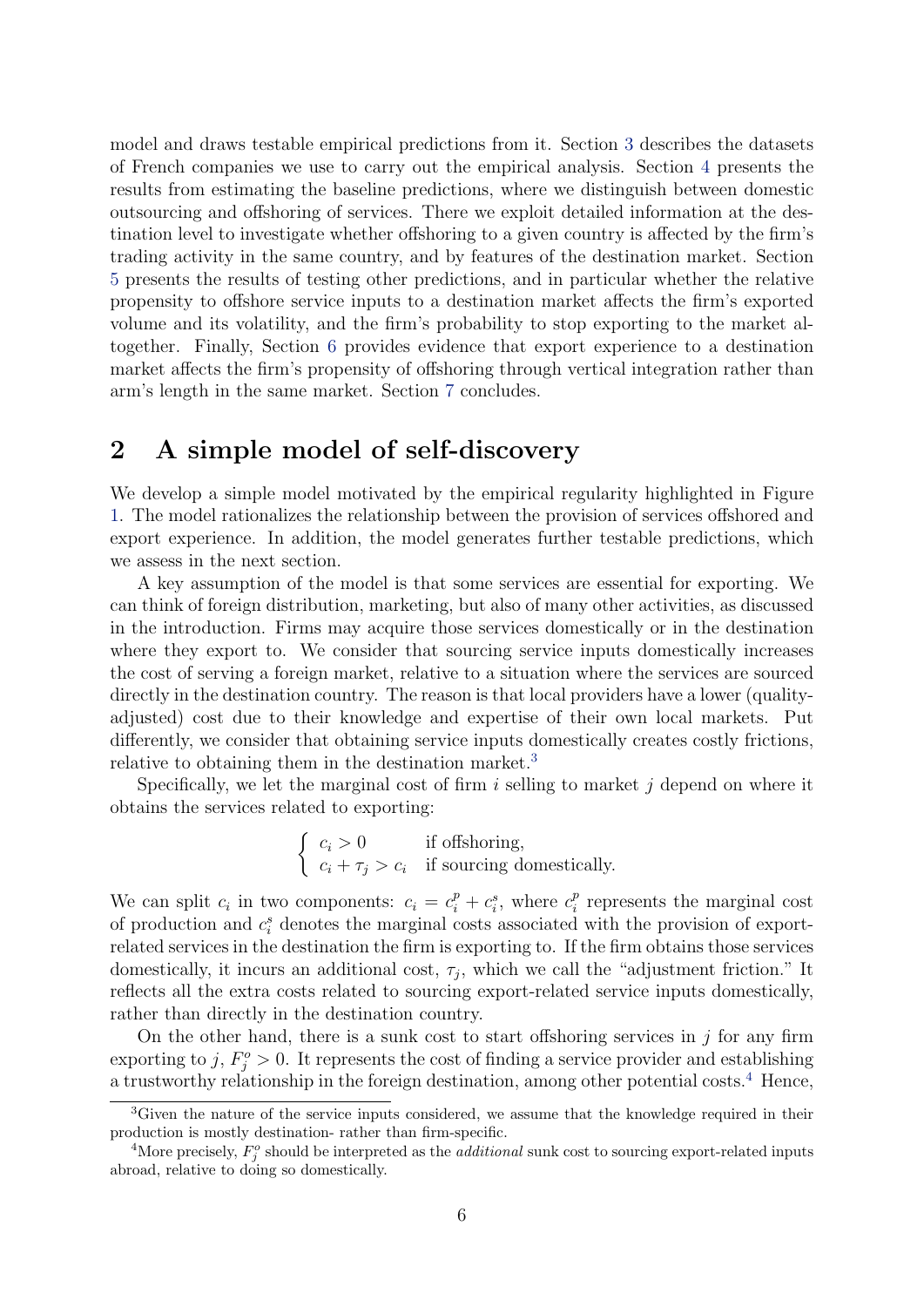model and draws testable empirical predictions from it. Section 3 describes the datasets of French companies we use to carry out the empirical analysis. Section 4 presents the results from estimating the baseline predictions, where we distinguish between domestic outsourcing and offshoring of services. There we exploit detailed information at the destination level to investigate whether offshoring to a given country is affected by the firm's trading activity in the same country, and by features of the destination market. Section 5 presents the results of testing other predictions, and in particular whether the relative propensity to offshore service inputs to a destination market affects the firm's exported volume and its volatility, and the firm's probability to stop exporting to the market altogether. Finally, Section 6 provides evidence that export experience to a destination market affects the firm's propensity of offshoring through vertical integration rather than arm's length in the same market. Section 7 concludes.

## 2 A simple model of self-discovery

We develop a simple model motivated by the empirical regularity highlighted in Figure 1. The model rationalizes the relationship between the provision of services offshored and export experience. In addition, the model generates further testable predictions, which we assess in the next section.

A key assumption of the model is that some services are essential for exporting. We can think of foreign distribution, marketing, but also of many other activities, as discussed in the introduction. Firms may acquire those services domestically or in the destination where they export to. We consider that sourcing service inputs domestically increases the cost of serving a foreign market, relative to a situation where the services are sourced directly in the destination country. The reason is that local providers have a lower (quality-adjusted) cost due to their knowledge and expertise of their own local markets. Put differently, we consider that obtaining service inputs domestically creates costly frictions, relative to obtaining them in the destination market.[3]

Specifically, we let the marginal cost of firm $i$ selling to market $j$ depend on where it obtains the services related to exporting:

$$
\begin{cases} c_i > 0 & \text{if offshoring,} \\ c_i + \tau_j > c_i & \text{if sourcing domestically.} \end{cases}
$$

We can split $c_i$ in two components: $c_i = c_i^p + c_i^s$, where $c_i^p$ represents the marginal cost of production and $c_i^s$ denotes the marginal costs associated with the provision of export-related services in the destination the firm is exporting to. If the firm obtains those services domestically, it incurs an additional cost, $\tau_j$, which we call the "adjustment friction." It reflects all the extra costs related to sourcing export-related service inputs domestically, rather than directly in the destination country.

On the other hand, there is a sunk cost to start offshoring services in $j$ for any firm exporting to $j$, $F_j^o > 0$. It represents the cost of finding a service provider and establishing a trustworthy relationship in the foreign destination, among other potential costs.[4] Hence,

[3] Given the nature of the service inputs considered, we assume that the knowledge required in their production is mostly destination- rather than firm-specific.

[4] More precisely, $F_j^o$ should be interpreted as the *additional* sunk cost to sourcing export-related inputs abroad, relative to doing so domestically.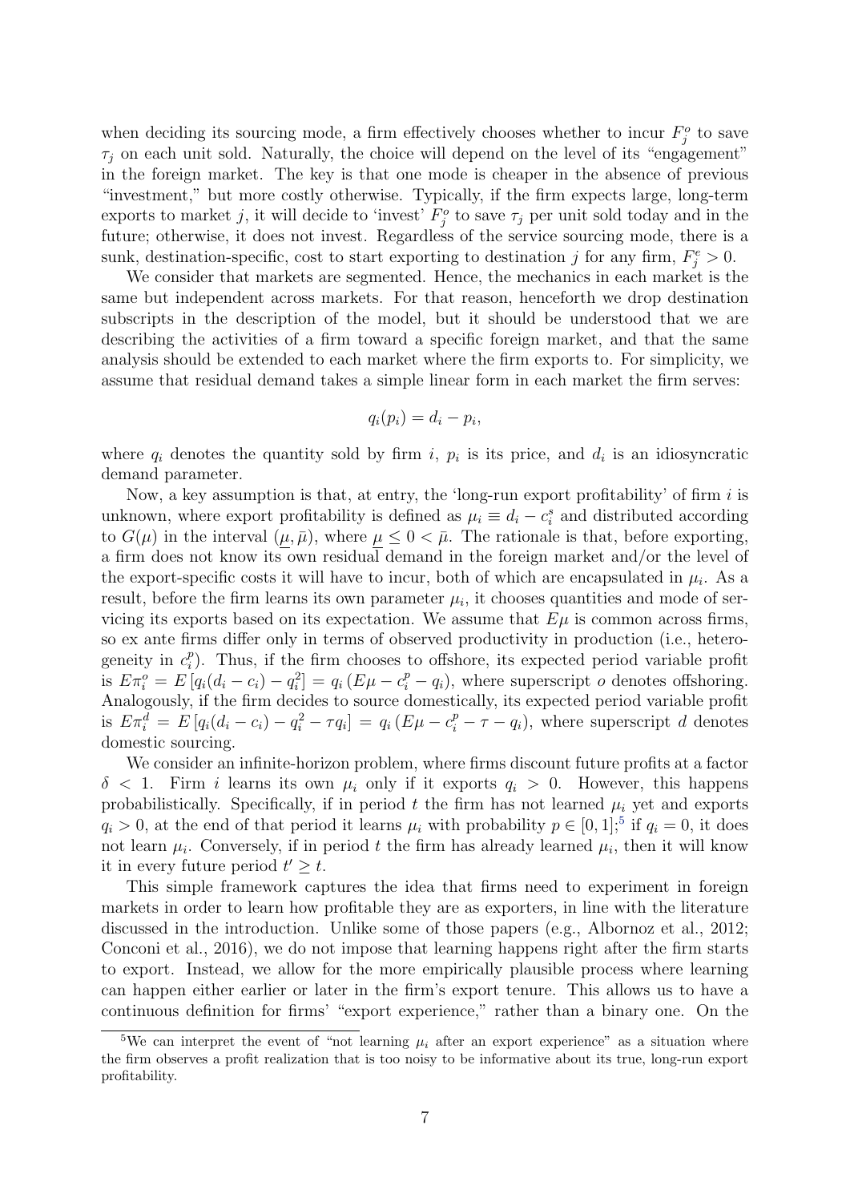when deciding its sourcing mode, a firm effectively chooses whether to incur $F_j^o$ to save $\tau_j$ on each unit sold. Naturally, the choice will depend on the level of its "engagement" in the foreign market. The key is that one mode is cheaper in the absence of previous "investment," but more costly otherwise. Typically, if the firm expects large, long-term exports to market $j$, it will decide to 'invest' $F_j^o$ to save $\tau_j$ per unit sold today and in the future; otherwise, it does not invest. Regardless of the service sourcing mode, there is a sunk, destination-specific, cost to start exporting to destination $j$ for any firm, $F_j^e > 0$.

We consider that markets are segmented. Hence, the mechanics in each market is the same but independent across markets. For that reason, henceforth we drop destination subscripts in the description of the model, but it should be understood that we are describing the activities of a firm toward a specific foreign market, and that the same analysis should be extended to each market where the firm exports to. For simplicity, we assume that residual demand takes a simple linear form in each market the firm serves:

$$q_i(p_i) = d_i - p_i,$$

where $q_i$ denotes the quantity sold by firm $i$, $p_i$ is its price, and $d_i$ is an idiosyncratic demand parameter.

Now, a key assumption is that, at entry, the 'long-run export profitability' of firm $i$ is unknown, where export profitability is defined as $\mu_i \equiv d_i - c_i^s$ and distributed according to $G(\mu)$ in the interval $(\underline{\mu}, \bar{\mu})$, where $\underline{\mu} \leq 0 < \bar{\mu}$. The rationale is that, before exporting, a firm does not know its own residual demand in the foreign market and/or the level of the export-specific costs it will have to incur, both of which are encapsulated in $\mu_i$. As a result, before the firm learns its own parameter $\mu_i$, it chooses quantities and mode of servicing its exports based on its expectation. We assume that $E\mu$ is common across firms, so ex ante firms differ only in terms of observed productivity in production (i.e., heterogeneity in $c_i^p$). Thus, if the firm chooses to offshore, its expected period variable profit is $E\pi_i^o = E\left[q_i(d_i - c_i) - q_i^2\right] = q_i\left(E\mu - c_i^p - q_i\right)$, where superscript $o$ denotes offshoring. Analogously, if the firm decides to source domestically, its expected period variable profit is $E\pi_i^d = E\left[q_i(d_i - c_i) - q_i^2 - \tau q_i\right] = q_i\left(E\mu - c_i^p - \tau - q_i\right)$, where superscript $d$ denotes domestic sourcing.

We consider an infinite-horizon problem, where firms discount future profits at a factor $\delta < 1$. Firm $i$ learns its own $\mu_i$ only if it exports $q_i > 0$. However, this happens probabilistically. Specifically, if in period $t$ the firm has not learned $\mu_i$ yet and exports $q_i > 0$, at the end of that period it learns $\mu_i$ with probability $p \in [0, 1]$;[5] if $q_i = 0$, it does not learn $\mu_i$. Conversely, if in period $t$ the firm has already learned $\mu_i$, then it will know it in every future period $t' \geq t$.

This simple framework captures the idea that firms need to experiment in foreign markets in order to learn how profitable they are as exporters, in line with the literature discussed in the introduction. Unlike some of those papers (e.g., Albornoz et al., 2012; Conconi et al., 2016), we do not impose that learning happens right after the firm starts to export. Instead, we allow for the more empirically plausible process where learning can happen either earlier or later in the firm's export tenure. This allows us to have a continuous definition for firms' "export experience," rather than a binary one. On the

[5] We can interpret the event of "not learning $\mu_i$ after an export experience" as a situation where the firm observes a profit realization that is too noisy to be informative about its true, long-run export profitability.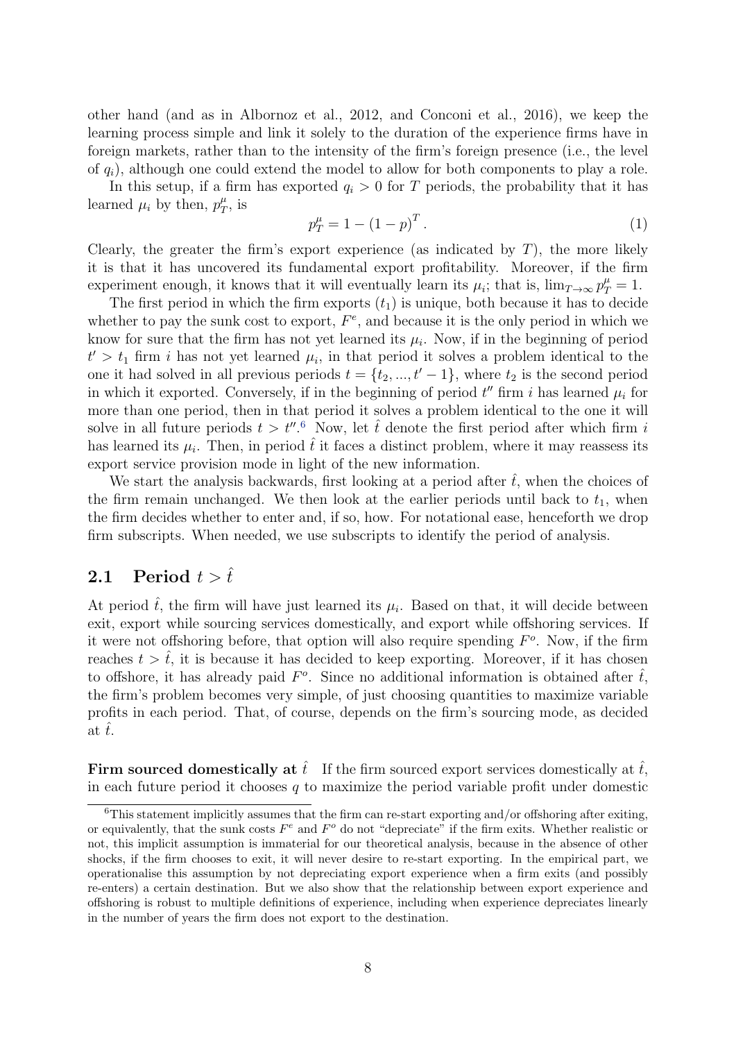other hand (and as in Albornoz et al., 2012, and Conconi et al., 2016), we keep the learning process simple and link it solely to the duration of the experience firms have in foreign markets, rather than to the intensity of the firm's foreign presence (i.e., the level of $q_i$), although one could extend the model to allow for both components to play a role.

In this setup, if a firm has exported $q_i > 0$ for $T$ periods, the probability that it has learned $\mu_i$ by then, $p_T^{\mu}$, is

$$p_T^{\mu} = 1 - (1-p)^T. \tag{1}$$

Clearly, the greater the firm's export experience (as indicated by $T$), the more likely it is that it has uncovered its fundamental export profitability. Moreover, if the firm experiment enough, it knows that it will eventually learn its $\mu_i$; that is, $\lim_{T\to\infty} p_T^{\mu} = 1$.

The first period in which the firm exports ($t_1$) is unique, both because it has to decide whether to pay the sunk cost to export, $F^e$, and because it is the only period in which we know for sure that the firm has not yet learned its $\mu_i$. Now, if in the beginning of period $t' > t_1$ firm $i$ has not yet learned $\mu_i$, in that period it solves a problem identical to the one it had solved in all previous periods $t = \{t_2, ..., t'-1\}$, where $t_2$ is the second period in which it exported. Conversely, if in the beginning of period $t''$ firm $i$ has learned $\mu_i$ for more than one period, then in that period it solves a problem identical to the one it will solve in all future periods $t > t''$.[6] Now, let $\hat{t}$ denote the first period after which firm $i$ has learned its $\mu_i$. Then, in period $\hat{t}$ it faces a distinct problem, where it may reassess its export service provision mode in light of the new information.

We start the analysis backwards, first looking at a period after $\hat{t}$, when the choices of the firm remain unchanged. We then look at the earlier periods until back to $t_1$, when the firm decides whether to enter and, if so, how. For notational ease, henceforth we drop firm subscripts. When needed, we use subscripts to identify the period of analysis.

## 2.1 Period $t > \hat{t}$

At period $\hat{t}$, the firm will have just learned its $\mu_i$. Based on that, it will decide between exit, export while sourcing services domestically, and export while offshoring services. If it were not offshoring before, that option will also require spending $F^o$. Now, if the firm reaches $t > \hat{t}$, it is because it has decided to keep exporting. Moreover, if it has chosen to offshore, it has already paid $F^o$. Since no additional information is obtained after $\hat{t}$, the firm's problem becomes very simple, of just choosing quantities to maximize variable profits in each period. That, of course, depends on the firm's sourcing mode, as decided at $\hat{t}$.

**Firm sourced domestically at $\hat{t}$** If the firm sourced export services domestically at $\hat{t}$, in each future period it chooses $q$ to maximize the period variable profit under domestic

[6] This statement implicitly assumes that the firm can re-start exporting and/or offshoring after exiting, or equivalently, that the sunk costs $F^e$ and $F^o$ do not "depreciate" if the firm exits. Whether realistic or not, this implicit assumption is immaterial for our theoretical analysis, because in the absence of other shocks, if the firm chooses to exit, it will never desire to re-start exporting. In the empirical part, we operationalise this assumption by not depreciating export experience when a firm exits (and possibly re-enters) a certain destination. But we also show that the relationship between export experience and offshoring is robust to multiple definitions of experience, including when experience depreciates linearly in the number of years the firm does not export to the destination.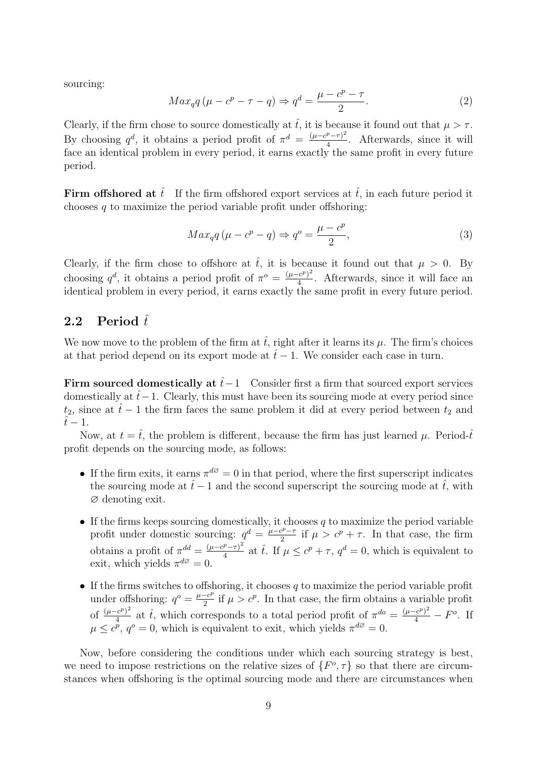sourcing:

$$Max_q q(\mu - c^p - \tau - q) \Rightarrow q^d = \frac{\mu - c^p - \tau}{2}. \tag{2}$$

Clearly, if the firm chose to source domestically at $\hat{t}$, it is because it found out that $\mu > \tau$. By choosing $q^d$, it obtains a period profit of $\pi^d = \frac{(\mu - c^p - \tau)^2}{4}$. Afterwards, since it will face an identical problem in every period, it earns exactly the same profit in every future period.

**Firm offshored at $\hat{t}$** If the firm offshored export services at $\hat{t}$, in each future period it chooses $q$ to maximize the period variable profit under offshoring:

$$Max_q q(\mu - c^p - q) \Rightarrow q^o = \frac{\mu - c^p}{2}, \tag{3}$$

Clearly, if the firm chose to offshore at $\hat{t}$, it is because it found out that $\mu > 0$. By choosing $q^d$, it obtains a period profit of $\pi^o = \frac{(\mu - c^p)^2}{4}$. Afterwards, since it will face an identical problem in every period, it earns exactly the same profit in every future period.

## 2.2 Period $\hat{t}$

We now move to the problem of the firm at $\hat{t}$, right after it learns its $\mu$. The firm's choices at that period depend on its export mode at $\hat{t} - 1$. We consider each case in turn.

**Firm sourced domestically at $\hat{t} - 1$** Consider first a firm that sourced export services domestically at $\hat{t} - 1$. Clearly, this must have been its sourcing mode at every period since $t_2$, since at $\hat{t} - 1$ the firm faces the same problem it did at every period between $t_2$ and $\hat{t} - 1$.

Now, at $t = \hat{t}$, the problem is different, because the firm has just learned $\mu$. Period-$\hat{t}$ profit depends on the sourcing mode, as follows:

- If the firm exits, it earns $\pi^{d\varnothing} = 0$ in that period, where the first superscript indicates the sourcing mode at $\hat{t} - 1$ and the second superscript the sourcing mode at $\hat{t}$, with $\varnothing$ denoting exit.
- If the firms keeps sourcing domestically, it chooses $q$ to maximize the period variable profit under domestic sourcing: $q^d = \frac{\mu - c^p - \tau}{2}$ if $\mu > c^p + \tau$. In that case, the firm obtains a profit of $\pi^{dd} = \frac{(\mu - c^p - \tau)^2}{4}$ at $\hat{t}$. If $\mu \leq c^p + \tau$, $q^d = 0$, which is equivalent to exit, which yields $\pi^{d\varnothing} = 0$.
- If the firms switches to offshoring, it chooses $q$ to maximize the period variable profit under offshoring: $q^o = \frac{\mu - c^p}{2}$ if $\mu > c^p$. In that case, the firm obtains a variable profit of $\frac{(\mu - c^p)^2}{4}$ at $\hat{t}$, which corresponds to a total period profit of $\pi^{do} = \frac{(\mu - c^p)^2}{4} - F^o$. If $\mu \leq c^p$, $q^o = 0$, which is equivalent to exit, which yields $\pi^{d\varnothing} = 0$.

Now, before considering the conditions under which each sourcing strategy is best, we need to impose restrictions on the relative sizes of $\{F^o, \tau\}$ so that there are circumstances when offshoring is the optimal sourcing mode and there are circumstances when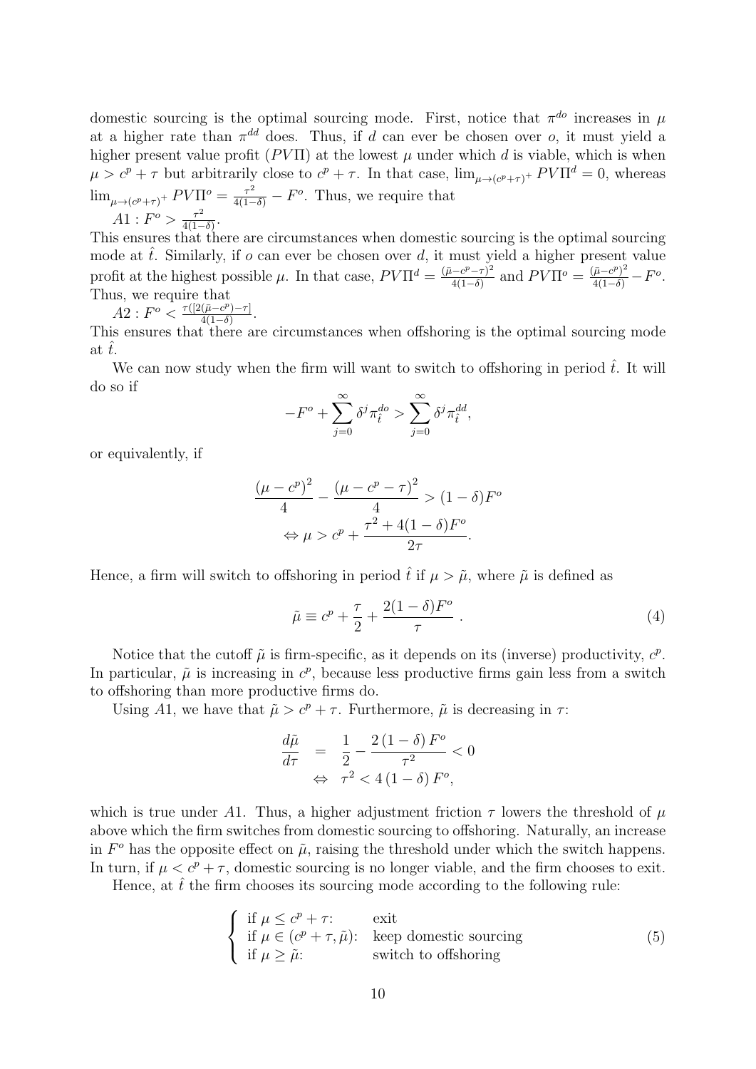domestic sourcing is the optimal sourcing mode. First, notice that $\pi^{do}$ increases in $\mu$ at a higher rate than $\pi^{dd}$ does. Thus, if $d$ can ever be chosen over $o$, it must yield a higher present value profit ($PV\Pi$) at the lowest $\mu$ under which $d$ is viable, which is when $\mu > c^p + \tau$ but arbitrarily close to $c^p + \tau$. In that case, $\lim_{\mu \to (c^p+\tau)^+} PV\Pi^d = 0$, whereas $\lim_{\mu \to (c^p+\tau)^+} PV\Pi^o = \frac{\tau^2}{4(1-\delta)} - F^o$. Thus, we require that

$A1 : F^o > \frac{\tau^2}{4(1-\delta)}$.

This ensures that there are circumstances when domestic sourcing is the optimal sourcing mode at $\hat{t}$. Similarly, if $o$ can ever be chosen over $d$, it must yield a higher present value profit at the highest possible $\mu$. In that case, $PV\Pi^d = \frac{(\bar{\mu}-c^p-\tau)^2}{4(1-\delta)}$ and $PV\Pi^o = \frac{(\bar{\mu}-c^p)^2}{4(1-\delta)} - F^o$. Thus, we require that

$A2 : F^o < \frac{\tau([2(\bar{\mu}-c^p)-\tau]}{4(1-\delta)}$.

This ensures that there are circumstances when offshoring is the optimal sourcing mode at $\hat{t}$.

We can now study when the firm will want to switch to offshoring in period $\hat{t}$. It will do so if

$$-F^o + \sum_{j=0}^{\infty} \delta^j \pi_{\hat{t}}^{do} > \sum_{j=0}^{\infty} \delta^j \pi_{\hat{t}}^{dd},$$

or equivalently, if

$$\frac{(\mu - c^p)^2}{4} - \frac{(\mu - c^p - \tau)^2}{4} > (1-\delta)F^o$$
$$\Leftrightarrow \mu > c^p + \frac{\tau^2 + 4(1-\delta)F^o}{2\tau}.$$

Hence, a firm will switch to offshoring in period $\hat{t}$ if $\mu > \tilde{\mu}$, where $\tilde{\mu}$ is defined as

$$\tilde{\mu} \equiv c^p + \frac{\tau}{2} + \frac{2(1-\delta)F^o}{\tau} \ . \tag{4}$$

Notice that the cutoff $\tilde{\mu}$ is firm-specific, as it depends on its (inverse) productivity, $c^p$. In particular, $\tilde{\mu}$ is increasing in $c^p$, because less productive firms gain less from a switch to offshoring than more productive firms do.

Using $A1$, we have that $\tilde{\mu} > c^p + \tau$. Furthermore, $\tilde{\mu}$ is decreasing in $\tau$:

$$\frac{d\tilde{\mu}}{d\tau} = \frac{1}{2} - \frac{2(1-\delta)F^o}{\tau^2} < 0$$
$$\Leftrightarrow \tau^2 < 4(1-\delta)F^o,$$

which is true under $A1$. Thus, a higher adjustment friction $\tau$ lowers the threshold of $\mu$ above which the firm switches from domestic sourcing to offshoring. Naturally, an increase in $F^o$ has the opposite effect on $\tilde{\mu}$, raising the threshold under which the switch happens. In turn, if $\mu < c^p + \tau$, domestic sourcing is no longer viable, and the firm chooses to exit.

Hence, at $\hat{t}$ the firm chooses its sourcing mode according to the following rule:

$$\begin{cases} \text{if } \mu \leq c^p + \tau: & \text{exit} \\ \text{if } \mu \in (c^p + \tau, \tilde{\mu}): & \text{keep domestic sourcing} \\ \text{if } \mu \geq \tilde{\mu}: & \text{switch to offshoring} \end{cases} \tag{5}$$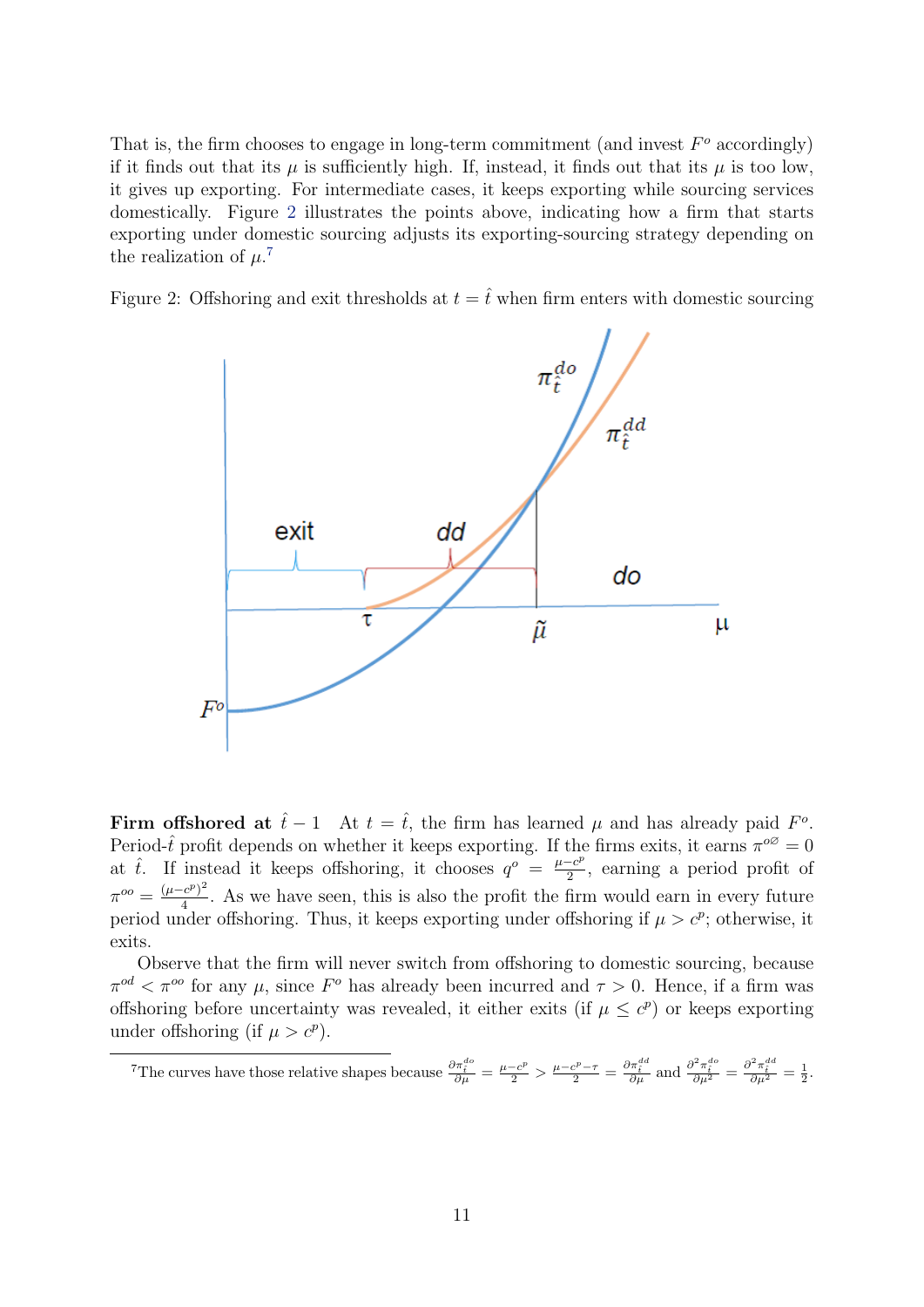That is, the firm chooses to engage in long-term commitment (and invest $F^o$ accordingly) if it finds out that its $\mu$ is sufficiently high. If, instead, it finds out that its $\mu$ is too low, it gives up exporting. For intermediate cases, it keeps exporting while sourcing services domestically. Figure 2 illustrates the points above, indicating how a firm that starts exporting under domestic sourcing adjusts its exporting-sourcing strategy depending on the realization of $\mu$.[7]

Figure 2: Offshoring and exit thresholds at $t = \hat{t}$ when firm enters with domestic sourcing

**Firm offshored at $\hat{t}-1$** At $t = \hat{t}$, the firm has learned $\mu$ and has already paid $F^o$. Period-$\hat{t}$ profit depends on whether it keeps exporting. If the firms exits, it earns $\pi^{o\varnothing} = 0$ at $\hat{t}$. If instead it keeps offshoring, it chooses $q^o = \frac{\mu - c^p}{2}$, earning a period profit of $\pi^{oo} = \frac{(\mu-c^p)^2}{4}$. As we have seen, this is also the profit the firm would earn in every future period under offshoring. Thus, it keeps exporting under offshoring if $\mu > c^p$; otherwise, it exits.

Observe that the firm will never switch from offshoring to domestic sourcing, because $\pi^{od} < \pi^{oo}$ for any $\mu$, since $F^o$ has already been incurred and $\tau > 0$. Hence, if a firm was offshoring before uncertainty was revealed, it either exits (if $\mu \leq c^p$) or keeps exporting under offshoring (if $\mu > c^p$).

[7] The curves have those relative shapes because $\frac{\partial \pi_{\hat{t}}^{do}}{\partial \mu} = \frac{\mu - c^p}{2} > \frac{\mu - c^p - \tau}{2} = \frac{\partial \pi_{\hat{t}}^{dd}}{\partial \mu}$ and $\frac{\partial^2 \pi_{\hat{t}}^{do}}{\partial \mu^2} = \frac{\partial^2 \pi_{\hat{t}}^{dd}}{\partial \mu^2} = \frac{1}{2}$.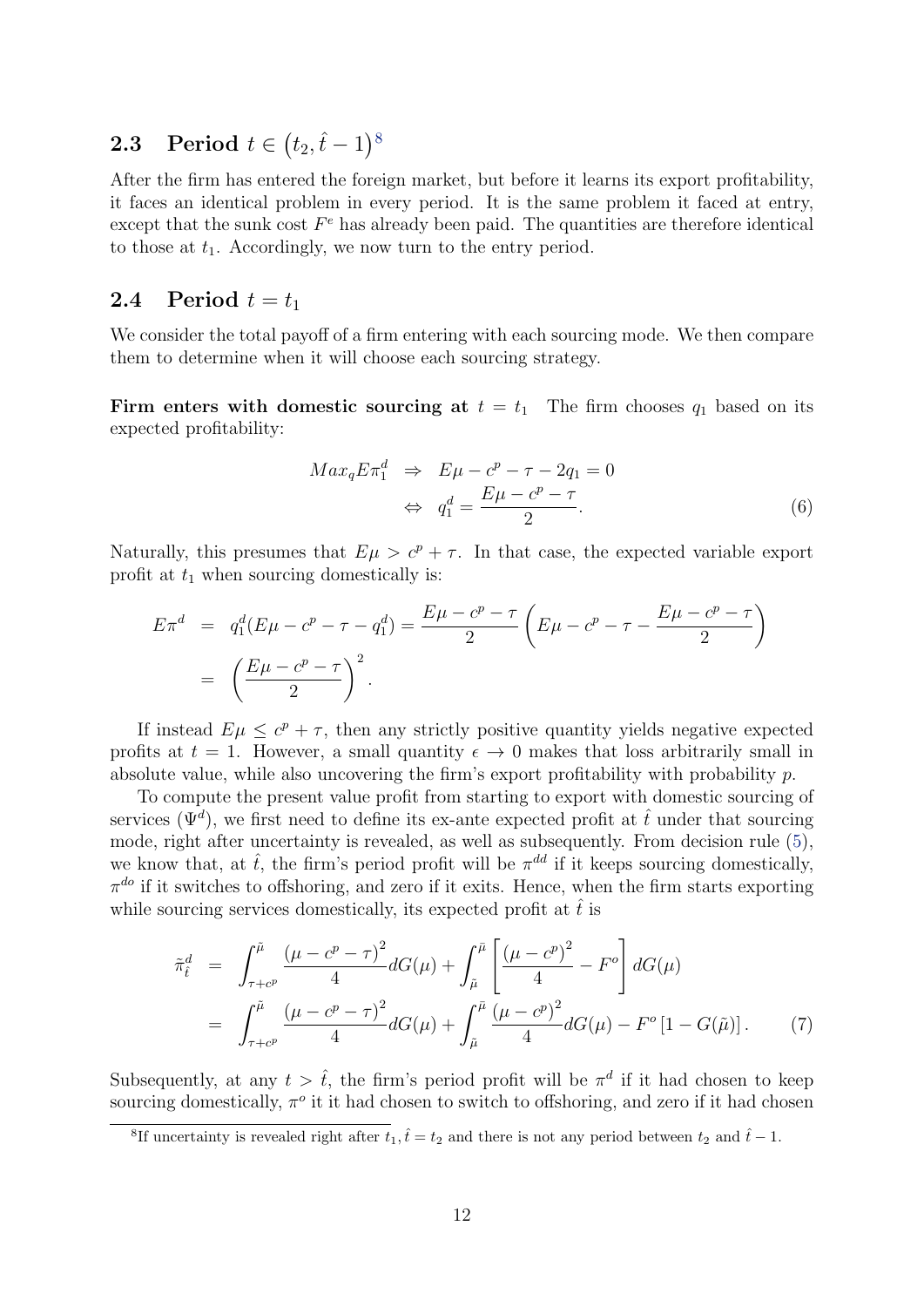## 2.3 Period $t \in (t_2, \hat{t} - 1)$[8]

After the firm has entered the foreign market, but before it learns its export profitability, it faces an identical problem in every period. It is the same problem it faced at entry, except that the sunk cost $F^e$ has already been paid. The quantities are therefore identical to those at $t_1$. Accordingly, we now turn to the entry period.

## 2.4 Period $t = t_1$

We consider the total payoff of a firm entering with each sourcing mode. We then compare them to determine when it will choose each sourcing strategy.

**Firm enters with domestic sourcing at $t = t_1$** The firm chooses $q_1$ based on its expected profitability:

$$
\begin{aligned}
Max_q E\pi_1^d \;&\Rightarrow\; E\mu - c^p - \tau - 2q_1 = 0 \\
&\Leftrightarrow\; q_1^d = \frac{E\mu - c^p - \tau}{2}.
\end{aligned} \tag{6}
$$

Naturally, this presumes that $E\mu > c^p + \tau$. In that case, the expected variable export profit at $t_1$ when sourcing domestically is:

$$
\begin{aligned}
E\pi^d &= q_1^d(E\mu - c^p - \tau - q_1^d) = \frac{E\mu - c^p - \tau}{2}\left(E\mu - c^p - \tau - \frac{E\mu - c^p - \tau}{2}\right) \\
&= \left(\frac{E\mu - c^p - \tau}{2}\right)^2.
\end{aligned}
$$

If instead $E\mu \leq c^p + \tau$, then any strictly positive quantity yields negative expected profits at $t = 1$. However, a small quantity $\epsilon \to 0$ makes that loss arbitrarily small in absolute value, while also uncovering the firm's export profitability with probability $p$.

To compute the present value profit from starting to export with domestic sourcing of services ($\Psi^d$), we first need to define its ex-ante expected profit at $\hat{t}$ under that sourcing mode, right after uncertainty is revealed, as well as subsequently. From decision rule (5), we know that, at $\hat{t}$, the firm's period profit will be $\pi^{dd}$ if it keeps sourcing domestically, $\pi^{do}$ if it switches to offshoring, and zero if it exits. Hence, when the firm starts exporting while sourcing services domestically, its expected profit at $\hat{t}$ is

$$
\begin{aligned}
\tilde{\pi}_{\hat{t}}^d &= \int_{\tau + c^p}^{\tilde{\mu}} \frac{(\mu - c^p - \tau)^2}{4} dG(\mu) + \int_{\tilde{\mu}}^{\bar{\mu}} \left[\frac{(\mu - c^p)^2}{4} - F^o\right] dG(\mu) \\
&= \int_{\tau + c^p}^{\tilde{\mu}} \frac{(\mu - c^p - \tau)^2}{4} dG(\mu) + \int_{\tilde{\mu}}^{\bar{\mu}} \frac{(\mu - c^p)^2}{4} dG(\mu) - F^o\left[1 - G(\tilde{\mu})\right].
\end{aligned} \tag{7}
$$

Subsequently, at any $t > \hat{t}$, the firm's period profit will be $\pi^d$ if it had chosen to keep sourcing domestically, $\pi^o$ it it had chosen to switch to offshoring, and zero if it had chosen

[8] If uncertainty is revealed right after $t_1$, $\hat{t} = t_2$ and there is not any period between $t_2$ and $\hat{t} - 1$.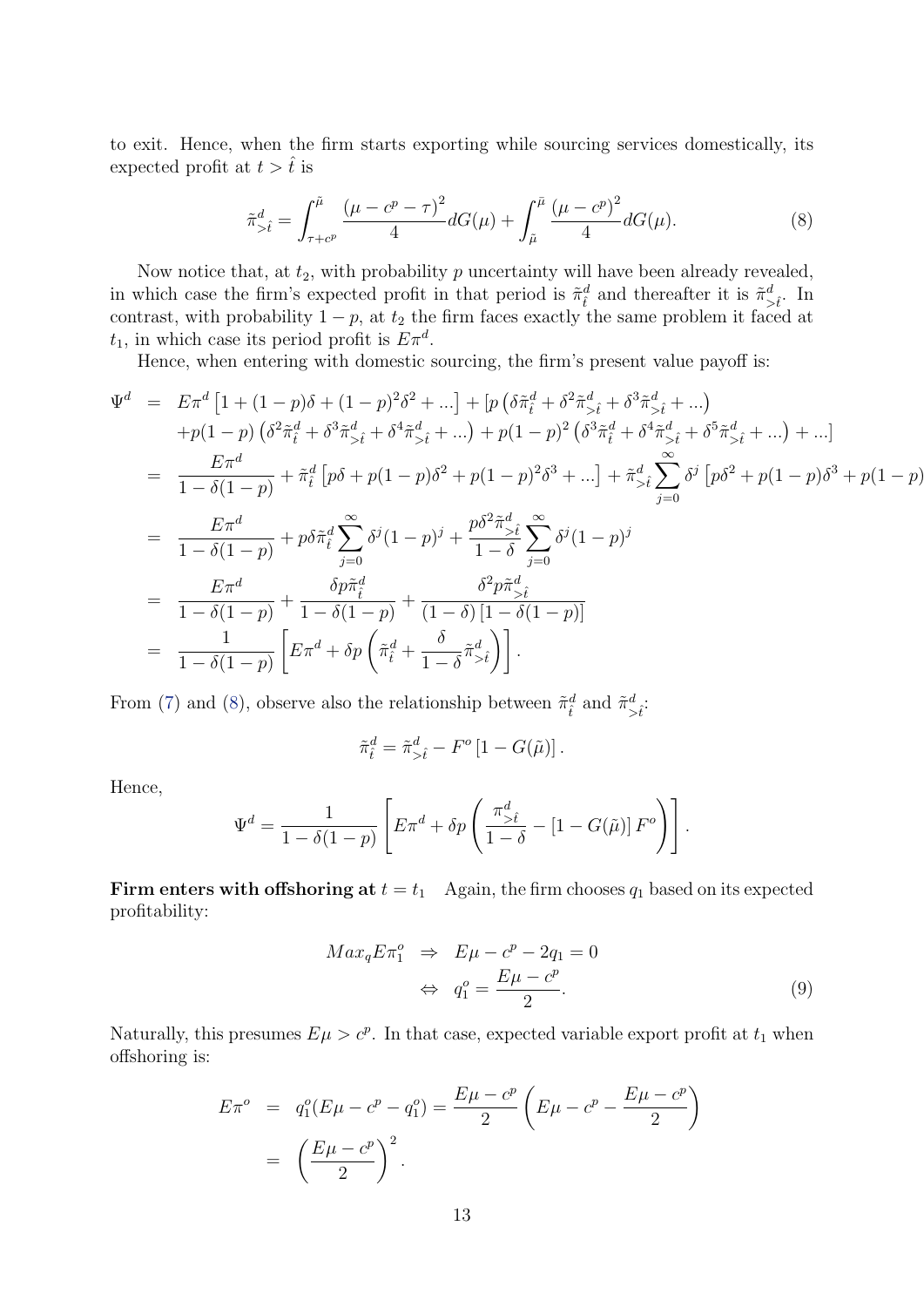to exit. Hence, when the firm starts exporting while sourcing services domestically, its expected profit at $t > \hat{t}$ is

$$\tilde{\pi}^d_{>\hat{t}} = \int_{\tau+c^p}^{\tilde{\mu}} \frac{(\mu - c^p - \tau)^2}{4} dG(\mu) + \int_{\tilde{\mu}}^{\bar{\mu}} \frac{(\mu - c^p)^2}{4} dG(\mu). \tag{8}$$

Now notice that, at $t_2$, with probability $p$ uncertainty will have been already revealed, in which case the firm's expected profit in that period is $\tilde{\pi}^d_{\hat{t}}$ and thereafter it is $\tilde{\pi}^d_{>\hat{t}}$. In contrast, with probability $1-p$, at $t_2$ the firm faces exactly the same problem it faced at $t_1$, in which case its period profit is $E\pi^d$.

Hence, when entering with domestic sourcing, the firm's present value payoff is:

$$\begin{aligned}
\Psi^d &= E\pi^d \left[1 + (1-p)\delta + (1-p)^2\delta^2 + ...\right] + \left[p\left(\delta\tilde{\pi}^d_{\hat{t}} + \delta^2\tilde{\pi}^d_{>\hat{t}} + \delta^3\tilde{\pi}^d_{>\hat{t}} + ...\right)\right. \\
&\quad \left. + p(1-p)\left(\delta^2\tilde{\pi}^d_{\hat{t}} + \delta^3\tilde{\pi}^d_{>\hat{t}} + \delta^4\tilde{\pi}^d_{>\hat{t}} + ...\right) + p(1-p)^2\left(\delta^3\tilde{\pi}^d_{\hat{t}} + \delta^4\tilde{\pi}^d_{>\hat{t}} + \delta^5\tilde{\pi}^d_{>\hat{t}} + ...\right) + ...\right] \\
&= \frac{E\pi^d}{1-\delta(1-p)} + \tilde{\pi}^d_{\hat{t}}\left[p\delta + p(1-p)\delta^2 + p(1-p)^2\delta^3 + ...\right] + \tilde{\pi}^d_{>\hat{t}} \sum_{j=0}^{\infty} \delta^j \left[p\delta^2 + p(1-p)\delta^3 + p(1-p)\right. \\
&= \frac{E\pi^d}{1-\delta(1-p)} + p\delta\tilde{\pi}^d_{\hat{t}} \sum_{j=0}^{\infty} \delta^j (1-p)^j + \frac{p\delta^2\tilde{\pi}^d_{>\hat{t}}}{1-\delta} \sum_{j=0}^{\infty} \delta^j (1-p)^j \\
&= \frac{E\pi^d}{1-\delta(1-p)} + \frac{\delta p \tilde{\pi}^d_{\hat{t}}}{1-\delta(1-p)} + \frac{\delta^2 p \tilde{\pi}^d_{>\hat{t}}}{(1-\delta)\left[1-\delta(1-p)\right]} \\
&= \frac{1}{1-\delta(1-p)} \left[E\pi^d + \delta p \left(\tilde{\pi}^d_{\hat{t}} + \frac{\delta}{1-\delta}\tilde{\pi}^d_{>\hat{t}}\right)\right].
\end{aligned}$$

From (7) and (8), observe also the relationship between $\tilde{\pi}^d_{\hat{t}}$ and $\tilde{\pi}^d_{>\hat{t}}$:

$$\tilde{\pi}^d_{\hat{t}} = \tilde{\pi}^d_{>\hat{t}} - F^o\left[1 - G(\tilde{\mu})\right].$$

Hence,

$$\Psi^d = \frac{1}{1-\delta(1-p)} \left[E\pi^d + \delta p \left(\frac{\pi^d_{>\hat{t}}}{1-\delta} - \left[1 - G(\tilde{\mu})\right] F^o\right)\right].$$

**Firm enters with offshoring at $t = t_1$** Again, the firm chooses $q_1$ based on its expected profitability:

$$\begin{aligned}
Max_q E\pi^o_1 \;&\Rightarrow\; E\mu - c^p - 2q_1 = 0 \\
&\Leftrightarrow\; q^o_1 = \frac{E\mu - c^p}{2}.
\end{aligned} \tag{9}$$

Naturally, this presumes $E\mu > c^p$. In that case, expected variable export profit at $t_1$ when offshoring is:

$$\begin{aligned}
E\pi^o &= q^o_1(E\mu - c^p - q^o_1) = \frac{E\mu - c^p}{2}\left(E\mu - c^p - \frac{E\mu - c^p}{2}\right) \\
&= \left(\frac{E\mu - c^p}{2}\right)^2.
\end{aligned}$$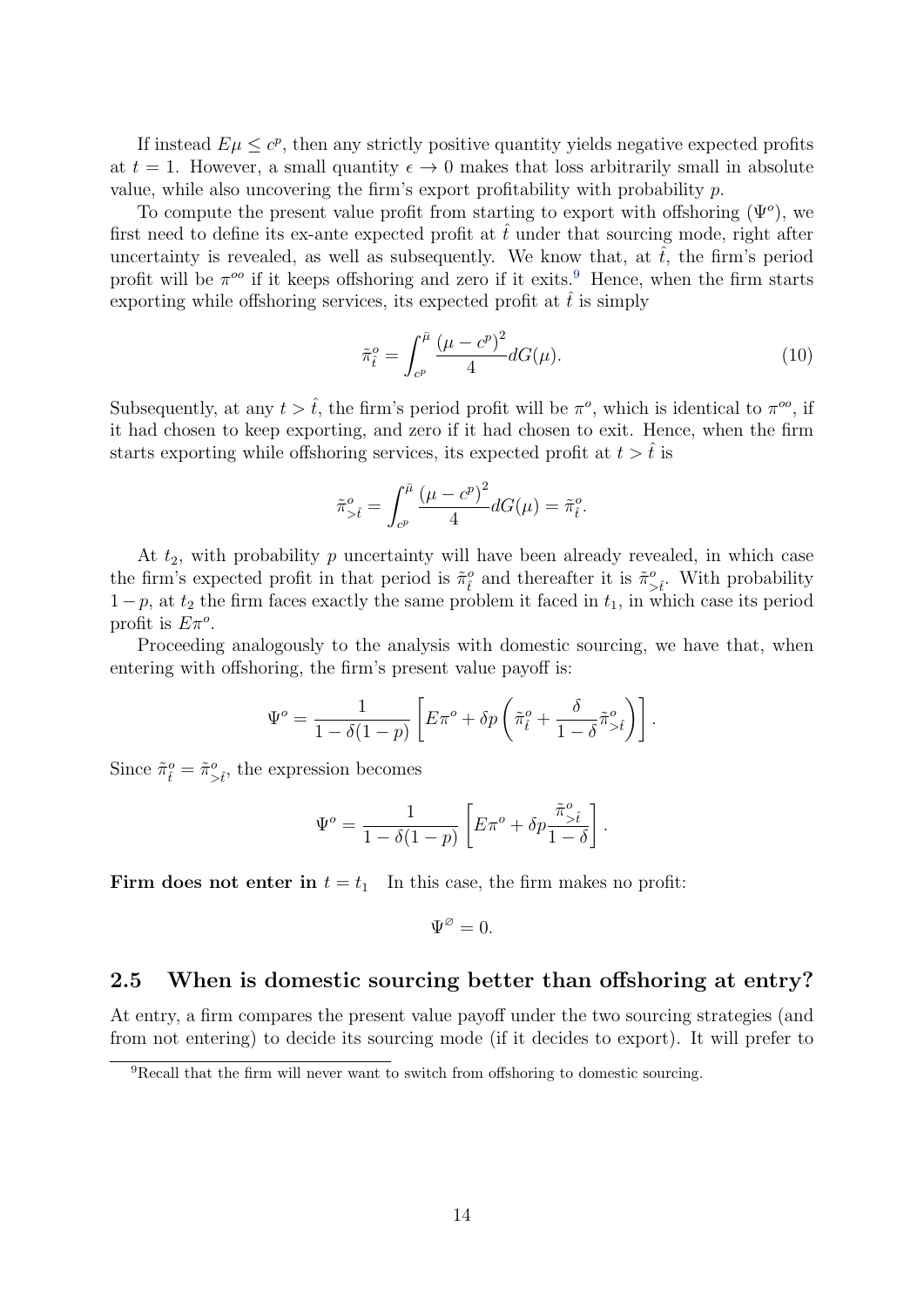If instead $E\mu \leq c^p$, then any strictly positive quantity yields negative expected profits at $t = 1$. However, a small quantity $\epsilon \to 0$ makes that loss arbitrarily small in absolute value, while also uncovering the firm's export profitability with probability $p$.

To compute the present value profit from starting to export with offshoring ($\Psi^o$), we first need to define its ex-ante expected profit at $\hat{t}$ under that sourcing mode, right after uncertainty is revealed, as well as subsequently. We know that, at $\hat{t}$, the firm's period profit will be $\pi^{oo}$ if it keeps offshoring and zero if it exits.[9] Hence, when the firm starts exporting while offshoring services, its expected profit at $\hat{t}$ is simply

$$\tilde{\pi}^o_{\hat{t}} = \int_{c^p}^{\bar{\mu}} \frac{(\mu - c^p)^2}{4} dG(\mu). \tag{10}$$

Subsequently, at any $t > \hat{t}$, the firm's period profit will be $\pi^o$, which is identical to $\pi^{oo}$, if it had chosen to keep exporting, and zero if it had chosen to exit. Hence, when the firm starts exporting while offshoring services, its expected profit at $t > \hat{t}$ is

$$\tilde{\pi}^o_{>\hat{t}} = \int_{c^p}^{\bar{\mu}} \frac{(\mu - c^p)^2}{4} dG(\mu) = \tilde{\pi}^o_{\hat{t}}.$$

At $t_2$, with probability $p$ uncertainty will have been already revealed, in which case the firm's expected profit in that period is $\tilde{\pi}^o_{\hat{t}}$ and thereafter it is $\tilde{\pi}^o_{>\hat{t}}$. With probability $1-p$, at $t_2$ the firm faces exactly the same problem it faced in $t_1$, in which case its period profit is $E\pi^o$.

Proceeding analogously to the analysis with domestic sourcing, we have that, when entering with offshoring, the firm's present value payoff is:

$$\Psi^o = \frac{1}{1 - \delta(1-p)} \left[ E\pi^o + \delta p \left( \tilde{\pi}^o_{\hat{t}} + \frac{\delta}{1-\delta} \tilde{\pi}^o_{>\hat{t}} \right) \right].$$

Since $\tilde{\pi}^o_{\hat{t}} = \tilde{\pi}^o_{>\hat{t}}$, the expression becomes

$$\Psi^o = \frac{1}{1 - \delta(1-p)} \left[ E\pi^o + \delta p \frac{\tilde{\pi}^o_{>\hat{t}}}{1-\delta} \right].$$

**Firm does not enter in $t = t_1$** In this case, the firm makes no profit:

$$\Psi^{\varnothing} = 0.$$

## 2.5 When is domestic sourcing better than offshoring at entry?

At entry, a firm compares the present value payoff under the two sourcing strategies (and from not entering) to decide its sourcing mode (if it decides to export). It will prefer to

[9] Recall that the firm will never want to switch from offshoring to domestic sourcing.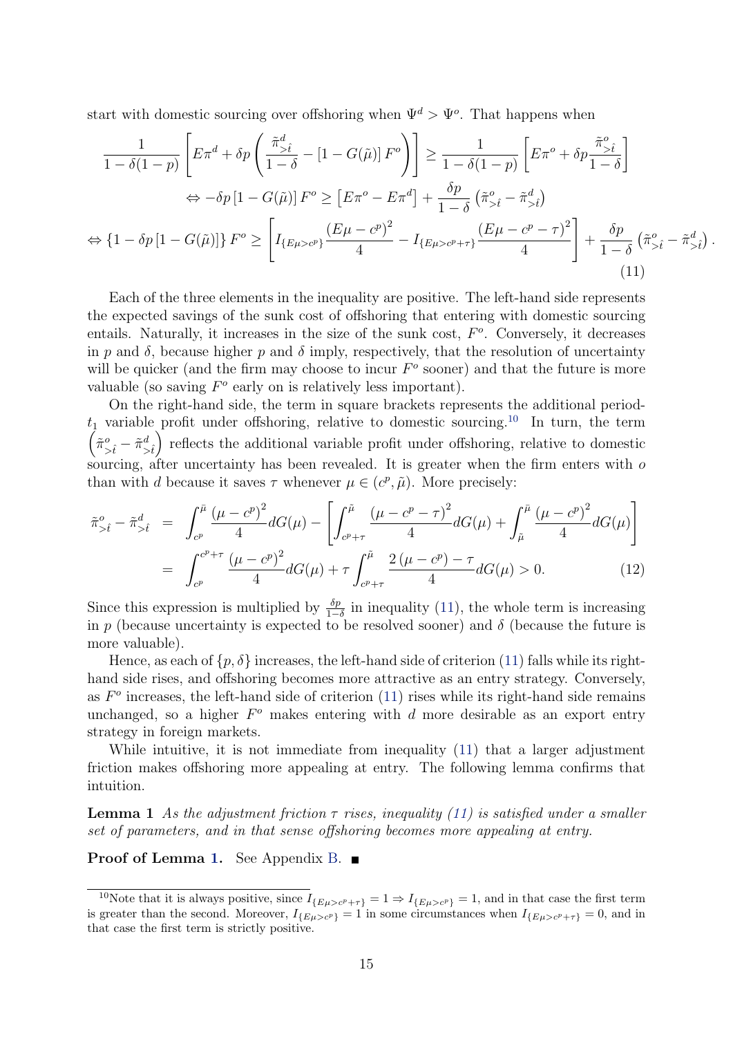start with domestic sourcing over offshoring when $\Psi^d > \Psi^o$. That happens when

$$
\begin{aligned}
\frac{1}{1-\delta(1-p)}\left[E\pi^d + \delta p\left(\frac{\tilde{\pi}^d_{>\hat{t}}}{1-\delta} - [1-G(\tilde{\mu})]\,F^o\right)\right] &\geq \frac{1}{1-\delta(1-p)}\left[E\pi^o + \delta p\frac{\tilde{\pi}^o_{>\hat{t}}}{1-\delta}\right] \\
\Leftrightarrow -\delta p\,[1-G(\tilde{\mu})]\,F^o &\geq \left[E\pi^o - E\pi^d\right] + \frac{\delta p}{1-\delta}\left(\tilde{\pi}^o_{>\hat{t}} - \tilde{\pi}^d_{>\hat{t}}\right) \\
\Leftrightarrow \{1-\delta p\,[1-G(\tilde{\mu})]\}\,F^o &\geq \left[I_{\{E\mu>c^p\}}\frac{(E\mu-c^p)^2}{4} - I_{\{E\mu>c^p+\tau\}}\frac{(E\mu-c^p-\tau)^2}{4}\right] + \frac{\delta p}{1-\delta}\left(\tilde{\pi}^o_{>\hat{t}} - \tilde{\pi}^d_{>\hat{t}}\right).
\end{aligned}
\tag{11}
$$

Each of the three elements in the inequality are positive. The left-hand side represents the expected savings of the sunk cost of offshoring that entering with domestic sourcing entails. Naturally, it increases in the size of the sunk cost, $F^o$. Conversely, it decreases in $p$ and $\delta$, because higher $p$ and $\delta$ imply, respectively, that the resolution of uncertainty will be quicker (and the firm may choose to incur $F^o$ sooner) and that the future is more valuable (so saving $F^o$ early on is relatively less important).

On the right-hand side, the term in square brackets represents the additional period-$t_1$ variable profit under offshoring, relative to domestic sourcing.[10] In turn, the term $\left(\tilde{\pi}^o_{>\hat{t}} - \tilde{\pi}^d_{>\hat{t}}\right)$ reflects the additional variable profit under offshoring, relative to domestic sourcing, after uncertainty has been revealed. It is greater when the firm enters with $o$ than with $d$ because it saves $\tau$ whenever $\mu \in (c^p, \tilde{\mu})$. More precisely:

$$
\begin{aligned}
\tilde{\pi}^o_{>\hat{t}} - \tilde{\pi}^d_{>\hat{t}} &= \int_{c^p}^{\bar{\mu}} \frac{(\mu-c^p)^2}{4}dG(\mu) - \left[\int_{c^p+\tau}^{\tilde{\mu}} \frac{(\mu-c^p-\tau)^2}{4}dG(\mu) + \int_{\tilde{\mu}}^{\bar{\mu}} \frac{(\mu-c^p)^2}{4}dG(\mu)\right] \\
&= \int_{c^p}^{c^p+\tau} \frac{(\mu-c^p)^2}{4}dG(\mu) + \tau\int_{c^p+\tau}^{\tilde{\mu}} \frac{2(\mu-c^p)-\tau}{4}dG(\mu) > 0.
\end{aligned}
\tag{12}
$$

Since this expression is multiplied by $\frac{\delta p}{1-\delta}$ in inequality (11), the whole term is increasing in $p$ (because uncertainty is expected to be resolved sooner) and $\delta$ (because the future is more valuable).

Hence, as each of $\{p, \delta\}$ increases, the left-hand side of criterion (11) falls while its right-hand side rises, and offshoring becomes more attractive as an entry strategy. Conversely, as $F^o$ increases, the left-hand side of criterion (11) rises while its right-hand side remains unchanged, so a higher $F^o$ makes entering with $d$ more desirable as an export entry strategy in foreign markets.

While intuitive, it is not immediate from inequality (11) that a larger adjustment friction makes offshoring more appealing at entry. The following lemma confirms that intuition.

**Lemma 1** *As the adjustment friction $\tau$ rises, inequality (11) is satisfied under a smaller set of parameters, and in that sense offshoring becomes more appealing at entry.*

**Proof of Lemma 1.** See Appendix B. ∎

[10] Note that it is always positive, since $I_{\{E\mu>c^p+\tau\}} = 1 \Rightarrow I_{\{E\mu>c^p\}} = 1$, and in that case the first term is greater than the second. Moreover, $I_{\{E\mu>c^p\}} = 1$ in some circumstances when $I_{\{E\mu>c^p+\tau\}} = 0$, and in that case the first term is strictly positive.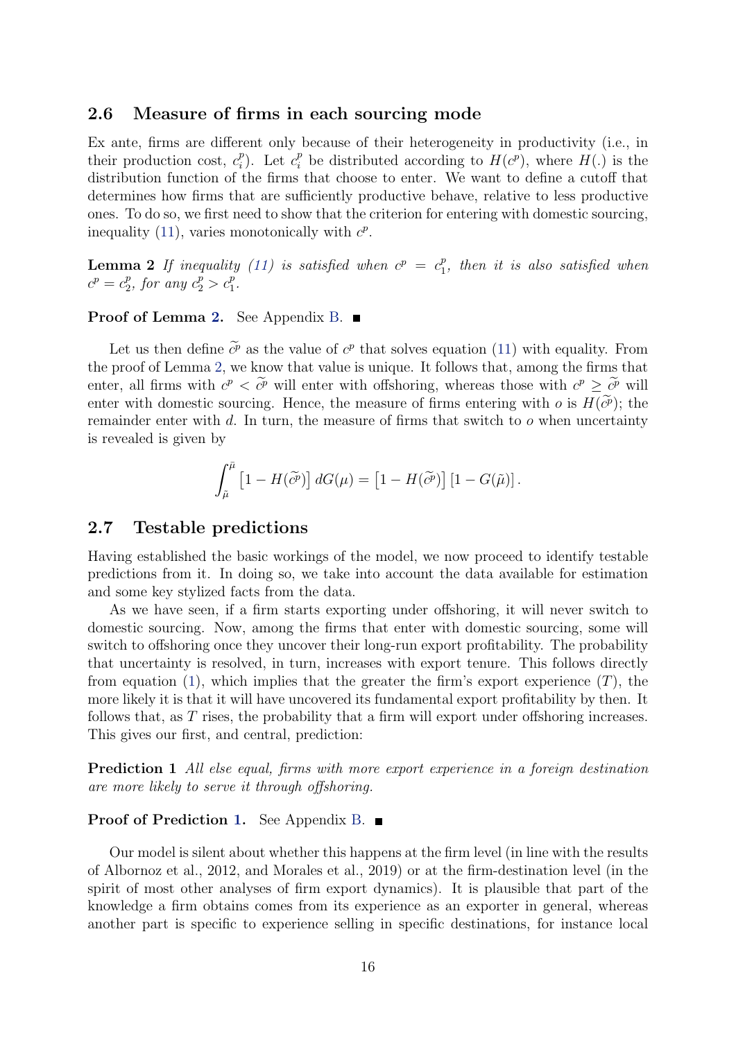## 2.6 Measure of firms in each sourcing mode

Ex ante, firms are different only because of their heterogeneity in productivity (i.e., in their production cost, $c_i^p$). Let $c_i^p$ be distributed according to $H(c^p)$, where $H(.)$ is the distribution function of the firms that choose to enter. We want to define a cutoff that determines how firms that are sufficiently productive behave, relative to less productive ones. To do so, we first need to show that the criterion for entering with domestic sourcing, inequality (11), varies monotonically with $c^p$.

**Lemma 2** *If inequality (11) is satisfied when $c^p = c_1^p$, then it is also satisfied when $c^p = c_2^p$, for any $c_2^p > c_1^p$.*

**Proof of Lemma 2.** See Appendix B. ■

Let us then define $\widetilde{c^p}$ as the value of $c^p$ that solves equation (11) with equality. From the proof of Lemma 2, we know that value is unique. It follows that, among the firms that enter, all firms with $c^p < \widetilde{c^p}$ will enter with offshoring, whereas those with $c^p \geq \widetilde{c^p}$ will enter with domestic sourcing. Hence, the measure of firms entering with $o$ is $H(\widetilde{c^p})$; the remainder enter with $d$. In turn, the measure of firms that switch to $o$ when uncertainty is revealed is given by

$$\int_{\tilde{\mu}}^{\bar{\mu}} \left[1 - H(\widetilde{c^p})\right] dG(\mu) = \left[1 - H(\widetilde{c^p})\right]\left[1 - G(\tilde{\mu})\right].$$

## 2.7 Testable predictions

Having established the basic workings of the model, we now proceed to identify testable predictions from it. In doing so, we take into account the data available for estimation and some key stylized facts from the data.

As we have seen, if a firm starts exporting under offshoring, it will never switch to domestic sourcing. Now, among the firms that enter with domestic sourcing, some will switch to offshoring once they uncover their long-run export profitability. The probability that uncertainty is resolved, in turn, increases with export tenure. This follows directly from equation (1), which implies that the greater the firm's export experience ($T$), the more likely it is that it will have uncovered its fundamental export profitability by then. It follows that, as $T$ rises, the probability that a firm will export under offshoring increases. This gives our first, and central, prediction:

**Prediction 1** *All else equal, firms with more export experience in a foreign destination are more likely to serve it through offshoring.*

**Proof of Prediction 1.** See Appendix B. ■

Our model is silent about whether this happens at the firm level (in line with the results of Albornoz et al., 2012, and Morales et al., 2019) or at the firm-destination level (in the spirit of most other analyses of firm export dynamics). It is plausible that part of the knowledge a firm obtains comes from its experience as an exporter in general, whereas another part is specific to experience selling in specific destinations, for instance local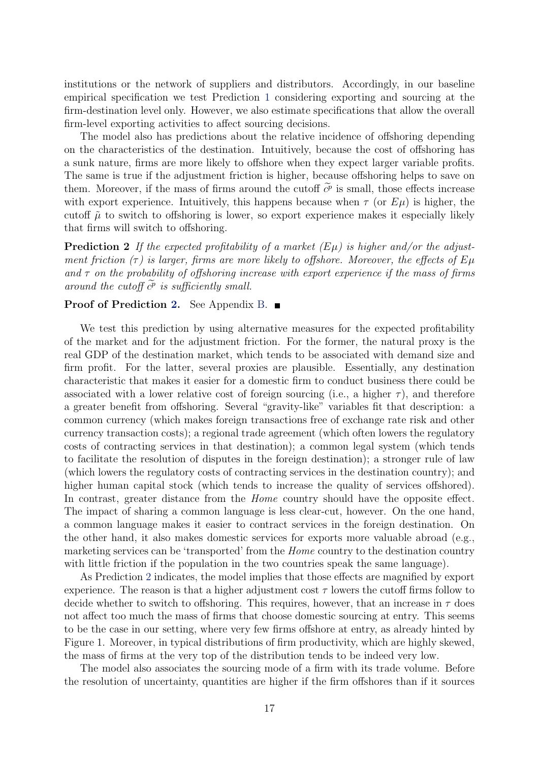institutions or the network of suppliers and distributors. Accordingly, in our baseline empirical specification we test Prediction 1 considering exporting and sourcing at the firm-destination level only. However, we also estimate specifications that allow the overall firm-level exporting activities to affect sourcing decisions.

The model also has predictions about the relative incidence of offshoring depending on the characteristics of the destination. Intuitively, because the cost of offshoring has a sunk nature, firms are more likely to offshore when they expect larger variable profits. The same is true if the adjustment friction is higher, because offshoring helps to save on them. Moreover, if the mass of firms around the cutoff $\widetilde{c^p}$ is small, those effects increase with export experience. Intuitively, this happens because when $\tau$ (or $E\mu$) is higher, the cutoff $\tilde{\mu}$ to switch to offshoring is lower, so export experience makes it especially likely that firms will switch to offshoring.

**Prediction 2** *If the expected profitability of a market ($E\mu$) is higher and/or the adjustment friction ($\tau$) is larger, firms are more likely to offshore. Moreover, the effects of $E\mu$ and $\tau$ on the probability of offshoring increase with export experience if the mass of firms around the cutoff $\widetilde{c^p}$ is sufficiently small.*

**Proof of Prediction 2.** See Appendix B. ∎

We test this prediction by using alternative measures for the expected profitability of the market and for the adjustment friction. For the former, the natural proxy is the real GDP of the destination market, which tends to be associated with demand size and firm profit. For the latter, several proxies are plausible. Essentially, any destination characteristic that makes it easier for a domestic firm to conduct business there could be associated with a lower relative cost of foreign sourcing (i.e., a higher $\tau$), and therefore a greater benefit from offshoring. Several "gravity-like" variables fit that description: a common currency (which makes foreign transactions free of exchange rate risk and other currency transaction costs); a regional trade agreement (which often lowers the regulatory costs of contracting services in that destination); a common legal system (which tends to facilitate the resolution of disputes in the foreign destination); a stronger rule of law (which lowers the regulatory costs of contracting services in the destination country); and higher human capital stock (which tends to increase the quality of services offshored). In contrast, greater distance from the *Home* country should have the opposite effect. The impact of sharing a common language is less clear-cut, however. On the one hand, a common language makes it easier to contract services in the foreign destination. On the other hand, it also makes domestic services for exports more valuable abroad (e.g., marketing services can be 'transported' from the *Home* country to the destination country with little friction if the population in the two countries speak the same language).

As Prediction 2 indicates, the model implies that those effects are magnified by export experience. The reason is that a higher adjustment cost $\tau$ lowers the cutoff firms follow to decide whether to switch to offshoring. This requires, however, that an increase in $\tau$ does not affect too much the mass of firms that choose domestic sourcing at entry. This seems to be the case in our setting, where very few firms offshore at entry, as already hinted by Figure 1. Moreover, in typical distributions of firm productivity, which are highly skewed, the mass of firms at the very top of the distribution tends to be indeed very low.

The model also associates the sourcing mode of a firm with its trade volume. Before the resolution of uncertainty, quantities are higher if the firm offshores than if it sources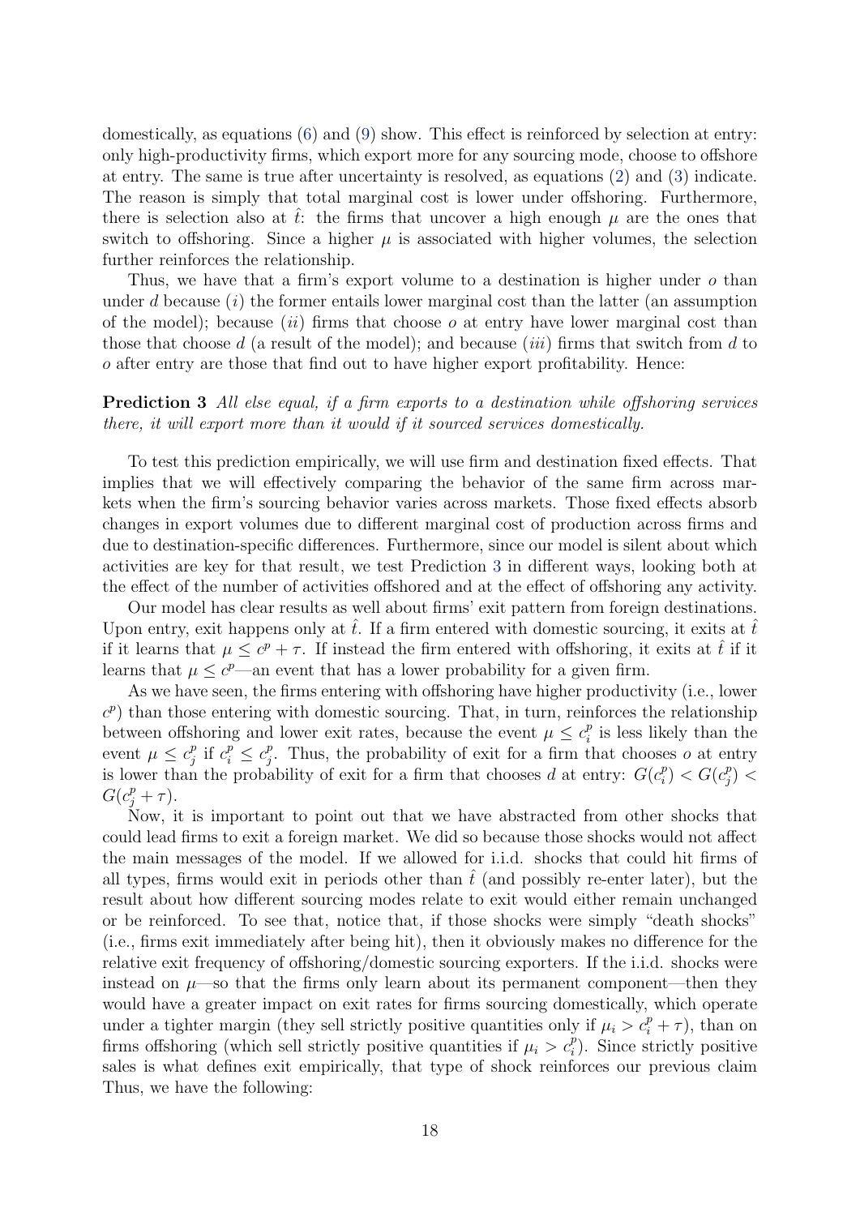domestically, as equations (6) and (9) show. This effect is reinforced by selection at entry: only high-productivity firms, which export more for any sourcing mode, choose to offshore at entry. The same is true after uncertainty is resolved, as equations (2) and (3) indicate. The reason is simply that total marginal cost is lower under offshoring. Furthermore, there is selection also at $\hat{t}$: the firms that uncover a high enough $\mu$ are the ones that switch to offshoring. Since a higher $\mu$ is associated with higher volumes, the selection further reinforces the relationship.

Thus, we have that a firm's export volume to a destination is higher under $o$ than under $d$ because $(i)$ the former entails lower marginal cost than the latter (an assumption of the model); because $(ii)$ firms that choose $o$ at entry have lower marginal cost than those that choose $d$ (a result of the model); and because $(iii)$ firms that switch from $d$ to $o$ after entry are those that find out to have higher export profitability. Hence:

**Prediction 3** *All else equal, if a firm exports to a destination while offshoring services there, it will export more than it would if it sourced services domestically.*

To test this prediction empirically, we will use firm and destination fixed effects. That implies that we will effectively comparing the behavior of the same firm across markets when the firm's sourcing behavior varies across markets. Those fixed effects absorb changes in export volumes due to different marginal cost of production across firms and due to destination-specific differences. Furthermore, since our model is silent about which activities are key for that result, we test Prediction 3 in different ways, looking both at the effect of the number of activities offshored and at the effect of offshoring any activity.

Our model has clear results as well about firms' exit pattern from foreign destinations. Upon entry, exit happens only at $\hat{t}$. If a firm entered with domestic sourcing, it exits at $\hat{t}$ if it learns that $\mu \leq c^p + \tau$. If instead the firm entered with offshoring, it exits at $\hat{t}$ if it learns that $\mu \leq c^p$—an event that has a lower probability for a given firm.

As we have seen, the firms entering with offshoring have higher productivity (i.e., lower $c^p$) than those entering with domestic sourcing. That, in turn, reinforces the relationship between offshoring and lower exit rates, because the event $\mu \leq c_i^p$ is less likely than the event $\mu \leq c_j^p$ if $c_i^p \leq c_j^p$. Thus, the probability of exit for a firm that chooses $o$ at entry is lower than the probability of exit for a firm that chooses $d$ at entry: $G(c_i^p) < G(c_j^p) < G(c_j^p + \tau)$.

Now, it is important to point out that we have abstracted from other shocks that could lead firms to exit a foreign market. We did so because those shocks would not affect the main messages of the model. If we allowed for i.i.d. shocks that could hit firms of all types, firms would exit in periods other than $\hat{t}$ (and possibly re-enter later), but the result about how different sourcing modes relate to exit would either remain unchanged or be reinforced. To see that, notice that, if those shocks were simply "death shocks" (i.e., firms exit immediately after being hit), then it obviously makes no difference for the relative exit frequency of offshoring/domestic sourcing exporters. If the i.i.d. shocks were instead on $\mu$—so that the firms only learn about its permanent component—then they would have a greater impact on exit rates for firms sourcing domestically, which operate under a tighter margin (they sell strictly positive quantities only if $\mu_i > c_i^p + \tau$), than on firms offshoring (which sell strictly positive quantities if $\mu_i > c_i^p$). Since strictly positive sales is what defines exit empirically, that type of shock reinforces our previous claim Thus, we have the following: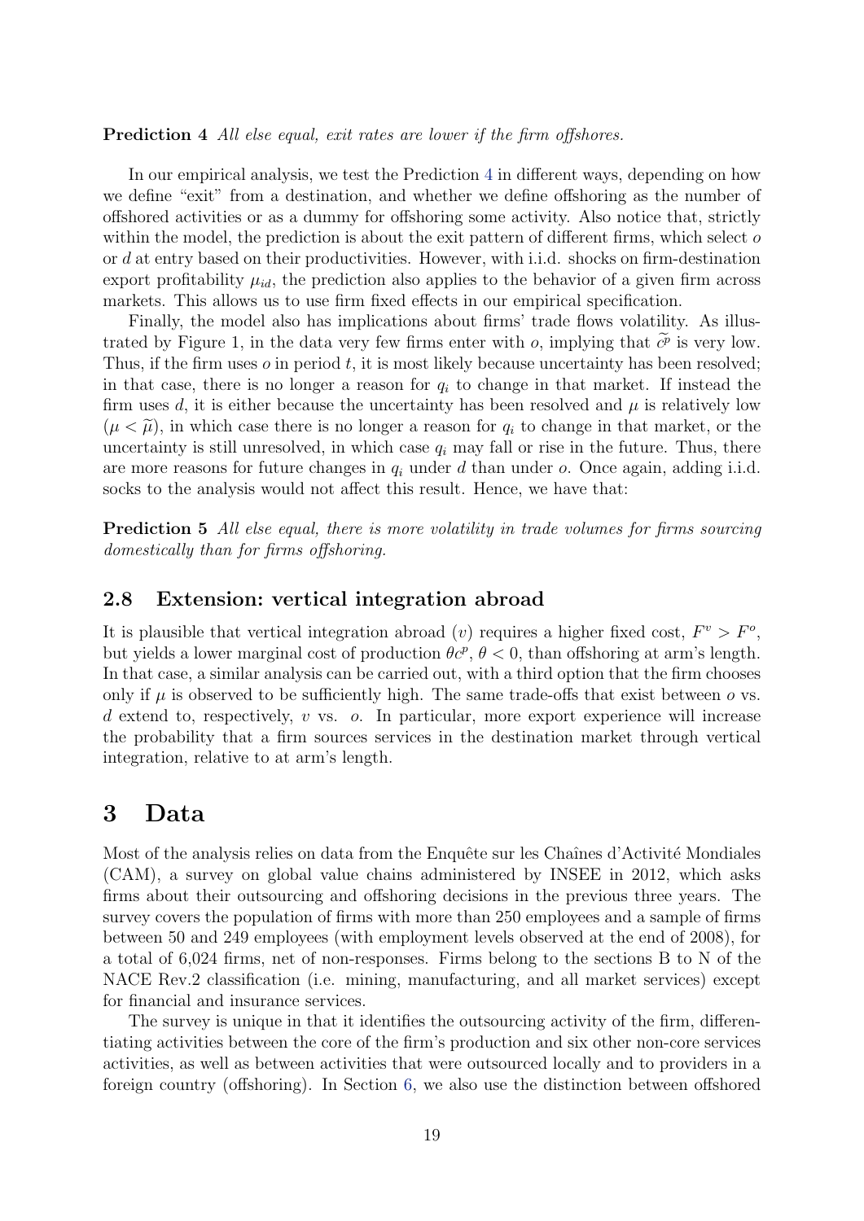**Prediction 4** *All else equal, exit rates are lower if the firm offshores.*

In our empirical analysis, we test the Prediction 4 in different ways, depending on how we define "exit" from a destination, and whether we define offshoring as the number of offshored activities or as a dummy for offshoring some activity. Also notice that, strictly within the model, the prediction is about the exit pattern of different firms, which select $o$ or $d$ at entry based on their productivities. However, with i.i.d. shocks on firm-destination export profitability $\mu_{id}$, the prediction also applies to the behavior of a given firm across markets. This allows us to use firm fixed effects in our empirical specification.

Finally, the model also has implications about firms' trade flows volatility. As illustrated by Figure 1, in the data very few firms enter with $o$, implying that $\widetilde{c}^p$ is very low. Thus, if the firm uses $o$ in period $t$, it is most likely because uncertainty has been resolved; in that case, there is no longer a reason for $q_i$ to change in that market. If instead the firm uses $d$, it is either because the uncertainty has been resolved and $\mu$ is relatively low ($\mu < \widetilde{\mu}$), in which case there is no longer a reason for $q_i$ to change in that market, or the uncertainty is still unresolved, in which case $q_i$ may fall or rise in the future. Thus, there are more reasons for future changes in $q_i$ under $d$ than under $o$. Once again, adding i.i.d. socks to the analysis would not affect this result. Hence, we have that:

**Prediction 5** *All else equal, there is more volatility in trade volumes for firms sourcing domestically than for firms offshoring.*

### 2.8 Extension: vertical integration abroad

It is plausible that vertical integration abroad ($v$) requires a higher fixed cost, $F^v > F^o$, but yields a lower marginal cost of production $\theta c^p$, $\theta < 0$, than offshoring at arm's length. In that case, a similar analysis can be carried out, with a third option that the firm chooses only if $\mu$ is observed to be sufficiently high. The same trade-offs that exist between $o$ vs. $d$ extend to, respectively, $v$ vs. $o$. In particular, more export experience will increase the probability that a firm sources services in the destination market through vertical integration, relative to at arm's length.

## 3 Data

Most of the analysis relies on data from the Enquête sur les Chaînes d'Activité Mondiales (CAM), a survey on global value chains administered by INSEE in 2012, which asks firms about their outsourcing and offshoring decisions in the previous three years. The survey covers the population of firms with more than 250 employees and a sample of firms between 50 and 249 employees (with employment levels observed at the end of 2008), for a total of 6,024 firms, net of non-responses. Firms belong to the sections B to N of the NACE Rev.2 classification (i.e. mining, manufacturing, and all market services) except for financial and insurance services.

The survey is unique in that it identifies the outsourcing activity of the firm, differentiating activities between the core of the firm's production and six other non-core services activities, as well as between activities that were outsourced locally and to providers in a foreign country (offshoring). In Section 6, we also use the distinction between offshored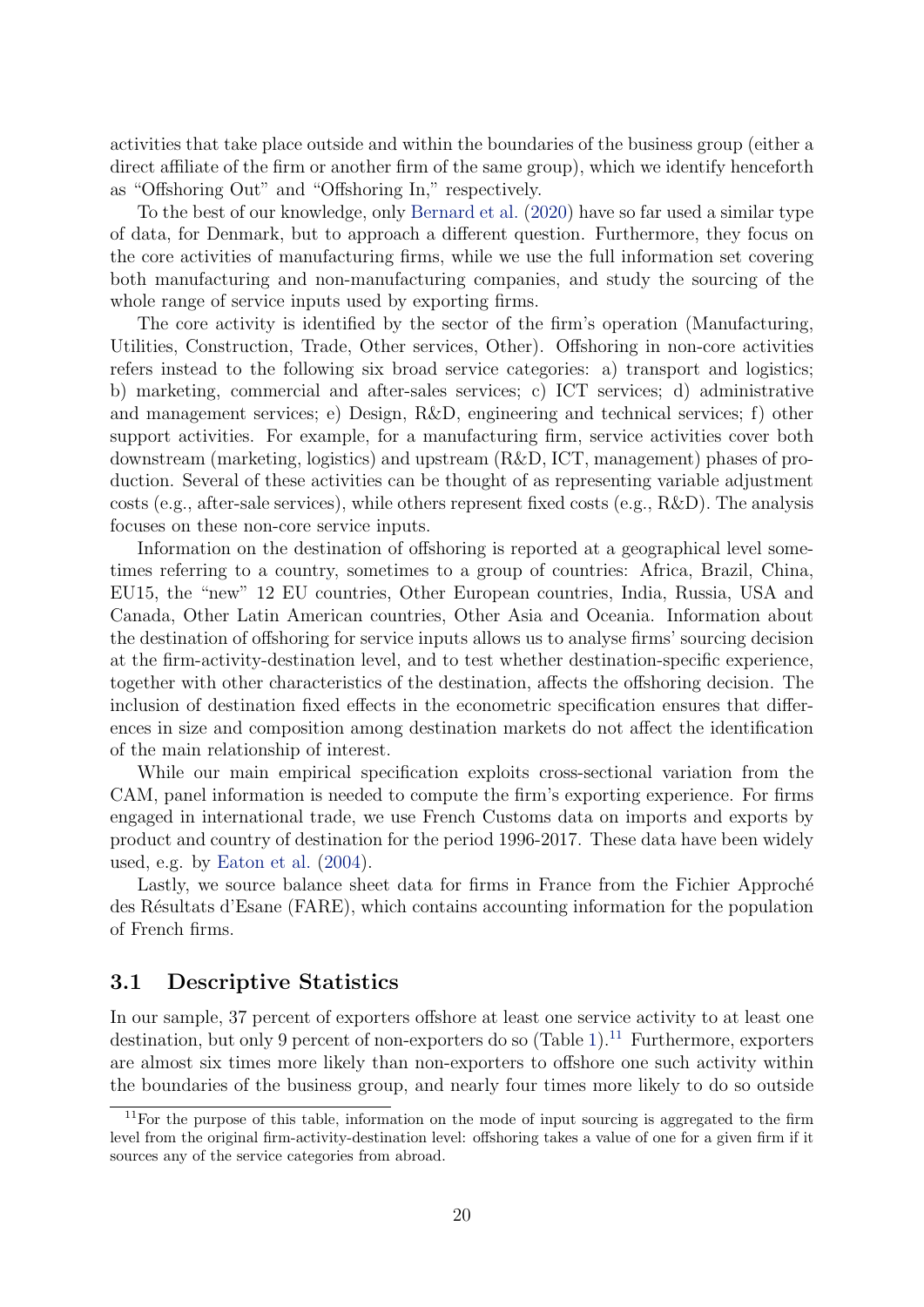activities that take place outside and within the boundaries of the business group (either a direct affiliate of the firm or another firm of the same group), which we identify henceforth as "Offshoring Out" and "Offshoring In," respectively.

To the best of our knowledge, only Bernard et al. (2020) have so far used a similar type of data, for Denmark, but to approach a different question. Furthermore, they focus on the core activities of manufacturing firms, while we use the full information set covering both manufacturing and non-manufacturing companies, and study the sourcing of the whole range of service inputs used by exporting firms.

The core activity is identified by the sector of the firm's operation (Manufacturing, Utilities, Construction, Trade, Other services, Other). Offshoring in non-core activities refers instead to the following six broad service categories: a) transport and logistics; b) marketing, commercial and after-sales services; c) ICT services; d) administrative and management services; e) Design, R&D, engineering and technical services; f) other support activities. For example, for a manufacturing firm, service activities cover both downstream (marketing, logistics) and upstream (R&D, ICT, management) phases of production. Several of these activities can be thought of as representing variable adjustment costs (e.g., after-sale services), while others represent fixed costs (e.g., R&D). The analysis focuses on these non-core service inputs.

Information on the destination of offshoring is reported at a geographical level sometimes referring to a country, sometimes to a group of countries: Africa, Brazil, China, EU15, the "new" 12 EU countries, Other European countries, India, Russia, USA and Canada, Other Latin American countries, Other Asia and Oceania. Information about the destination of offshoring for service inputs allows us to analyse firms' sourcing decision at the firm-activity-destination level, and to test whether destination-specific experience, together with other characteristics of the destination, affects the offshoring decision. The inclusion of destination fixed effects in the econometric specification ensures that differences in size and composition among destination markets do not affect the identification of the main relationship of interest.

While our main empirical specification exploits cross-sectional variation from the CAM, panel information is needed to compute the firm's exporting experience. For firms engaged in international trade, we use French Customs data on imports and exports by product and country of destination for the period 1996-2017. These data have been widely used, e.g. by Eaton et al. (2004).

Lastly, we source balance sheet data for firms in France from the Fichier Approché des Résultats d'Esane (FARE), which contains accounting information for the population of French firms.

## 3.1 Descriptive Statistics

In our sample, 37 percent of exporters offshore at least one service activity to at least one destination, but only 9 percent of non-exporters do so (Table 1).[11] Furthermore, exporters are almost six times more likely than non-exporters to offshore one such activity within the boundaries of the business group, and nearly four times more likely to do so outside

[11] For the purpose of this table, information on the mode of input sourcing is aggregated to the firm level from the original firm-activity-destination level: offshoring takes a value of one for a given firm if it sources any of the service categories from abroad.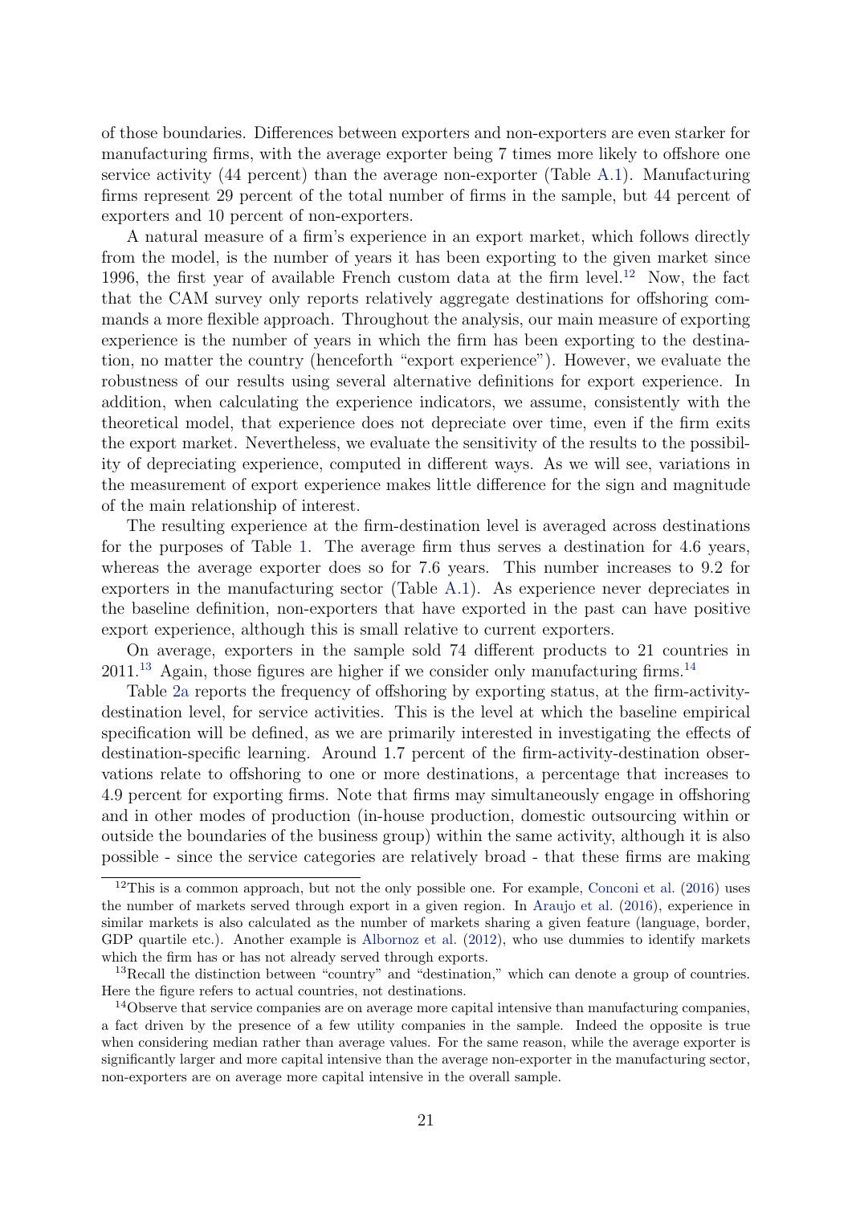of those boundaries. Differences between exporters and non-exporters are even starker for manufacturing firms, with the average exporter being 7 times more likely to offshore one service activity (44 percent) than the average non-exporter (Table A.1). Manufacturing firms represent 29 percent of the total number of firms in the sample, but 44 percent of exporters and 10 percent of non-exporters.

A natural measure of a firm's experience in an export market, which follows directly from the model, is the number of years it has been exporting to the given market since 1996, the first year of available French custom data at the firm level.[12] Now, the fact that the CAM survey only reports relatively aggregate destinations for offshoring commands a more flexible approach. Throughout the analysis, our main measure of exporting experience is the number of years in which the firm has been exporting to the destination, no matter the country (henceforth "export experience"). However, we evaluate the robustness of our results using several alternative definitions for export experience. In addition, when calculating the experience indicators, we assume, consistently with the theoretical model, that experience does not depreciate over time, even if the firm exits the export market. Nevertheless, we evaluate the sensitivity of the results to the possibility of depreciating experience, computed in different ways. As we will see, variations in the measurement of export experience makes little difference for the sign and magnitude of the main relationship of interest.

The resulting experience at the firm-destination level is averaged across destinations for the purposes of Table 1. The average firm thus serves a destination for 4.6 years, whereas the average exporter does so for 7.6 years. This number increases to 9.2 for exporters in the manufacturing sector (Table A.1). As experience never depreciates in the baseline definition, non-exporters that have exported in the past can have positive export experience, although this is small relative to current exporters.

On average, exporters in the sample sold 74 different products to 21 countries in 2011.[13] Again, those figures are higher if we consider only manufacturing firms.[14]

Table 2a reports the frequency of offshoring by exporting status, at the firm-activity-destination level, for service activities. This is the level at which the baseline empirical specification will be defined, as we are primarily interested in investigating the effects of destination-specific learning. Around 1.7 percent of the firm-activity-destination observations relate to offshoring to one or more destinations, a percentage that increases to 4.9 percent for exporting firms. Note that firms may simultaneously engage in offshoring and in other modes of production (in-house production, domestic outsourcing within or outside the boundaries of the business group) within the same activity, although it is also possible - since the service categories are relatively broad - that these firms are making

[12] This is a common approach, but not the only possible one. For example, Conconi et al. (2016) uses the number of markets served through export in a given region. In Araujo et al. (2016), experience in similar markets is also calculated as the number of markets sharing a given feature (language, border, GDP quartile etc.). Another example is Albornoz et al. (2012), who use dummies to identify markets which the firm has or has not already served through exports.

[13] Recall the distinction between "country" and "destination," which can denote a group of countries. Here the figure refers to actual countries, not destinations.

[14] Observe that service companies are on average more capital intensive than manufacturing companies, a fact driven by the presence of a few utility companies in the sample. Indeed the opposite is true when considering median rather than average values. For the same reason, while the average exporter is significantly larger and more capital intensive than the average non-exporter in the manufacturing sector, non-exporters are on average more capital intensive in the overall sample.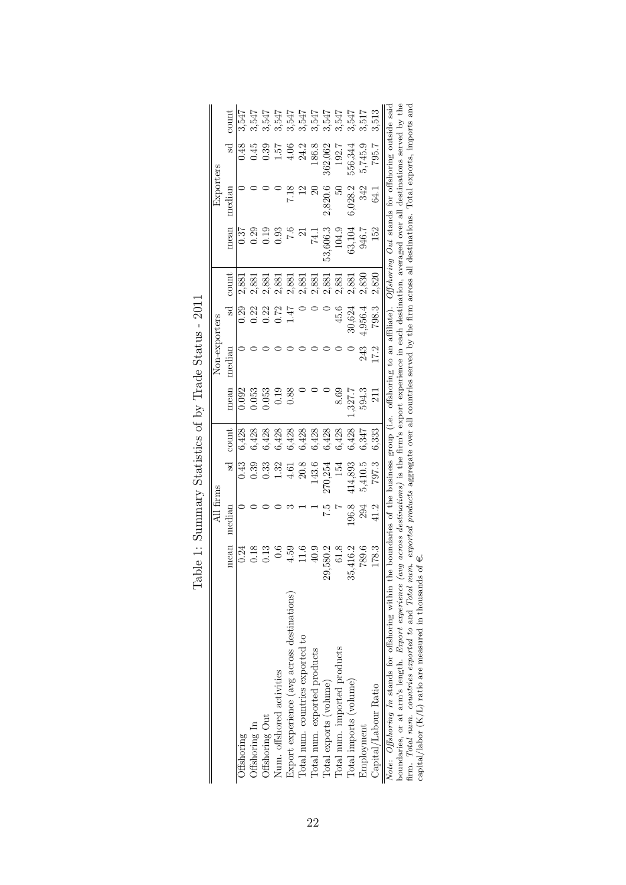Table 1: Summary Statistics of by Trade Status - 2011

| | All firms | | | | Non-exporters | | | | Exporters | | | |
|---|---|---|---|---|---|---|---|---|---|---|---|---|
| | mean | median | sd | count | mean | median | sd | count | mean | median | sd | count |
| Offshoring | 0.24 | 0 | 0.43 | 6,428 | 0.092 | 0 | 0.29 | 2,881 | 0.37 | 0 | 0.48 | 3,547 |
| Offshoring In | 0.18 | 0 | 0.39 | 6,428 | 0.053 | 0 | 0.22 | 2,881 | 0.29 | 0 | 0.45 | 3,547 |
| Offshoring Out | 0.13 | 0 | 0.33 | 6,428 | 0.053 | 0 | 0.22 | 2,881 | 0.19 | 0 | 0.39 | 3,547 |
| Num. offshored activities | 0.6 | 0 | 1.32 | 6,428 | 0.19 | 0 | 0.72 | 2,881 | 0.93 | 0 | 1.57 | 3,547 |
| Export experience (avg across destinations) | 4.59 | 3 | 4.61 | 6,428 | 0.88 | 0 | 1.47 | 2,881 | 7.6 | 7.18 | 4.06 | 3,547 |
| Total num. countries exported to | 11.6 | 1 | 20.8 | 6,428 | 0 | 0 | 0 | 2,881 | 21 | 12 | 24.2 | 3,547 |
| Total num. exported products | 40.9 | 1 | 143.6 | 6,428 | 0 | 0 | 0 | 2,881 | 74.1 | 20 | 186.8 | 3,547 |
| Total exports (volume) | 29,580.2 | 7.5 | 270,254 | 6,428 | 0 | 0 | 0 | 2,881 | 53,606.3 | 2,820.6 | 362,062 | 3,547 |
| Total num. imported products | 61.8 | 7 | 154 | 6,428 | 8.69 | 0 | 45.6 | 2,881 | 104.9 | 50 | 192.7 | 3,547 |
| Total imports (volume) | 35,416.2 | 196.8 | 414,893 | 6,428 | 1,327.7 | 0 | 30,624 | 2,881 | 63,104 | 6,028.2 | 556,344 | 3,547 |
| Employment | 789.6 | 294 | 5,410.5 | 6,347 | 594.3 | 243 | 4,956.4 | 2,830 | 946.7 | 342 | 5,745.9 | 3,517 |
| Capital/Labour Ratio | 178.3 | 41.2 | 797.3 | 6,333 | 211 | 17.2 | 798.3 | 2,820 | 152 | 64.1 | 795.7 | 3,513 |

*Note*: *Offshoring In* stands for offshoring within the boundaries of the business group (i.e. offshoring to an affiliate). *Offshoring Out* stands for offshoring outside said boundaries, or at arm's length. *Export experience (avg across destinations)* is the firm's export experience in each destination, averaged over all destinations served by the firm. *Total num. countries exported to* and *Total num. exported products* aggregate over all countries served by the firm across all destinations. Total exports, imports and capital/labor (K/L) ratio are measured in thousands of €.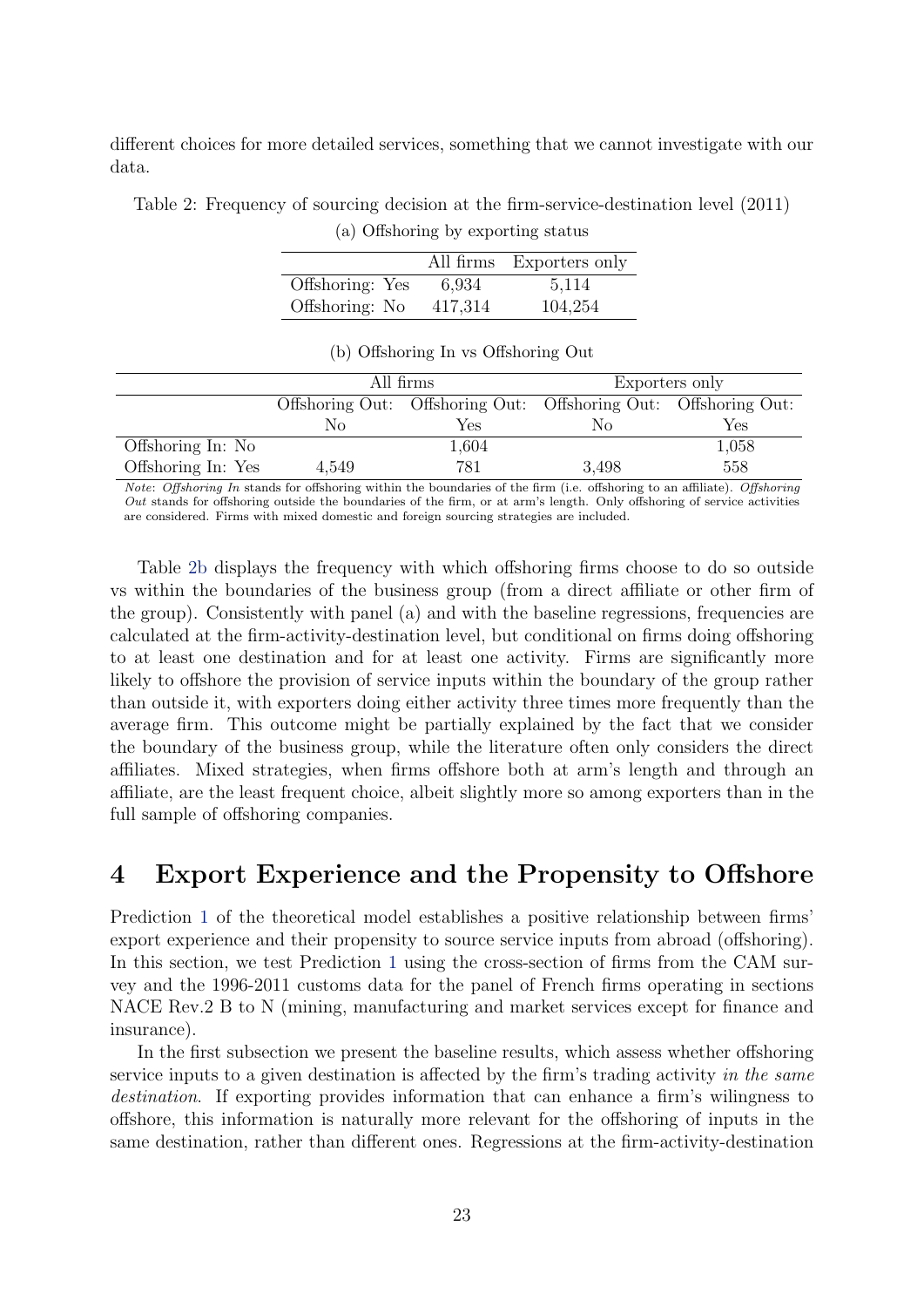different choices for more detailed services, something that we cannot investigate with our data.

Table 2: Frequency of sourcing decision at the firm-service-destination level (2011)

(a) Offshoring by exporting status

| | All firms | Exporters only |
|---|---|---|
| Offshoring: Yes | 6,934 | 5,114 |
| Offshoring: No | 417,314 | 104,254 |

(b) Offshoring In vs Offshoring Out

| | All firms | | Exporters only | |
|---|---|---|---|---|
| | Offshoring Out: No | Offshoring Out: Yes | Offshoring Out: No | Offshoring Out: Yes |
| Offshoring In: No | | 1,604 | | 1,058 |
| Offshoring In: Yes | 4,549 | 781 | 3,498 | 558 |

*Note*: *Offshoring In* stands for offshoring within the boundaries of the firm (i.e. offshoring to an affiliate). *Offshoring Out* stands for offshoring outside the boundaries of the firm, or at arm's length. Only offshoring of service activities are considered. Firms with mixed domestic and foreign sourcing strategies are included.

Table 2b displays the frequency with which offshoring firms choose to do so outside vs within the boundaries of the business group (from a direct affiliate or other firm of the group). Consistently with panel (a) and with the baseline regressions, frequencies are calculated at the firm-activity-destination level, but conditional on firms doing offshoring to at least one destination and for at least one activity. Firms are significantly more likely to offshore the provision of service inputs within the boundary of the group rather than outside it, with exporters doing either activity three times more frequently than the average firm. This outcome might be partially explained by the fact that we consider the boundary of the business group, while the literature often only considers the direct affiliates. Mixed strategies, when firms offshore both at arm's length and through an affiliate, are the least frequent choice, albeit slightly more so among exporters than in the full sample of offshoring companies.

## 4 Export Experience and the Propensity to Offshore

Prediction 1 of the theoretical model establishes a positive relationship between firms' export experience and their propensity to source service inputs from abroad (offshoring). In this section, we test Prediction 1 using the cross-section of firms from the CAM survey and the 1996-2011 customs data for the panel of French firms operating in sections NACE Rev.2 B to N (mining, manufacturing and market services except for finance and insurance).

In the first subsection we present the baseline results, which assess whether offshoring service inputs to a given destination is affected by the firm's trading activity *in the same destination*. If exporting provides information that can enhance a firm's wilingness to offshore, this information is naturally more relevant for the offshoring of inputs in the same destination, rather than different ones. Regressions at the firm-activity-destination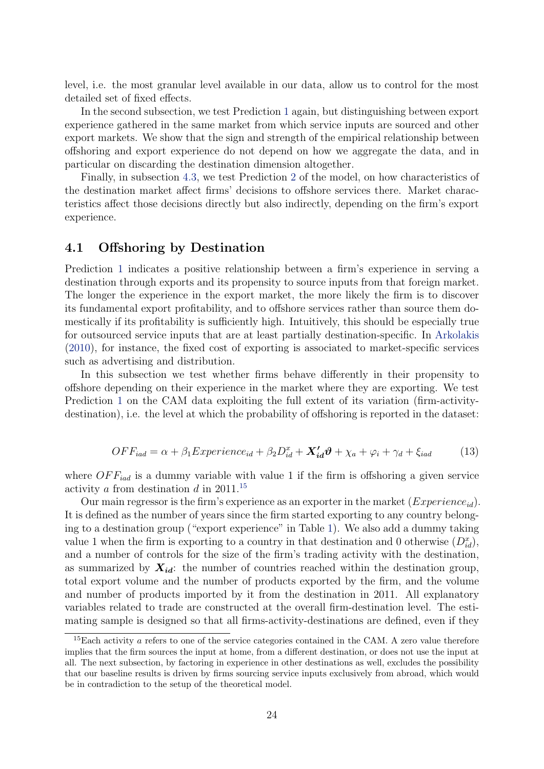level, i.e. the most granular level available in our data, allow us to control for the most detailed set of fixed effects.

In the second subsection, we test Prediction 1 again, but distinguishing between export experience gathered in the same market from which service inputs are sourced and other export markets. We show that the sign and strength of the empirical relationship between offshoring and export experience do not depend on how we aggregate the data, and in particular on discarding the destination dimension altogether.

Finally, in subsection 4.3, we test Prediction 2 of the model, on how characteristics of the destination market affect firms' decisions to offshore services there. Market characteristics affect those decisions directly but also indirectly, depending on the firm's export experience.

## 4.1 Offshoring by Destination

Prediction 1 indicates a positive relationship between a firm's experience in serving a destination through exports and its propensity to source inputs from that foreign market. The longer the experience in the export market, the more likely the firm is to discover its fundamental export profitability, and to offshore services rather than source them domestically if its profitability is sufficiently high. Intuitively, this should be especially true for outsourced service inputs that are at least partially destination-specific. In Arkolakis (2010), for instance, the fixed cost of exporting is associated to market-specific services such as advertising and distribution.

In this subsection we test whether firms behave differently in their propensity to offshore depending on their experience in the market where they are exporting. We test Prediction 1 on the CAM data exploiting the full extent of its variation (firm-activity-destination), i.e. the level at which the probability of offshoring is reported in the dataset:

$$OFF_{iad} = \alpha + \beta_1 Experience_{id} + \beta_2 D^x_{id} + \boldsymbol{X'_{id}}\boldsymbol{\vartheta} + \chi_a + \varphi_i + \gamma_d + \xi_{iad} \qquad (13)$$

where $OFF_{iad}$ is a dummy variable with value 1 if the firm is offshoring a given service activity $a$ from destination $d$ in 2011.[15]

Our main regressor is the firm's experience as an exporter in the market ($Experience_{id}$). It is defined as the number of years since the firm started exporting to any country belonging to a destination group ("export experience" in Table 1). We also add a dummy taking value 1 when the firm is exporting to a country in that destination and 0 otherwise ($D^x_{id}$), and a number of controls for the size of the firm's trading activity with the destination, as summarized by $\boldsymbol{X_{id}}$: the number of countries reached within the destination group, total export volume and the number of products exported by the firm, and the volume and number of products imported by it from the destination in 2011. All explanatory variables related to trade are constructed at the overall firm-destination level. The estimating sample is designed so that all firms-activity-destinations are defined, even if they

[15] Each activity $a$ refers to one of the service categories contained in the CAM. A zero value therefore implies that the firm sources the input at home, from a different destination, or does not use the input at all. The next subsection, by factoring in experience in other destinations as well, excludes the possibility that our baseline results is driven by firms sourcing service inputs exclusively from abroad, which would be in contradiction to the setup of the theoretical model.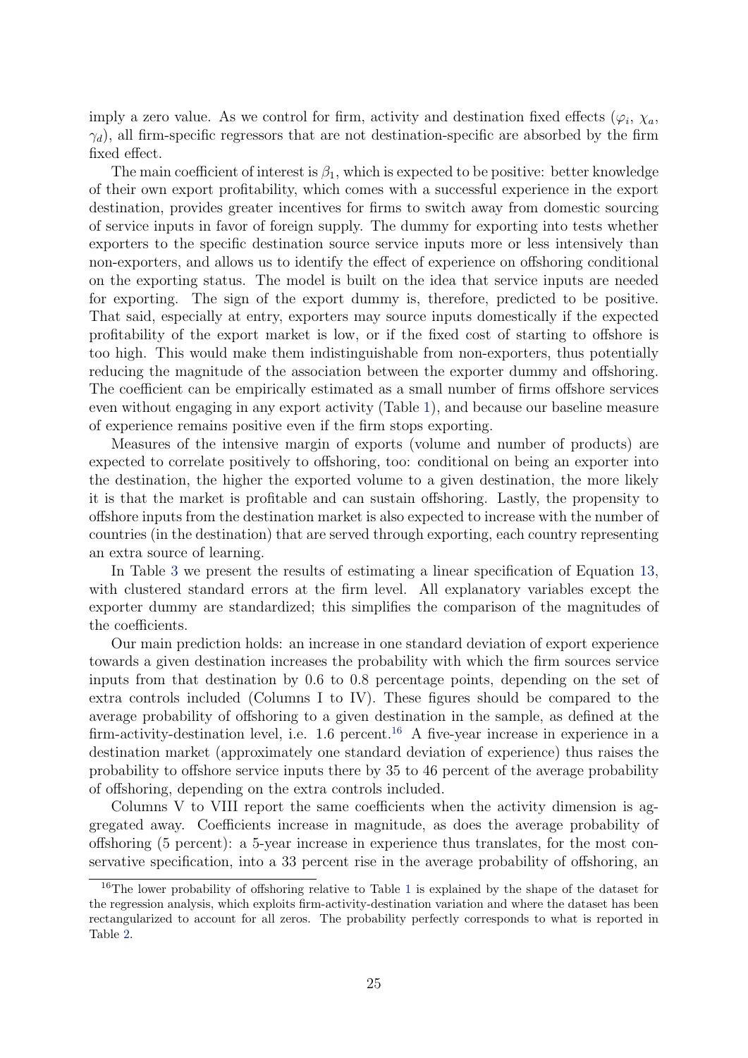imply a zero value. As we control for firm, activity and destination fixed effects ($\varphi_i$, $\chi_a$, $\gamma_d$), all firm-specific regressors that are not destination-specific are absorbed by the firm fixed effect.

The main coefficient of interest is $\beta_1$, which is expected to be positive: better knowledge of their own export profitability, which comes with a successful experience in the export destination, provides greater incentives for firms to switch away from domestic sourcing of service inputs in favor of foreign supply. The dummy for exporting into tests whether exporters to the specific destination source service inputs more or less intensively than non-exporters, and allows us to identify the effect of experience on offshoring conditional on the exporting status. The model is built on the idea that service inputs are needed for exporting. The sign of the export dummy is, therefore, predicted to be positive. That said, especially at entry, exporters may source inputs domestically if the expected profitability of the export market is low, or if the fixed cost of starting to offshore is too high. This would make them indistinguishable from non-exporters, thus potentially reducing the magnitude of the association between the exporter dummy and offshoring. The coefficient can be empirically estimated as a small number of firms offshore services even without engaging in any export activity (Table 1), and because our baseline measure of experience remains positive even if the firm stops exporting.

Measures of the intensive margin of exports (volume and number of products) are expected to correlate positively to offshoring, too: conditional on being an exporter into the destination, the higher the exported volume to a given destination, the more likely it is that the market is profitable and can sustain offshoring. Lastly, the propensity to offshore inputs from the destination market is also expected to increase with the number of countries (in the destination) that are served through exporting, each country representing an extra source of learning.

In Table 3 we present the results of estimating a linear specification of Equation 13, with clustered standard errors at the firm level. All explanatory variables except the exporter dummy are standardized; this simplifies the comparison of the magnitudes of the coefficients.

Our main prediction holds: an increase in one standard deviation of export experience towards a given destination increases the probability with which the firm sources service inputs from that destination by 0.6 to 0.8 percentage points, depending on the set of extra controls included (Columns I to IV). These figures should be compared to the average probability of offshoring to a given destination in the sample, as defined at the firm-activity-destination level, i.e. 1.6 percent.[16] A five-year increase in experience in a destination market (approximately one standard deviation of experience) thus raises the probability to offshore service inputs there by 35 to 46 percent of the average probability of offshoring, depending on the extra controls included.

Columns V to VIII report the same coefficients when the activity dimension is aggregated away. Coefficients increase in magnitude, as does the average probability of offshoring (5 percent): a 5-year increase in experience thus translates, for the most conservative specification, into a 33 percent rise in the average probability of offshoring, an

[16] The lower probability of offshoring relative to Table 1 is explained by the shape of the dataset for the regression analysis, which exploits firm-activity-destination variation and where the dataset has been rectangularized to account for all zeros. The probability perfectly corresponds to what is reported in Table 2.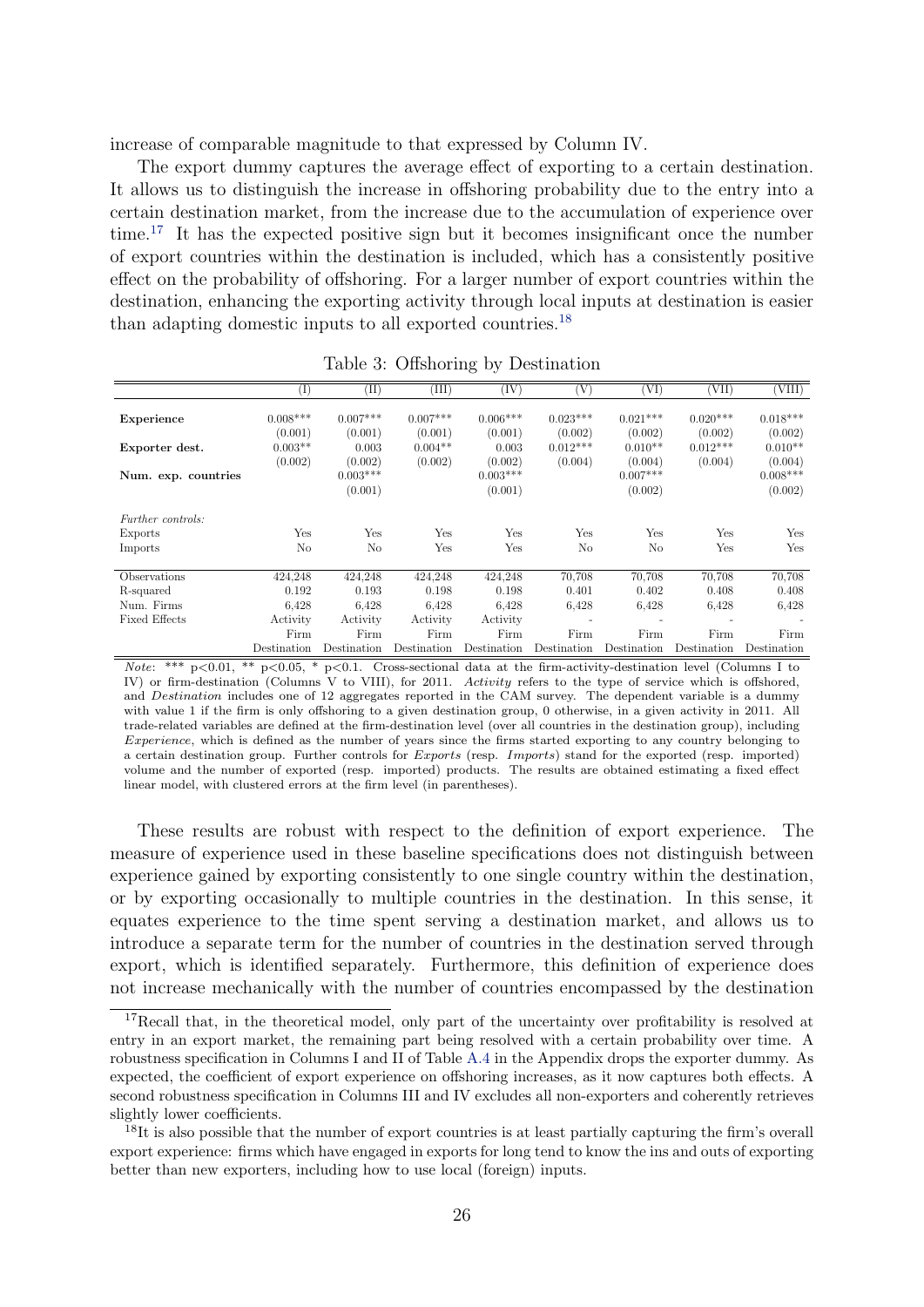increase of comparable magnitude to that expressed by Column IV.

The export dummy captures the average effect of exporting to a certain destination. It allows us to distinguish the increase in offshoring probability due to the entry into a certain destination market, from the increase due to the accumulation of experience over time.[17] It has the expected positive sign but it becomes insignificant once the number of export countries within the destination is included, which has a consistently positive effect on the probability of offshoring. For a larger number of export countries within the destination, enhancing the exporting activity through local inputs at destination is easier than adapting domestic inputs to all exported countries.[18]

Table 3: Offshoring by Destination

| | (I) | (II) | (III) | (IV) | (V) | (VI) | (VII) | (VIII) |
|---|---|---|---|---|---|---|---|---|
| **Experience** | 0.008*** | 0.007*** | 0.007*** | 0.006*** | 0.023*** | 0.021*** | 0.020*** | 0.018*** |
| | (0.001) | (0.001) | (0.001) | (0.001) | (0.002) | (0.002) | (0.002) | (0.002) |
| **Exporter dest.** | 0.003** | 0.003 | 0.004** | 0.003 | 0.012*** | 0.010** | 0.012*** | 0.010** |
| | (0.002) | (0.002) | (0.002) | (0.002) | (0.004) | (0.004) | (0.004) | (0.004) |
| **Num. exp. countries** | | 0.003*** | | 0.003*** | | 0.007*** | | 0.008*** |
| | | (0.001) | | (0.001) | | (0.002) | | (0.002) |
| *Further controls:* | | | | | | | | |
| Exports | Yes | Yes | Yes | Yes | Yes | Yes | Yes | Yes |
| Imports | No | No | Yes | Yes | No | No | Yes | Yes |
| Observations | 424,248 | 424,248 | 424,248 | 424,248 | 70,708 | 70,708 | 70,708 | 70,708 |
| R-squared | 0.192 | 0.193 | 0.198 | 0.198 | 0.401 | 0.402 | 0.408 | 0.408 |
| Num. Firms | 6,428 | 6,428 | 6,428 | 6,428 | 6,428 | 6,428 | 6,428 | 6,428 |
| Fixed Effects | Activity | Activity | Activity | Activity | - | - | - | - |
| | Firm | Firm | Firm | Firm | Firm | Firm | Firm | Firm |
| | Destination | Destination | Destination | Destination | Destination | Destination | Destination | Destination |

*Note*: *** p<0.01, ** p<0.05, * p<0.1. Cross-sectional data at the firm-activity-destination level (Columns I to IV) or firm-destination (Columns V to VIII), for 2011. *Activity* refers to the type of service which is offshored, and *Destination* includes one of 12 aggregates reported in the CAM survey. The dependent variable is a dummy with value 1 if the firm is only offshoring to a given destination group, 0 otherwise, in a given activity in 2011. All trade-related variables are defined at the firm-destination level (over all countries in the destination group), including *Experience*, which is defined as the number of years since the firms started exporting to any country belonging to a certain destination group. Further controls for *Exports* (resp. *Imports*) stand for the exported (resp. imported) volume and the number of exported (resp. imported) products. The results are obtained estimating a fixed effect linear model, with clustered errors at the firm level (in parentheses).

These results are robust with respect to the definition of export experience. The measure of experience used in these baseline specifications does not distinguish between experience gained by exporting consistently to one single country within the destination, or by exporting occasionally to multiple countries in the destination. In this sense, it equates experience to the time spent serving a destination market, and allows us to introduce a separate term for the number of countries in the destination served through export, which is identified separately. Furthermore, this definition of experience does not increase mechanically with the number of countries encompassed by the destination

[17] Recall that, in the theoretical model, only part of the uncertainty over profitability is resolved at entry in an export market, the remaining part being resolved with a certain probability over time. A robustness specification in Columns I and II of Table A.4 in the Appendix drops the exporter dummy. As expected, the coefficient of export experience on offshoring increases, as it now captures both effects. A second robustness specification in Columns III and IV excludes all non-exporters and coherently retrieves slightly lower coefficients.

[18] It is also possible that the number of export countries is at least partially capturing the firm's overall export experience: firms which have engaged in exports for long tend to know the ins and outs of exporting better than new exporters, including how to use local (foreign) inputs.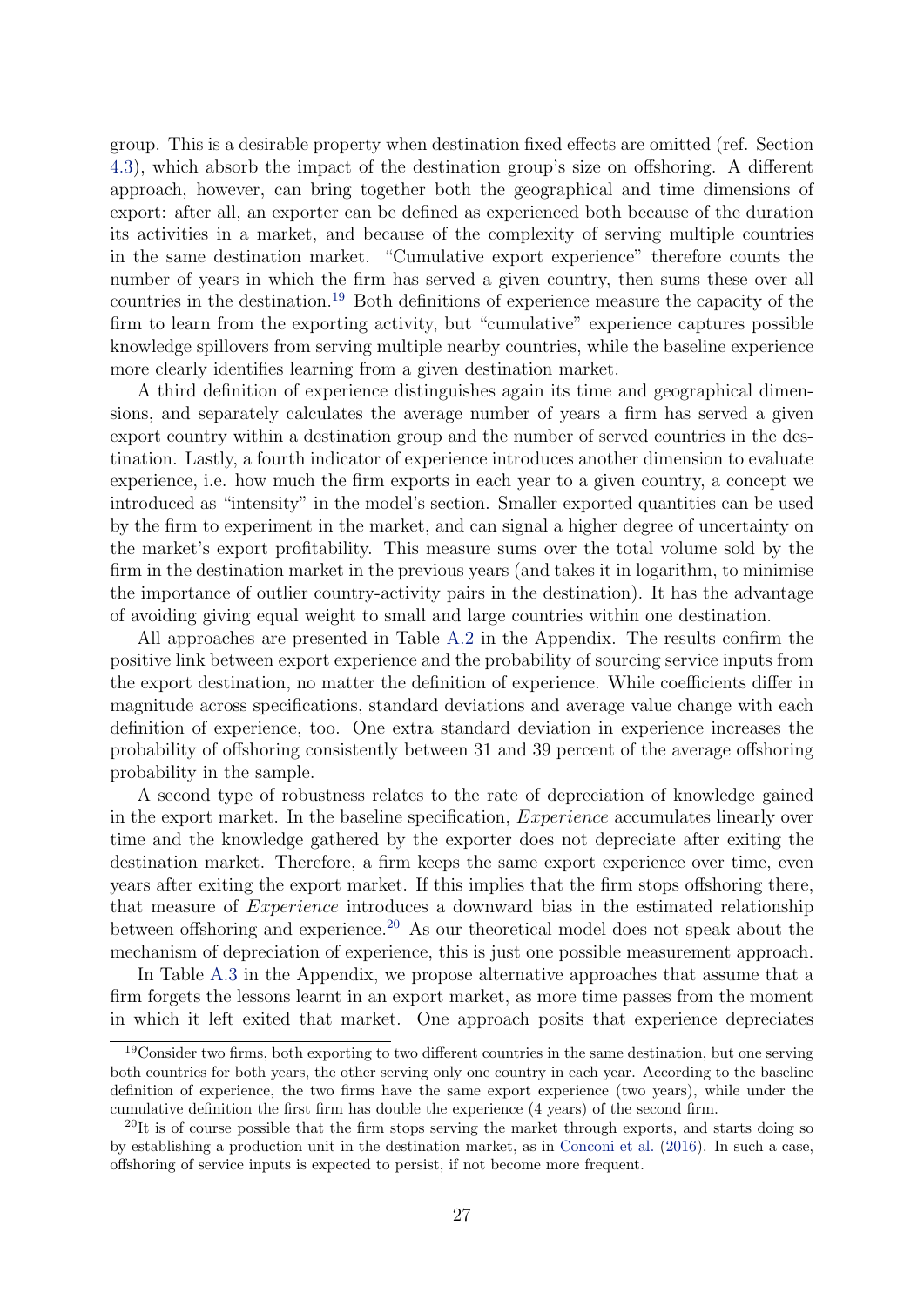group. This is a desirable property when destination fixed effects are omitted (ref. Section 4.3), which absorb the impact of the destination group's size on offshoring. A different approach, however, can bring together both the geographical and time dimensions of export: after all, an exporter can be defined as experienced both because of the duration its activities in a market, and because of the complexity of serving multiple countries in the same destination market. "Cumulative export experience" therefore counts the number of years in which the firm has served a given country, then sums these over all countries in the destination.[19] Both definitions of experience measure the capacity of the firm to learn from the exporting activity, but "cumulative" experience captures possible knowledge spillovers from serving multiple nearby countries, while the baseline experience more clearly identifies learning from a given destination market.

A third definition of experience distinguishes again its time and geographical dimensions, and separately calculates the average number of years a firm has served a given export country within a destination group and the number of served countries in the destination. Lastly, a fourth indicator of experience introduces another dimension to evaluate experience, i.e. how much the firm exports in each year to a given country, a concept we introduced as "intensity" in the model's section. Smaller exported quantities can be used by the firm to experiment in the market, and can signal a higher degree of uncertainty on the market's export profitability. This measure sums over the total volume sold by the firm in the destination market in the previous years (and takes it in logarithm, to minimise the importance of outlier country-activity pairs in the destination). It has the advantage of avoiding giving equal weight to small and large countries within one destination.

All approaches are presented in Table A.2 in the Appendix. The results confirm the positive link between export experience and the probability of sourcing service inputs from the export destination, no matter the definition of experience. While coefficients differ in magnitude across specifications, standard deviations and average value change with each definition of experience, too. One extra standard deviation in experience increases the probability of offshoring consistently between 31 and 39 percent of the average offshoring probability in the sample.

A second type of robustness relates to the rate of depreciation of knowledge gained in the export market. In the baseline specification, *Experience* accumulates linearly over time and the knowledge gathered by the exporter does not depreciate after exiting the destination market. Therefore, a firm keeps the same export experience over time, even years after exiting the export market. If this implies that the firm stops offshoring there, that measure of *Experience* introduces a downward bias in the estimated relationship between offshoring and experience.[20] As our theoretical model does not speak about the mechanism of depreciation of experience, this is just one possible measurement approach.

In Table A.3 in the Appendix, we propose alternative approaches that assume that a firm forgets the lessons learnt in an export market, as more time passes from the moment in which it left exited that market. One approach posits that experience depreciates

[19] Consider two firms, both exporting to two different countries in the same destination, but one serving both countries for both years, the other serving only one country in each year. According to the baseline definition of experience, the two firms have the same export experience (two years), while under the cumulative definition the first firm has double the experience (4 years) of the second firm.

[20] It is of course possible that the firm stops serving the market through exports, and starts doing so by establishing a production unit in the destination market, as in Conconi et al. (2016). In such a case, offshoring of service inputs is expected to persist, if not become more frequent.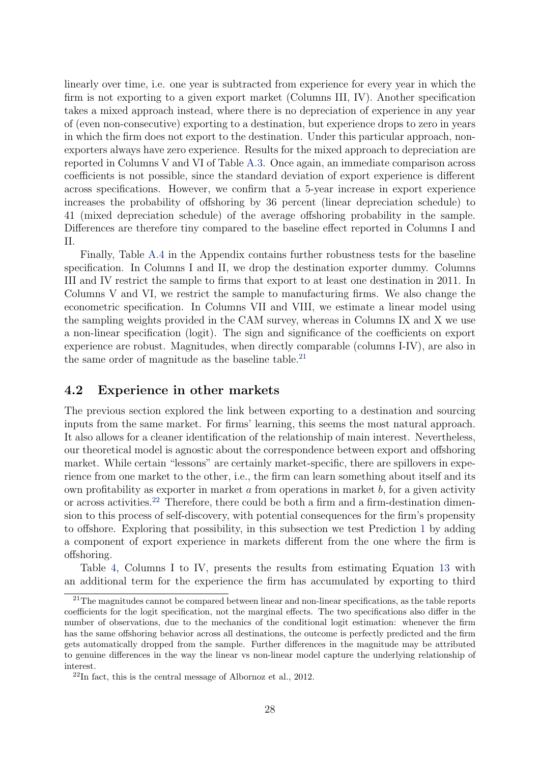linearly over time, i.e. one year is subtracted from experience for every year in which the firm is not exporting to a given export market (Columns III, IV). Another specification takes a mixed approach instead, where there is no depreciation of experience in any year of (even non-consecutive) exporting to a destination, but experience drops to zero in years in which the firm does not export to the destination. Under this particular approach, non-exporters always have zero experience. Results for the mixed approach to depreciation are reported in Columns V and VI of Table A.3. Once again, an immediate comparison across coefficients is not possible, since the standard deviation of export experience is different across specifications. However, we confirm that a 5-year increase in export experience increases the probability of offshoring by 36 percent (linear depreciation schedule) to 41 (mixed depreciation schedule) of the average offshoring probability in the sample. Differences are therefore tiny compared to the baseline effect reported in Columns I and II.

Finally, Table A.4 in the Appendix contains further robustness tests for the baseline specification. In Columns I and II, we drop the destination exporter dummy. Columns III and IV restrict the sample to firms that export to at least one destination in 2011. In Columns V and VI, we restrict the sample to manufacturing firms. We also change the econometric specification. In Columns VII and VIII, we estimate a linear model using the sampling weights provided in the CAM survey, whereas in Columns IX and X we use a non-linear specification (logit). The sign and significance of the coefficients on export experience are robust. Magnitudes, when directly comparable (columns I-IV), are also in the same order of magnitude as the baseline table.[21]

## 4.2 Experience in other markets

The previous section explored the link between exporting to a destination and sourcing inputs from the same market. For firms' learning, this seems the most natural approach. It also allows for a cleaner identification of the relationship of main interest. Nevertheless, our theoretical model is agnostic about the correspondence between export and offshoring market. While certain "lessons" are certainly market-specific, there are spillovers in experience from one market to the other, i.e., the firm can learn something about itself and its own profitability as exporter in market $a$ from operations in market $b$, for a given activity or across activities.[22] Therefore, there could be both a firm and a firm-destination dimension to this process of self-discovery, with potential consequences for the firm's propensity to offshore. Exploring that possibility, in this subsection we test Prediction 1 by adding a component of export experience in markets different from the one where the firm is offshoring.

Table 4, Columns I to IV, presents the results from estimating Equation 13 with an additional term for the experience the firm has accumulated by exporting to third

[21]The magnitudes cannot be compared between linear and non-linear specifications, as the table reports coefficients for the logit specification, not the marginal effects. The two specifications also differ in the number of observations, due to the mechanics of the conditional logit estimation: whenever the firm has the same offshoring behavior across all destinations, the outcome is perfectly predicted and the firm gets automatically dropped from the sample. Further differences in the magnitude may be attributed to genuine differences in the way the linear vs non-linear model capture the underlying relationship of interest.

[22]In fact, this is the central message of Albornoz et al., 2012.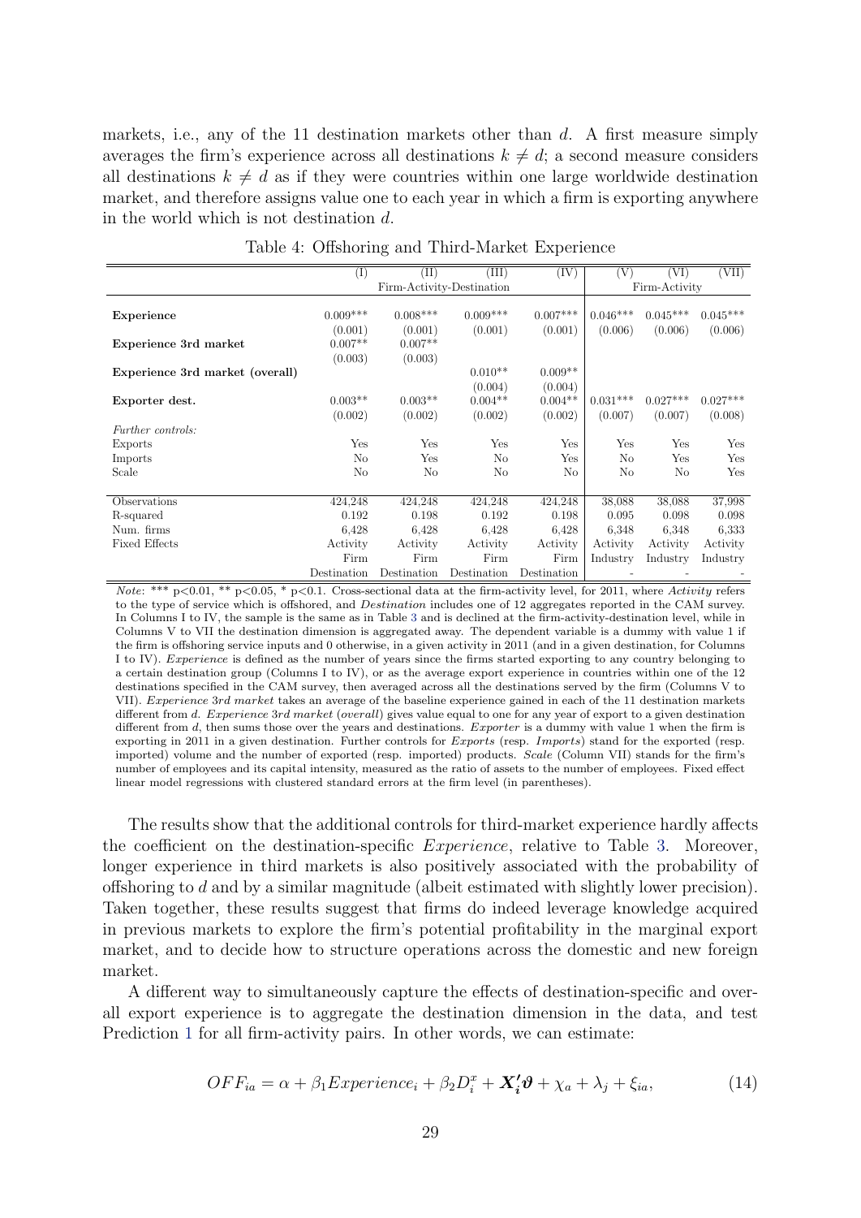markets, i.e., any of the 11 destination markets other than $d$. A first measure simply averages the firm's experience across all destinations $k \neq d$; a second measure considers all destinations $k \neq d$ as if they were countries within one large worldwide destination market, and therefore assigns value one to each year in which a firm is exporting anywhere in the world which is not destination $d$.

Table 4: Offshoring and Third-Market Experience

| | (I) | (II) | (III) | (IV) | (V) | (VI) | (VII) |
|---|---|---|---|---|---|---|---|
| | Firm-Activity-Destination | | | | Firm-Activity | | |
| **Experience** | 0.009*** | 0.008*** | 0.009*** | 0.007*** | 0.046*** | 0.045*** | 0.045*** |
| | (0.001) | (0.001) | (0.001) | (0.001) | (0.006) | (0.006) | (0.006) |
| **Experience 3rd market** | 0.007** | 0.007** | | | | | |
| | (0.003) | (0.003) | | | | | |
| **Experience 3rd market (overall)** | | | 0.010** | 0.009** | | | |
| | | | (0.004) | (0.004) | | | |
| **Exporter dest.** | 0.003** | 0.003** | 0.004** | 0.004** | 0.031*** | 0.027*** | 0.027*** |
| | (0.002) | (0.002) | (0.002) | (0.002) | (0.007) | (0.007) | (0.008) |
| *Further controls:* | | | | | | | |
| Exports | Yes | Yes | Yes | Yes | Yes | Yes | Yes |
| Imports | No | Yes | No | Yes | No | Yes | Yes |
| Scale | No | No | No | No | No | No | Yes |
| Observations | 424,248 | 424,248 | 424,248 | 424,248 | 38,088 | 38,088 | 37,998 |
| R-squared | 0.192 | 0.198 | 0.192 | 0.198 | 0.095 | 0.098 | 0.098 |
| Num. firms | 6,428 | 6,428 | 6,428 | 6,428 | 6,348 | 6,348 | 6,333 |
| Fixed Effects | Activity | Activity | Activity | Activity | Activity | Activity | Activity |
| | Firm | Firm | Firm | Firm | Industry | Industry | Industry |
| | Destination | Destination | Destination | Destination | - | - | - |

*Note*: *** p<0.01, ** p<0.05, * p<0.1. Cross-sectional data at the firm-activity level, for 2011, where *Activity* refers to the type of service which is offshored, and *Destination* includes one of 12 aggregates reported in the CAM survey. In Columns I to IV, the sample is the same as in Table 3 and is declined at the firm-activity-destination level, while in Columns V to VII the destination dimension is aggregated away. The dependent variable is a dummy with value 1 if the firm is offshoring service inputs and 0 otherwise, in a given activity in 2011 (and in a given destination, for Columns I to IV). *Experience* is defined as the number of years since the firms started exporting to any country belonging to a certain destination group (Columns I to IV), or as the average export experience in countries within one of the 12 destinations specified in the CAM survey, then averaged across all the destinations served by the firm (Columns V to VII). *Experience 3rd market* takes an average of the baseline experience gained in each of the 11 destination markets different from $d$. *Experience 3rd market (overall)* gives value equal to one for any year of export to a given destination different from $d$, then sums those over the years and destinations. *Exporter* is a dummy with value 1 when the firm is exporting in 2011 in a given destination. Further controls for *Exports* (resp. *Imports*) stand for the exported (resp. imported) volume and the number of exported (resp. imported) products. *Scale* (Column VII) stands for the firm's number of employees and its capital intensity, measured as the ratio of assets to the number of employees. Fixed effect linear model regressions with clustered standard errors at the firm level (in parentheses).

The results show that the additional controls for third-market experience hardly affects the coefficient on the destination-specific *Experience*, relative to Table 3. Moreover, longer experience in third markets is also positively associated with the probability of offshoring to $d$ and by a similar magnitude (albeit estimated with slightly lower precision). Taken together, these results suggest that firms do indeed leverage knowledge acquired in previous markets to explore the firm's potential profitability in the marginal export market, and to decide how to structure operations across the domestic and new foreign market.

A different way to simultaneously capture the effects of destination-specific and overall export experience is to aggregate the destination dimension in the data, and test Prediction 1 for all firm-activity pairs. In other words, we can estimate:

$$OFF_{ia} = \alpha + \beta_1 Experience_i + \beta_2 D_i^x + \boldsymbol{X_i'}\boldsymbol{\vartheta} + \chi_a + \lambda_j + \xi_{ia}, \tag{14}$$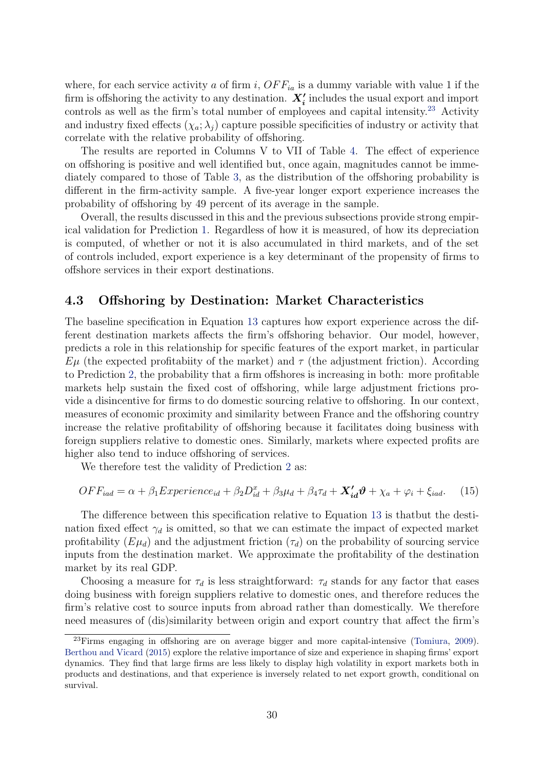where, for each service activity $a$ of firm $i$, $OFF_{ia}$ is a dummy variable with value 1 if the firm is offshoring the activity to any destination. $\boldsymbol{X_i'}$ includes the usual export and import controls as well as the firm's total number of employees and capital intensity.[23] Activity and industry fixed effects $(\chi_a; \lambda_j)$ capture possible specificities of industry or activity that correlate with the relative probability of offshoring.

The results are reported in Columns V to VII of Table 4. The effect of experience on offshoring is positive and well identified but, once again, magnitudes cannot be immediately compared to those of Table 3, as the distribution of the offshoring probability is different in the firm-activity sample. A five-year longer export experience increases the probability of offshoring by 49 percent of its average in the sample.

Overall, the results discussed in this and the previous subsections provide strong empirical validation for Prediction 1. Regardless of how it is measured, of how its depreciation is computed, of whether or not it is also accumulated in third markets, and of the set of controls included, export experience is a key determinant of the propensity of firms to offshore services in their export destinations.

### 4.3 Offshoring by Destination: Market Characteristics

The baseline specification in Equation 13 captures how export experience across the different destination markets affects the firm's offshoring behavior. Our model, however, predicts a role in this relationship for specific features of the export market, in particular $E\mu$ (the expected profitabiity of the market) and $\tau$ (the adjustment friction). According to Prediction 2, the probability that a firm offshores is increasing in both: more profitable markets help sustain the fixed cost of offshoring, while large adjustment frictions provide a disincentive for firms to do domestic sourcing relative to offshoring. In our context, measures of economic proximity and similarity between France and the offshoring country increase the relative profitability of offshoring because it facilitates doing business with foreign suppliers relative to domestic ones. Similarly, markets where expected profits are higher also tend to induce offshoring of services.

We therefore test the validity of Prediction 2 as:

$$OFF_{iad} = \alpha + \beta_1 Experience_{id} + \beta_2 D^x_{id} + \beta_3 \mu_d + \beta_4 \tau_d + \boldsymbol{X_{id}'}\boldsymbol{\vartheta} + \chi_a + \varphi_i + \xi_{iad}. \quad (15)$$

The difference between this specification relative to Equation 13 is thatbut the destination fixed effect $\gamma_d$ is omitted, so that we can estimate the impact of expected market profitability $(E\mu_d)$ and the adjustment friction $(\tau_d)$ on the probability of sourcing service inputs from the destination market. We approximate the profitability of the destination market by its real GDP.

Choosing a measure for $\tau_d$ is less straightforward: $\tau_d$ stands for any factor that eases doing business with foreign suppliers relative to domestic ones, and therefore reduces the firm's relative cost to source inputs from abroad rather than domestically. We therefore need measures of (dis)similarity between origin and export country that affect the firm's

[23] Firms engaging in offshoring are on average bigger and more capital-intensive (Tomiura, 2009). Berthou and Vicard (2015) explore the relative importance of size and experience in shaping firms' export dynamics. They find that large firms are less likely to display high volatility in export markets both in products and destinations, and that experience is inversely related to net export growth, conditional on survival.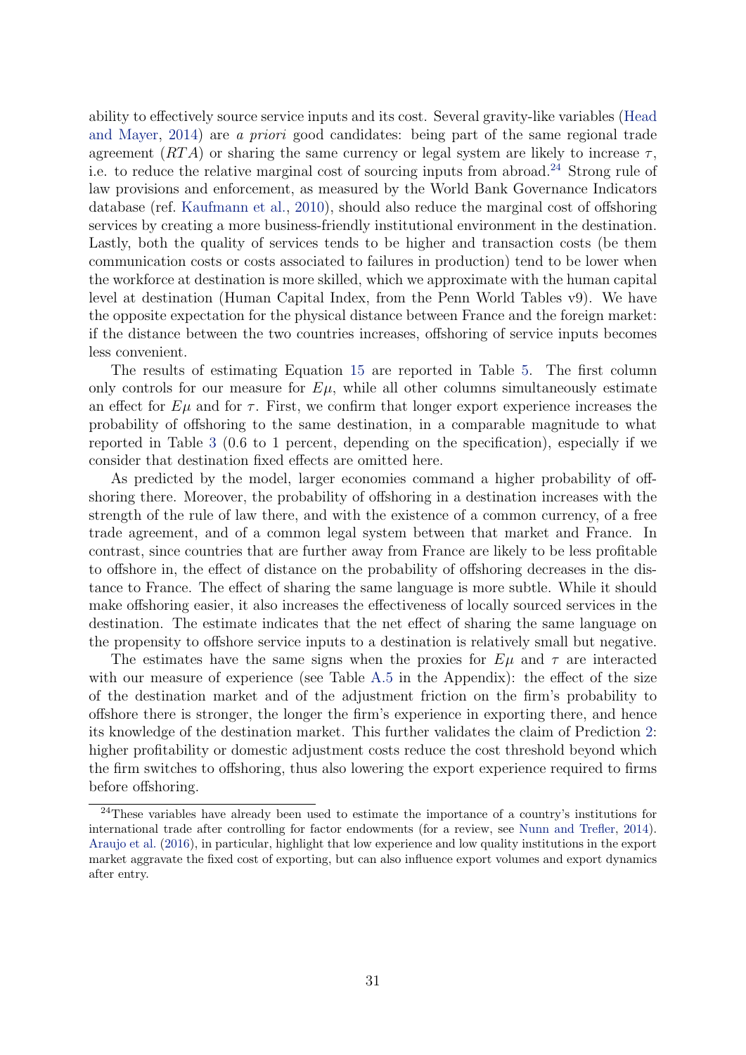ability to effectively source service inputs and its cost. Several gravity-like variables (Head and Mayer, 2014) are *a priori* good candidates: being part of the same regional trade agreement ($RTA$) or sharing the same currency or legal system are likely to increase $\tau$, i.e. to reduce the relative marginal cost of sourcing inputs from abroad.[24] Strong rule of law provisions and enforcement, as measured by the World Bank Governance Indicators database (ref. Kaufmann et al., 2010), should also reduce the marginal cost of offshoring services by creating a more business-friendly institutional environment in the destination. Lastly, both the quality of services tends to be higher and transaction costs (be them communication costs or costs associated to failures in production) tend to be lower when the workforce at destination is more skilled, which we approximate with the human capital level at destination (Human Capital Index, from the Penn World Tables v9). We have the opposite expectation for the physical distance between France and the foreign market: if the distance between the two countries increases, offshoring of service inputs becomes less convenient.

The results of estimating Equation 15 are reported in Table 5. The first column only controls for our measure for $E\mu$, while all other columns simultaneously estimate an effect for $E\mu$ and for $\tau$. First, we confirm that longer export experience increases the probability of offshoring to the same destination, in a comparable magnitude to what reported in Table 3 (0.6 to 1 percent, depending on the specification), especially if we consider that destination fixed effects are omitted here.

As predicted by the model, larger economies command a higher probability of offshoring there. Moreover, the probability of offshoring in a destination increases with the strength of the rule of law there, and with the existence of a common currency, of a free trade agreement, and of a common legal system between that market and France. In contrast, since countries that are further away from France are likely to be less profitable to offshore in, the effect of distance on the probability of offshoring decreases in the distance to France. The effect of sharing the same language is more subtle. While it should make offshoring easier, it also increases the effectiveness of locally sourced services in the destination. The estimate indicates that the net effect of sharing the same language on the propensity to offshore service inputs to a destination is relatively small but negative.

The estimates have the same signs when the proxies for $E\mu$ and $\tau$ are interacted with our measure of experience (see Table A.5 in the Appendix): the effect of the size of the destination market and of the adjustment friction on the firm's probability to offshore there is stronger, the longer the firm's experience in exporting there, and hence its knowledge of the destination market. This further validates the claim of Prediction 2: higher profitability or domestic adjustment costs reduce the cost threshold beyond which the firm switches to offshoring, thus also lowering the export experience required to firms before offshoring.

[24] These variables have already been used to estimate the importance of a country's institutions for international trade after controlling for factor endowments (for a review, see Nunn and Trefler, 2014). Araujo et al. (2016), in particular, highlight that low experience and low quality institutions in the export market aggravate the fixed cost of exporting, but can also influence export volumes and export dynamics after entry.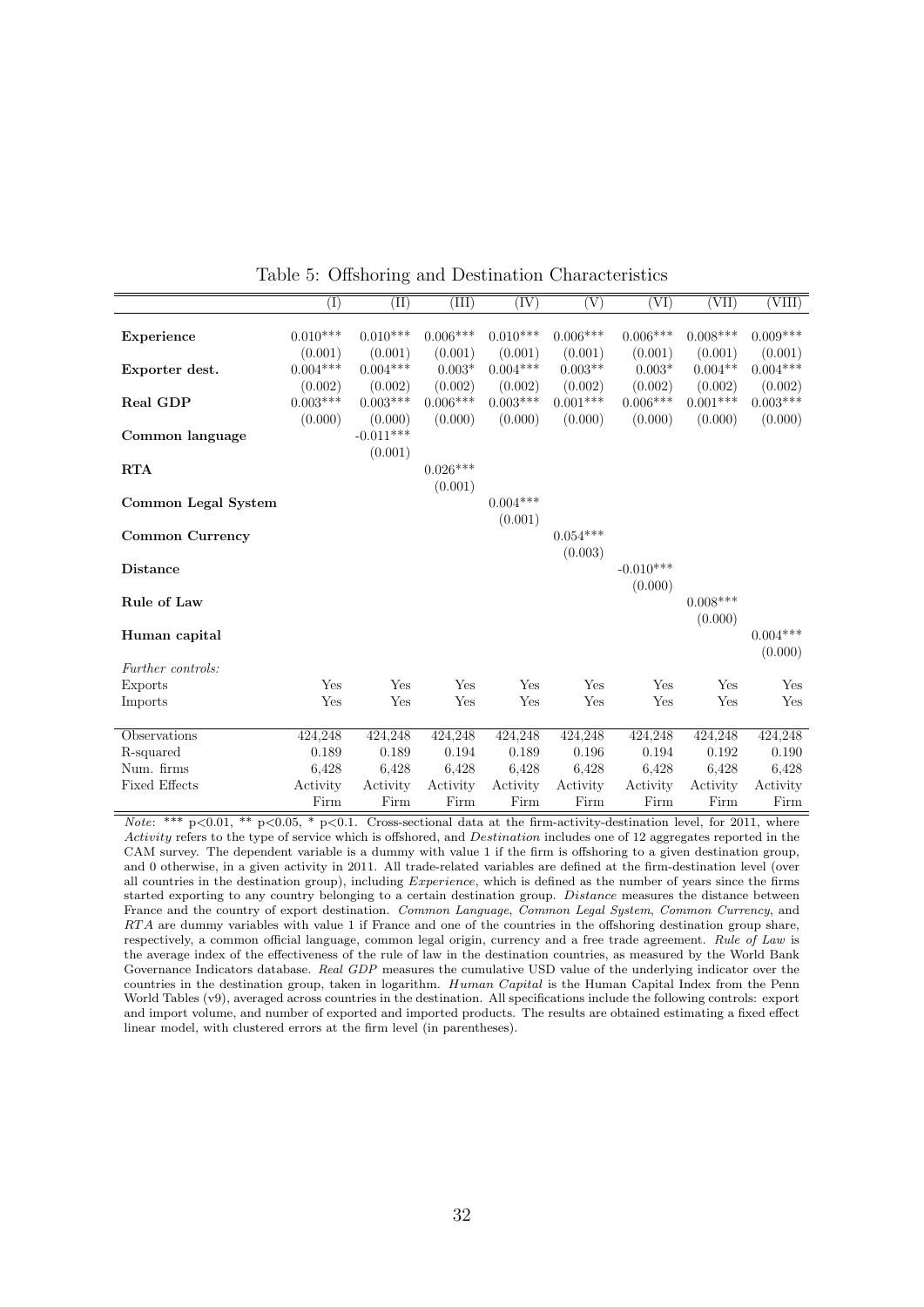Table 5: Offshoring and Destination Characteristics

| | (I) | (II) | (III) | (IV) | (V) | (VI) | (VII) | (VIII) |
|---|---|---|---|---|---|---|---|---|
| **Experience** | 0.010*** | 0.010*** | 0.006*** | 0.010*** | 0.006*** | 0.006*** | 0.008*** | 0.009*** |
| | (0.001) | (0.001) | (0.001) | (0.001) | (0.001) | (0.001) | (0.001) | (0.001) |
| **Exporter dest.** | 0.004*** | 0.004*** | 0.003* | 0.004*** | 0.003** | 0.003* | 0.004** | 0.004*** |
| | (0.002) | (0.002) | (0.002) | (0.002) | (0.002) | (0.002) | (0.002) | (0.002) |
| **Real GDP** | 0.003*** | 0.003*** | 0.006*** | 0.003*** | 0.001*** | 0.006*** | 0.001*** | 0.003*** |
| | (0.000) | (0.000) | (0.000) | (0.000) | (0.000) | (0.000) | (0.000) | (0.000) |
| **Common language** | | -0.011*** | | | | | | |
| | | (0.001) | | | | | | |
| **RTA** | | | 0.026*** | | | | | |
| | | | (0.001) | | | | | |
| **Common Legal System** | | | | 0.004*** | | | | |
| | | | | (0.001) | | | | |
| **Common Currency** | | | | | 0.054*** | | | |
| | | | | | (0.003) | | | |
| **Distance** | | | | | | -0.010*** | | |
| | | | | | | (0.000) | | |
| **Rule of Law** | | | | | | | 0.008*** | |
| | | | | | | | (0.000) | |
| **Human capital** | | | | | | | | 0.004*** |
| | | | | | | | | (0.000) |
| *Further controls:* | | | | | | | | |
| Exports | Yes | Yes | Yes | Yes | Yes | Yes | Yes | Yes |
| Imports | Yes | Yes | Yes | Yes | Yes | Yes | Yes | Yes |
| Observations | 424,248 | 424,248 | 424,248 | 424,248 | 424,248 | 424,248 | 424,248 | 424,248 |
| R-squared | 0.189 | 0.189 | 0.194 | 0.189 | 0.196 | 0.194 | 0.192 | 0.190 |
| Num. firms | 6,428 | 6,428 | 6,428 | 6,428 | 6,428 | 6,428 | 6,428 | 6,428 |
| Fixed Effects | Activity Firm | Activity Firm | Activity Firm | Activity Firm | Activity Firm | Activity Firm | Activity Firm | Activity Firm |

*Note*: *** $p<0.01$, ** $p<0.05$, * $p<0.1$. Cross-sectional data at the firm-activity-destination level, for 2011, where *Activity* refers to the type of service which is offshored, and *Destination* includes one of 12 aggregates reported in the CAM survey. The dependent variable is a dummy with value 1 if the firm is offshoring to a given destination group, and 0 otherwise, in a given activity in 2011. All trade-related variables are defined at the firm-destination level (over all countries in the destination group), including *Experience*, which is defined as the number of years since the firms started exporting to any country belonging to a certain destination group. *Distance* measures the distance between France and the country of export destination. *Common Language*, *Common Legal System*, *Common Currency*, and *RTA* are dummy variables with value 1 if France and one of the countries in the offshoring destination group share, respectively, a common official language, common legal origin, currency and a free trade agreement. *Rule of Law* is the average index of the effectiveness of the rule of law in the destination countries, as measured by the World Bank Governance Indicators database. *Real GDP* measures the cumulative USD value of the underlying indicator over the countries in the destination group, taken in logarithm. *Human Capital* is the Human Capital Index from the Penn World Tables (v9), averaged across countries in the destination. All specifications include the following controls: export and import volume, and number of exported and imported products. The results are obtained estimating a fixed effect linear model, with clustered errors at the firm level (in parentheses).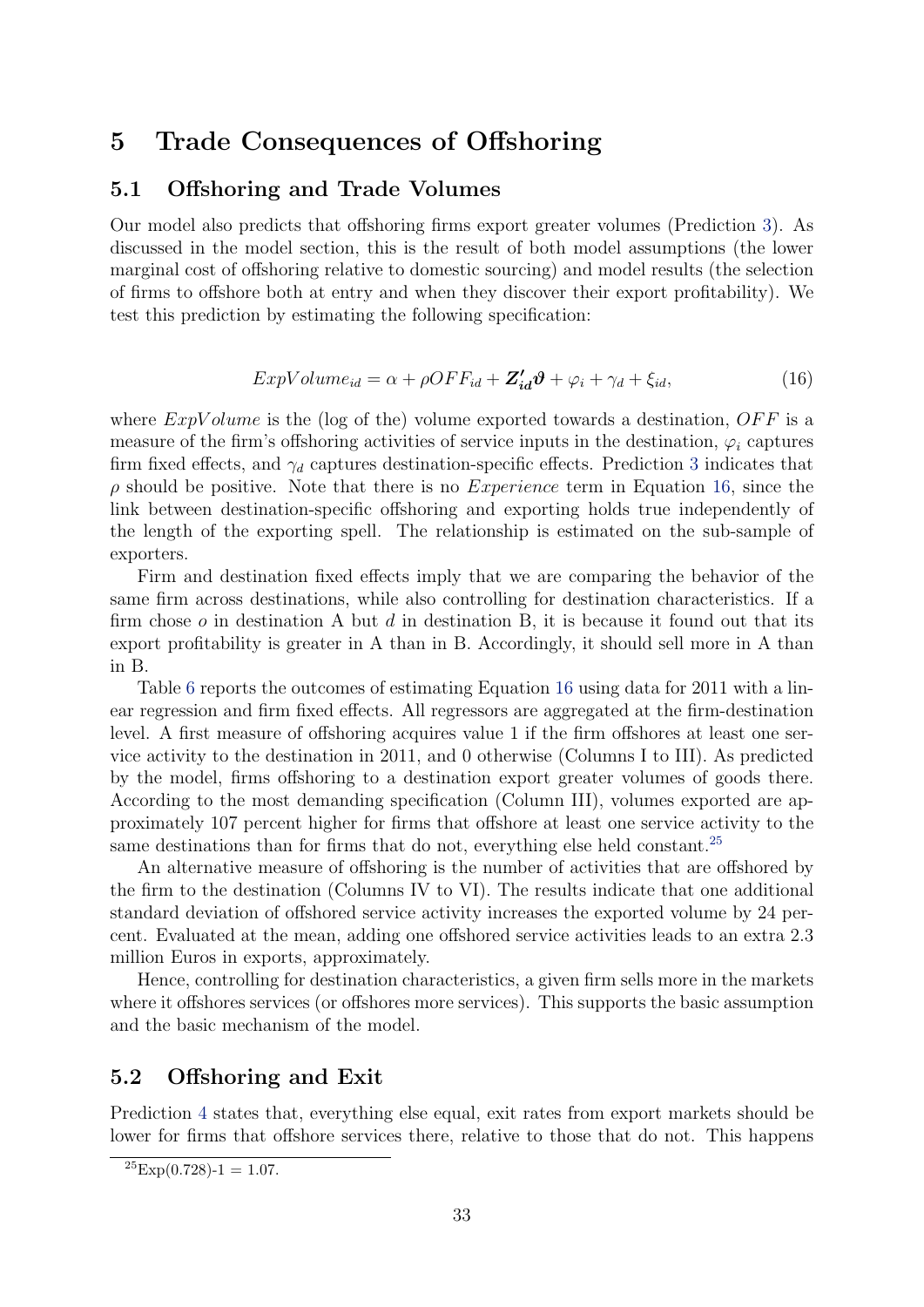# 5 Trade Consequences of Offshoring

## 5.1 Offshoring and Trade Volumes

Our model also predicts that offshoring firms export greater volumes (Prediction 3). As discussed in the model section, this is the result of both model assumptions (the lower marginal cost of offshoring relative to domestic sourcing) and model results (the selection of firms to offshore both at entry and when they discover their export profitability). We test this prediction by estimating the following specification:

$$ExpVolume_{id} = \alpha + \rho OFF_{id} + \boldsymbol{Z'_{id}\vartheta} + \varphi_i + \gamma_d + \xi_{id}, \tag{16}$$

where $ExpVolume$ is the (log of the) volume exported towards a destination, $OFF$ is a measure of the firm's offshoring activities of service inputs in the destination, $\varphi_i$ captures firm fixed effects, and $\gamma_d$ captures destination-specific effects. Prediction 3 indicates that $\rho$ should be positive. Note that there is no *Experience* term in Equation 16, since the link between destination-specific offshoring and exporting holds true independently of the length of the exporting spell. The relationship is estimated on the sub-sample of exporters.

Firm and destination fixed effects imply that we are comparing the behavior of the same firm across destinations, while also controlling for destination characteristics. If a firm chose $o$ in destination A but $d$ in destination B, it is because it found out that its export profitability is greater in A than in B. Accordingly, it should sell more in A than in B.

Table 6 reports the outcomes of estimating Equation 16 using data for 2011 with a linear regression and firm fixed effects. All regressors are aggregated at the firm-destination level. A first measure of offshoring acquires value 1 if the firm offshores at least one service activity to the destination in 2011, and 0 otherwise (Columns I to III). As predicted by the model, firms offshoring to a destination export greater volumes of goods there. According to the most demanding specification (Column III), volumes exported are approximately 107 percent higher for firms that offshore at least one service activity to the same destinations than for firms that do not, everything else held constant.[25]

An alternative measure of offshoring is the number of activities that are offshored by the firm to the destination (Columns IV to VI). The results indicate that one additional standard deviation of offshored service activity increases the exported volume by 24 percent. Evaluated at the mean, adding one offshored service activities leads to an extra 2.3 million Euros in exports, approximately.

Hence, controlling for destination characteristics, a given firm sells more in the markets where it offshores services (or offshores more services). This supports the basic assumption and the basic mechanism of the model.

## 5.2 Offshoring and Exit

Prediction 4 states that, everything else equal, exit rates from export markets should be lower for firms that offshore services there, relative to those that do not. This happens

[25] Exp(0.728)-1 = 1.07.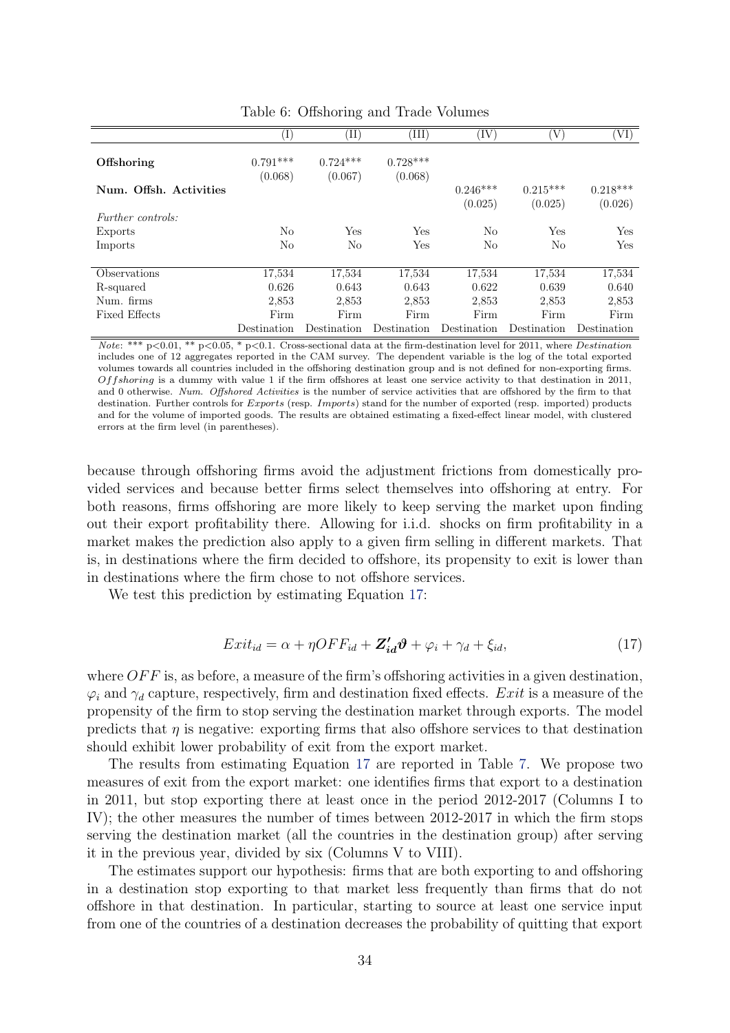Table 6: Offshoring and Trade Volumes

| | (I) | (II) | (III) | (IV) | (V) | (VI) |
|---|---|---|---|---|---|---|
| **Offshoring** | 0.791*** | 0.724*** | 0.728*** | | | |
| | (0.068) | (0.067) | (0.068) | | | |
| **Num. Offsh. Activities** | | | | 0.246*** | 0.215*** | 0.218*** |
| | | | | (0.025) | (0.025) | (0.026) |
| *Further controls:* | | | | | | |
| Exports | No | Yes | Yes | No | Yes | Yes |
| Imports | No | No | Yes | No | No | Yes |
| Observations | 17,534 | 17,534 | 17,534 | 17,534 | 17,534 | 17,534 |
| R-squared | 0.626 | 0.643 | 0.643 | 0.622 | 0.639 | 0.640 |
| Num. firms | 2,853 | 2,853 | 2,853 | 2,853 | 2,853 | 2,853 |
| Fixed Effects | Firm | Firm | Firm | Firm | Firm | Firm |
| | Destination | Destination | Destination | Destination | Destination | Destination |

*Note*: *** p<0.01, ** p<0.05, * p<0.1. Cross-sectional data at the firm-destination level for 2011, where *Destination* includes one of 12 aggregates reported in the CAM survey. The dependent variable is the log of the total exported volumes towards all countries included in the offshoring destination group and is not defined for non-exporting firms. *Offshoring* is a dummy with value 1 if the firm offshores at least one service activity to that destination in 2011, and 0 otherwise. *Num. Offshored Activities* is the number of service activities that are offshored by the firm to that destination. Further controls for *Exports* (resp. *Imports*) stand for the number of exported (resp. imported) products and for the volume of imported goods. The results are obtained estimating a fixed-effect linear model, with clustered errors at the firm level (in parentheses).

because through offshoring firms avoid the adjustment frictions from domestically provided services and because better firms select themselves into offshoring at entry. For both reasons, firms offshoring are more likely to keep serving the market upon finding out their export profitability there. Allowing for i.i.d. shocks on firm profitability in a market makes the prediction also apply to a given firm selling in different markets. That is, in destinations where the firm decided to offshore, its propensity to exit is lower than in destinations where the firm chose to not offshore services.

We test this prediction by estimating Equation 17:

$$Exit_{id} = \alpha + \eta OFF_{id} + \boldsymbol{Z'_{id}}\boldsymbol{\vartheta} + \varphi_i + \gamma_d + \xi_{id}, \tag{17}$$

where $OFF$ is, as before, a measure of the firm's offshoring activities in a given destination, $\varphi_i$ and $\gamma_d$ capture, respectively, firm and destination fixed effects. $Exit$ is a measure of the propensity of the firm to stop serving the destination market through exports. The model predicts that $\eta$ is negative: exporting firms that also offshore services to that destination should exhibit lower probability of exit from the export market.

The results from estimating Equation 17 are reported in Table 7. We propose two measures of exit from the export market: one identifies firms that export to a destination in 2011, but stop exporting there at least once in the period 2012-2017 (Columns I to IV); the other measures the number of times between 2012-2017 in which the firm stops serving the destination market (all the countries in the destination group) after serving it in the previous year, divided by six (Columns V to VIII).

The estimates support our hypothesis: firms that are both exporting to and offshoring in a destination stop exporting to that market less frequently than firms that do not offshore in that destination. In particular, starting to source at least one service input from one of the countries of a destination decreases the probability of quitting that export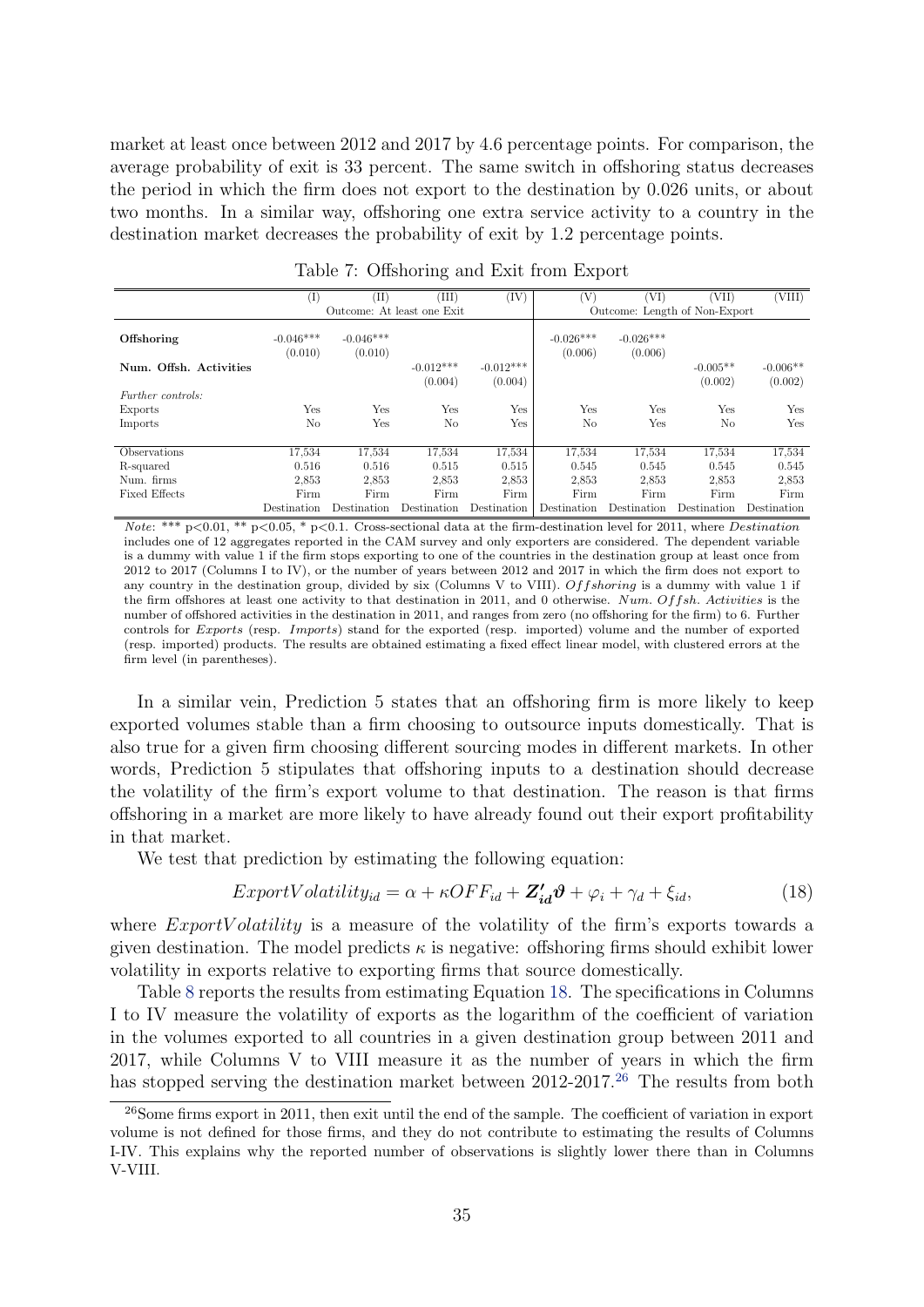market at least once between 2012 and 2017 by 4.6 percentage points. For comparison, the average probability of exit is 33 percent. The same switch in offshoring status decreases the period in which the firm does not export to the destination by 0.026 units, or about two months. In a similar way, offshoring one extra service activity to a country in the destination market decreases the probability of exit by 1.2 percentage points.

Table 7: Offshoring and Exit from Export

| | (I) | (II) | (III) | (IV) | (V) | (VI) | (VII) | (VIII) |
|---|---|---|---|---|---|---|---|---|
| | Outcome: At least one Exit | | | | Outcome: Length of Non-Export | | | |
| **Offshoring** | -0.046*** | -0.046*** | | | -0.026*** | -0.026*** | | |
| | (0.010) | (0.010) | | | (0.006) | (0.006) | | |
| **Num. Offsh. Activities** | | | -0.012*** | -0.012*** | | | -0.005** | -0.006** |
| | | | (0.004) | (0.004) | | | (0.002) | (0.002) |
| *Further controls:* | | | | | | | | |
| Exports | Yes | Yes | Yes | Yes | Yes | Yes | Yes | Yes |
| Imports | No | Yes | No | Yes | No | Yes | No | Yes |
| Observations | 17,534 | 17,534 | 17,534 | 17,534 | 17,534 | 17,534 | 17,534 | 17,534 |
| R-squared | 0.516 | 0.516 | 0.515 | 0.515 | 0.545 | 0.545 | 0.545 | 0.545 |
| Num. firms | 2,853 | 2,853 | 2,853 | 2,853 | 2,853 | 2,853 | 2,853 | 2,853 |
| Fixed Effects | Firm | Firm | Firm | Firm | Firm | Firm | Firm | Firm |
| | Destination | Destination | Destination | Destination | Destination | Destination | Destination | Destination |

*Note*: *** p<0.01, ** p<0.05, * p<0.1. Cross-sectional data at the firm-destination level for 2011, where *Destination* includes one of 12 aggregates reported in the CAM survey and only exporters are considered. The dependent variable is a dummy with value 1 if the firm stops exporting to one of the countries in the destination group at least once from 2012 to 2017 (Columns I to IV), or the number of years between 2012 and 2017 in which the firm does not export to any country in the destination group, divided by six (Columns V to VIII). *Offshoring* is a dummy with value 1 if the firm offshores at least one activity to that destination in 2011, and 0 otherwise. *Num. Offsh. Activities* is the number of offshored activities in the destination in 2011, and ranges from zero (no offshoring for the firm) to 6. Further controls for *Exports* (resp. *Imports*) stand for the exported (resp. imported) volume and the number of exported (resp. imported) products. The results are obtained estimating a fixed effect linear model, with clustered errors at the firm level (in parentheses).

In a similar vein, Prediction 5 states that an offshoring firm is more likely to keep exported volumes stable than a firm choosing to outsource inputs domestically. That is also true for a given firm choosing different sourcing modes in different markets. In other words, Prediction 5 stipulates that offshoring inputs to a destination should decrease the volatility of the firm's export volume to that destination. The reason is that firms offshoring in a market are more likely to have already found out their export profitability in that market.

We test that prediction by estimating the following equation:

$$ExportVolatility_{id} = \alpha + \kappa OFF_{id} + \boldsymbol{Z'_{id}}\boldsymbol{\vartheta} + \varphi_i + \gamma_d + \xi_{id}, \tag{18}$$

where $ExportVolatility$ is a measure of the volatility of the firm's exports towards a given destination. The model predicts $\kappa$ is negative: offshoring firms should exhibit lower volatility in exports relative to exporting firms that source domestically.

Table 8 reports the results from estimating Equation 18. The specifications in Columns I to IV measure the volatility of exports as the logarithm of the coefficient of variation in the volumes exported to all countries in a given destination group between 2011 and 2017, while Columns V to VIII measure it as the number of years in which the firm has stopped serving the destination market between 2012-2017.[26] The results from both

[26] Some firms export in 2011, then exit until the end of the sample. The coefficient of variation in export volume is not defined for those firms, and they do not contribute to estimating the results of Columns I-IV. This explains why the reported number of observations is slightly lower there than in Columns V-VIII.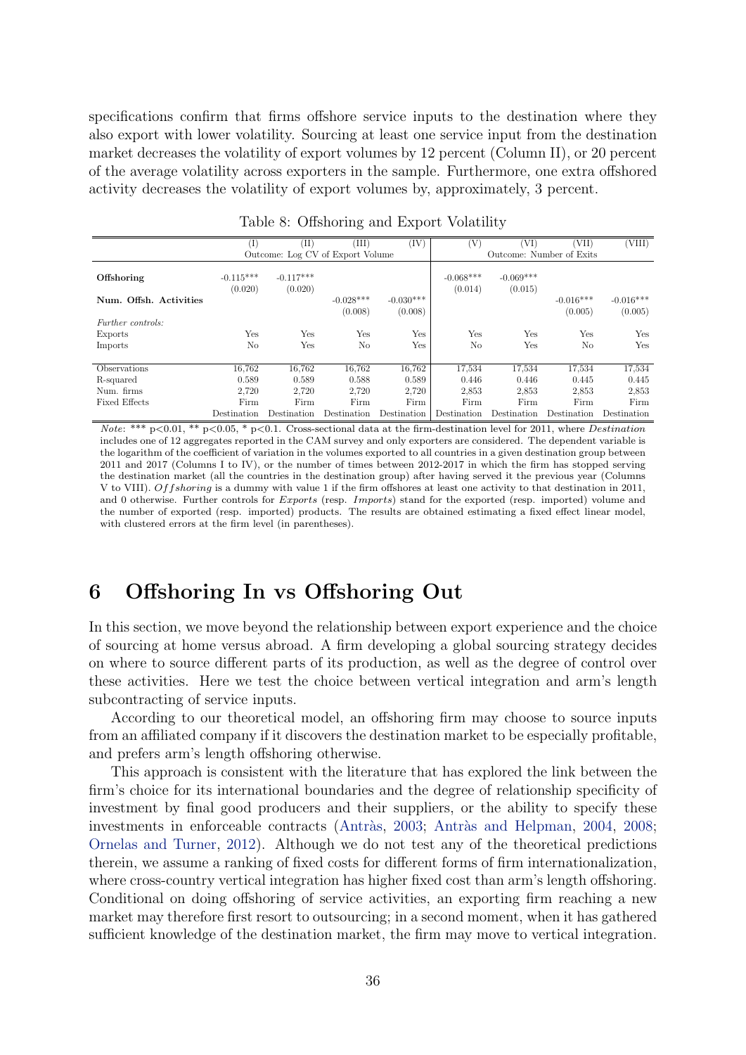specifications confirm that firms offshore service inputs to the destination where they also export with lower volatility. Sourcing at least one service input from the destination market decreases the volatility of export volumes by 12 percent (Column II), or 20 percent of the average volatility across exporters in the sample. Furthermore, one extra offshored activity decreases the volatility of export volumes by, approximately, 3 percent.

Table 8: Offshoring and Export Volatility

| | (I) | (II) | (III) | (IV) | (V) | (VI) | (VII) | (VIII) |
|---|---|---|---|---|---|---|---|---|
| | Outcome: Log CV of Export Volume | | | | Outcome: Number of Exits | | | |
| **Offshoring** | -0.115*** | -0.117*** | | | -0.068*** | -0.069*** | | |
| | (0.020) | (0.020) | | | (0.014) | (0.015) | | |
| **Num. Offsh. Activities** | | | -0.028*** | -0.030*** | | | -0.016*** | -0.016*** |
| | | | (0.008) | (0.008) | | | (0.005) | (0.005) |
| *Further controls:* | | | | | | | | |
| Exports | Yes | Yes | Yes | Yes | Yes | Yes | Yes | Yes |
| Imports | No | Yes | No | Yes | No | Yes | No | Yes |
| Observations | 16,762 | 16,762 | 16,762 | 16,762 | 17,534 | 17,534 | 17,534 | 17,534 |
| R-squared | 0.589 | 0.589 | 0.588 | 0.589 | 0.446 | 0.446 | 0.445 | 0.445 |
| Num. firms | 2,720 | 2,720 | 2,720 | 2,720 | 2,853 | 2,853 | 2,853 | 2,853 |
| Fixed Effects | Firm | Firm | Firm | Firm | Firm | Firm | Firm | Firm |
| | Destination | Destination | Destination | Destination | Destination | Destination | Destination | Destination |

*Note*: *** p<0.01, ** p<0.05, * p<0.1. Cross-sectional data at the firm-destination level for 2011, where *Destination* includes one of 12 aggregates reported in the CAM survey and only exporters are considered. The dependent variable is the logarithm of the coefficient of variation in the volumes exported to all countries in a given destination group between 2011 and 2017 (Columns I to IV), or the number of times between 2012-2017 in which the firm has stopped serving the destination market (all the countries in the destination group) after having served it the previous year (Columns V to VIII). *Offshoring* is a dummy with value 1 if the firm offshores at least one activity to that destination in 2011, and 0 otherwise. Further controls for *Exports* (resp. *Imports*) stand for the exported (resp. imported) volume and the number of exported (resp. imported) products. The results are obtained estimating a fixed effect linear model, with clustered errors at the firm level (in parentheses).

# 6 Offshoring In vs Offshoring Out

In this section, we move beyond the relationship between export experience and the choice of sourcing at home versus abroad. A firm developing a global sourcing strategy decides on where to source different parts of its production, as well as the degree of control over these activities. Here we test the choice between vertical integration and arm's length subcontracting of service inputs.

According to our theoretical model, an offshoring firm may choose to source inputs from an affiliated company if it discovers the destination market to be especially profitable, and prefers arm's length offshoring otherwise.

This approach is consistent with the literature that has explored the link between the firm's choice for its international boundaries and the degree of relationship specificity of investment by final good producers and their suppliers, or the ability to specify these investments in enforceable contracts (Antràs, 2003; Antràs and Helpman, 2004, 2008; Ornelas and Turner, 2012). Although we do not test any of the theoretical predictions therein, we assume a ranking of fixed costs for different forms of firm internationalization, where cross-country vertical integration has higher fixed cost than arm's length offshoring. Conditional on doing offshoring of service activities, an exporting firm reaching a new market may therefore first resort to outsourcing; in a second moment, when it has gathered sufficient knowledge of the destination market, the firm may move to vertical integration.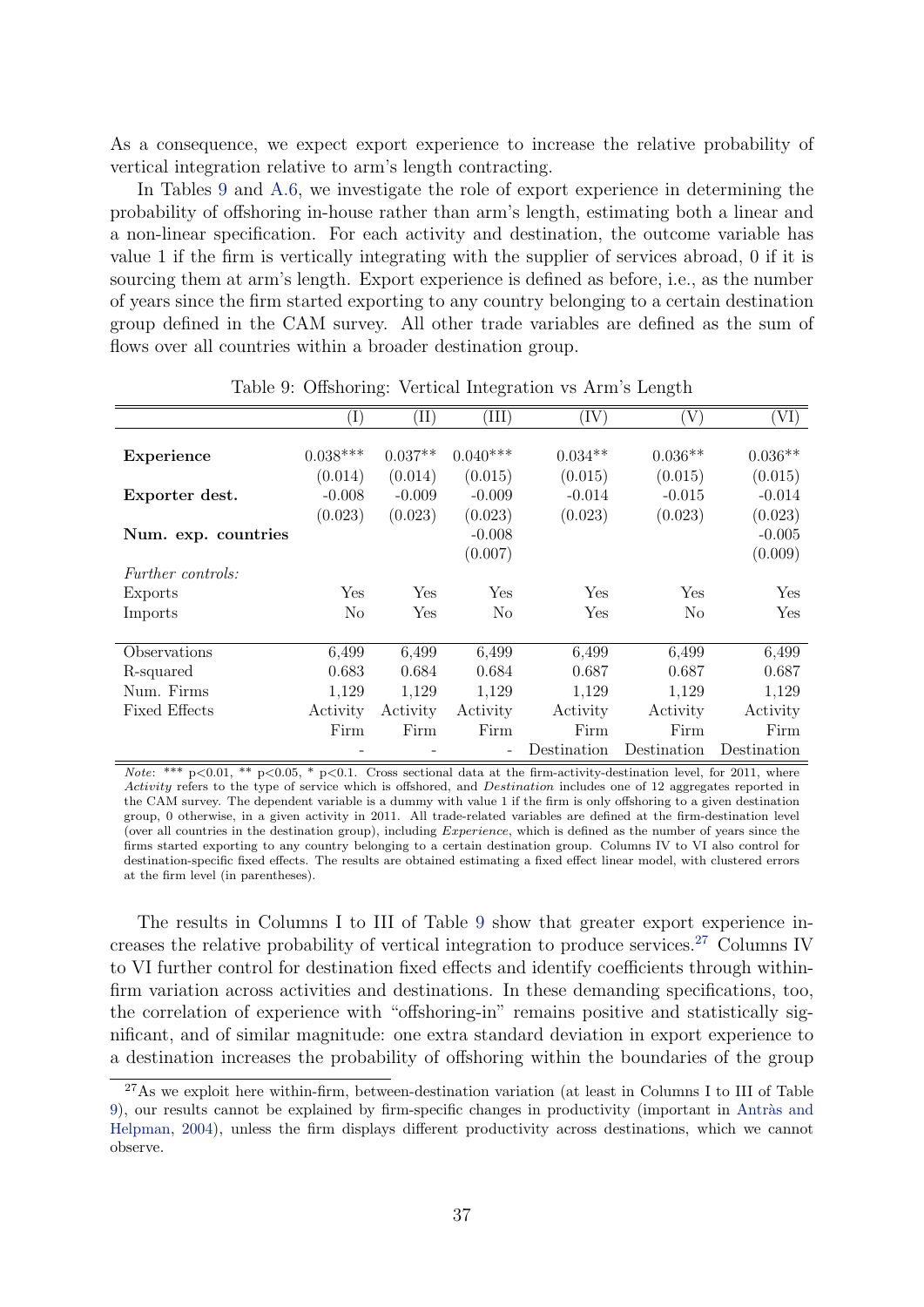As a consequence, we expect export experience to increase the relative probability of vertical integration relative to arm's length contracting.

In Tables 9 and A.6, we investigate the role of export experience in determining the probability of offshoring in-house rather than arm's length, estimating both a linear and a non-linear specification. For each activity and destination, the outcome variable has value 1 if the firm is vertically integrating with the supplier of services abroad, 0 if it is sourcing them at arm's length. Export experience is defined as before, i.e., as the number of years since the firm started exporting to any country belonging to a certain destination group defined in the CAM survey. All other trade variables are defined as the sum of flows over all countries within a broader destination group.

Table 9: Offshoring: Vertical Integration vs Arm's Length

| | (I) | (II) | (III) | (IV) | (V) | (VI) |
|---|---|---|---|---|---|---|
| **Experience** | 0.038*** | 0.037** | 0.040*** | 0.034** | 0.036** | 0.036** |
| | (0.014) | (0.014) | (0.015) | (0.015) | (0.015) | (0.015) |
| **Exporter dest.** | -0.008 | -0.009 | -0.009 | -0.014 | -0.015 | -0.014 |
| | (0.023) | (0.023) | (0.023) | (0.023) | (0.023) | (0.023) |
| **Num. exp. countries** | | | -0.008 | | | -0.005 |
| | | | (0.007) | | | (0.009) |
| *Further controls:* | | | | | | |
| Exports | Yes | Yes | Yes | Yes | Yes | Yes |
| Imports | No | Yes | No | Yes | No | Yes |
| Observations | 6,499 | 6,499 | 6,499 | 6,499 | 6,499 | 6,499 |
| R-squared | 0.683 | 0.684 | 0.684 | 0.687 | 0.687 | 0.687 |
| Num. Firms | 1,129 | 1,129 | 1,129 | 1,129 | 1,129 | 1,129 |
| Fixed Effects | Activity | Activity | Activity | Activity | Activity | Activity |
| | Firm | Firm | Firm | Firm | Firm | Firm |
| | - | - | - | Destination | Destination | Destination |

*Note*: *** p<0.01, ** p<0.05, * p<0.1. Cross sectional data at the firm-activity-destination level, for 2011, where *Activity* refers to the type of service which is offshored, and *Destination* includes one of 12 aggregates reported in the CAM survey. The dependent variable is a dummy with value 1 if the firm is only offshoring to a given destination group, 0 otherwise, in a given activity in 2011. All trade-related variables are defined at the firm-destination level (over all countries in the destination group), including *Experience*, which is defined as the number of years since the firms started exporting to any country belonging to a certain destination group. Columns IV to VI also control for destination-specific fixed effects. The results are obtained estimating a fixed effect linear model, with clustered errors at the firm level (in parentheses).

The results in Columns I to III of Table 9 show that greater export experience increases the relative probability of vertical integration to produce services.[27] Columns IV to VI further control for destination fixed effects and identify coefficients through within-firm variation across activities and destinations. In these demanding specifications, too, the correlation of experience with "offshoring-in" remains positive and statistically significant, and of similar magnitude: one extra standard deviation in export experience to a destination increases the probability of offshoring within the boundaries of the group

[27] As we exploit here within-firm, between-destination variation (at least in Columns I to III of Table 9), our results cannot be explained by firm-specific changes in productivity (important in Antràs and Helpman, 2004), unless the firm displays different productivity across destinations, which we cannot observe.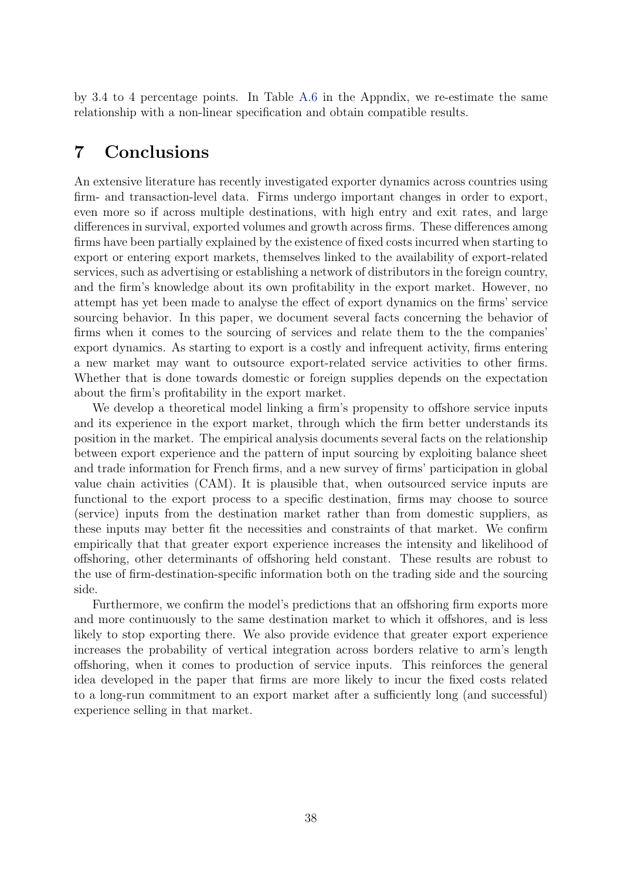by 3.4 to 4 percentage points. In Table A.6 in the Appndix, we re-estimate the same relationship with a non-linear specification and obtain compatible results.

# 7 Conclusions

An extensive literature has recently investigated exporter dynamics across countries using firm- and transaction-level data. Firms undergo important changes in order to export, even more so if across multiple destinations, with high entry and exit rates, and large differences in survival, exported volumes and growth across firms. These differences among firms have been partially explained by the existence of fixed costs incurred when starting to export or entering export markets, themselves linked to the availability of export-related services, such as advertising or establishing a network of distributors in the foreign country, and the firm's knowledge about its own profitability in the export market. However, no attempt has yet been made to analyse the effect of export dynamics on the firms' service sourcing behavior. In this paper, we document several facts concerning the behavior of firms when it comes to the sourcing of services and relate them to the the companies' export dynamics. As starting to export is a costly and infrequent activity, firms entering a new market may want to outsource export-related service activities to other firms. Whether that is done towards domestic or foreign supplies depends on the expectation about the firm's profitability in the export market.

We develop a theoretical model linking a firm's propensity to offshore service inputs and its experience in the export market, through which the firm better understands its position in the market. The empirical analysis documents several facts on the relationship between export experience and the pattern of input sourcing by exploiting balance sheet and trade information for French firms, and a new survey of firms' participation in global value chain activities (CAM). It is plausible that, when outsourced service inputs are functional to the export process to a specific destination, firms may choose to source (service) inputs from the destination market rather than from domestic suppliers, as these inputs may better fit the necessities and constraints of that market. We confirm empirically that that greater export experience increases the intensity and likelihood of offshoring, other determinants of offshoring held constant. These results are robust to the use of firm-destination-specific information both on the trading side and the sourcing side.

Furthermore, we confirm the model's predictions that an offshoring firm exports more and more continuously to the same destination market to which it offshores, and is less likely to stop exporting there. We also provide evidence that greater export experience increases the probability of vertical integration across borders relative to arm's length offshoring, when it comes to production of service inputs. This reinforces the general idea developed in the paper that firms are more likely to incur the fixed costs related to a long-run commitment to an export market after a sufficiently long (and successful) experience selling in that market.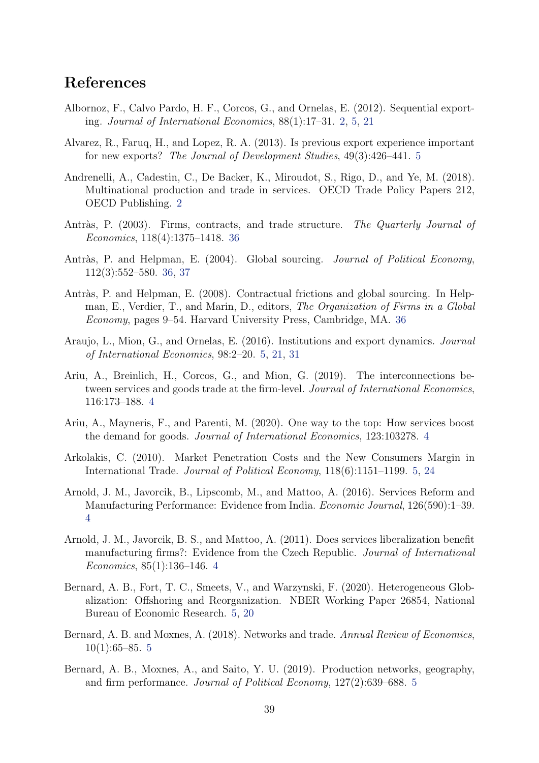# References

Albornoz, F., Calvo Pardo, H. F., Corcos, G., and Ornelas, E. (2012). Sequential exporting. *Journal of International Economics*, 88(1):17–31. 2, 5, 21

Alvarez, R., Faruq, H., and Lopez, R. A. (2013). Is previous export experience important for new exports? *The Journal of Development Studies*, 49(3):426–441. 5

Andrenelli, A., Cadestin, C., De Backer, K., Miroudot, S., Rigo, D., and Ye, M. (2018). Multinational production and trade in services. OECD Trade Policy Papers 212, OECD Publishing. 2

Antràs, P. (2003). Firms, contracts, and trade structure. *The Quarterly Journal of Economics*, 118(4):1375–1418. 36

Antràs, P. and Helpman, E. (2004). Global sourcing. *Journal of Political Economy*, 112(3):552–580. 36, 37

Antràs, P. and Helpman, E. (2008). Contractual frictions and global sourcing. In Helpman, E., Verdier, T., and Marin, D., editors, *The Organization of Firms in a Global Economy*, pages 9–54. Harvard University Press, Cambridge, MA. 36

Araujo, L., Mion, G., and Ornelas, E. (2016). Institutions and export dynamics. *Journal of International Economics*, 98:2–20. 5, 21, 31

Ariu, A., Breinlich, H., Corcos, G., and Mion, G. (2019). The interconnections between services and goods trade at the firm-level. *Journal of International Economics*, 116:173–188. 4

Ariu, A., Mayneris, F., and Parenti, M. (2020). One way to the top: How services boost the demand for goods. *Journal of International Economics*, 123:103278. 4

Arkolakis, C. (2010). Market Penetration Costs and the New Consumers Margin in International Trade. *Journal of Political Economy*, 118(6):1151–1199. 5, 24

Arnold, J. M., Javorcik, B., Lipscomb, M., and Mattoo, A. (2016). Services Reform and Manufacturing Performance: Evidence from India. *Economic Journal*, 126(590):1–39. 4

Arnold, J. M., Javorcik, B. S., and Mattoo, A. (2011). Does services liberalization benefit manufacturing firms?: Evidence from the Czech Republic. *Journal of International Economics*, 85(1):136–146. 4

Bernard, A. B., Fort, T. C., Smeets, V., and Warzynski, F. (2020). Heterogeneous Globalization: Offshoring and Reorganization. NBER Working Paper 26854, National Bureau of Economic Research. 5, 20

Bernard, A. B. and Moxnes, A. (2018). Networks and trade. *Annual Review of Economics*, 10(1):65–85. 5

Bernard, A. B., Moxnes, A., and Saito, Y. U. (2019). Production networks, geography, and firm performance. *Journal of Political Economy*, 127(2):639–688. 5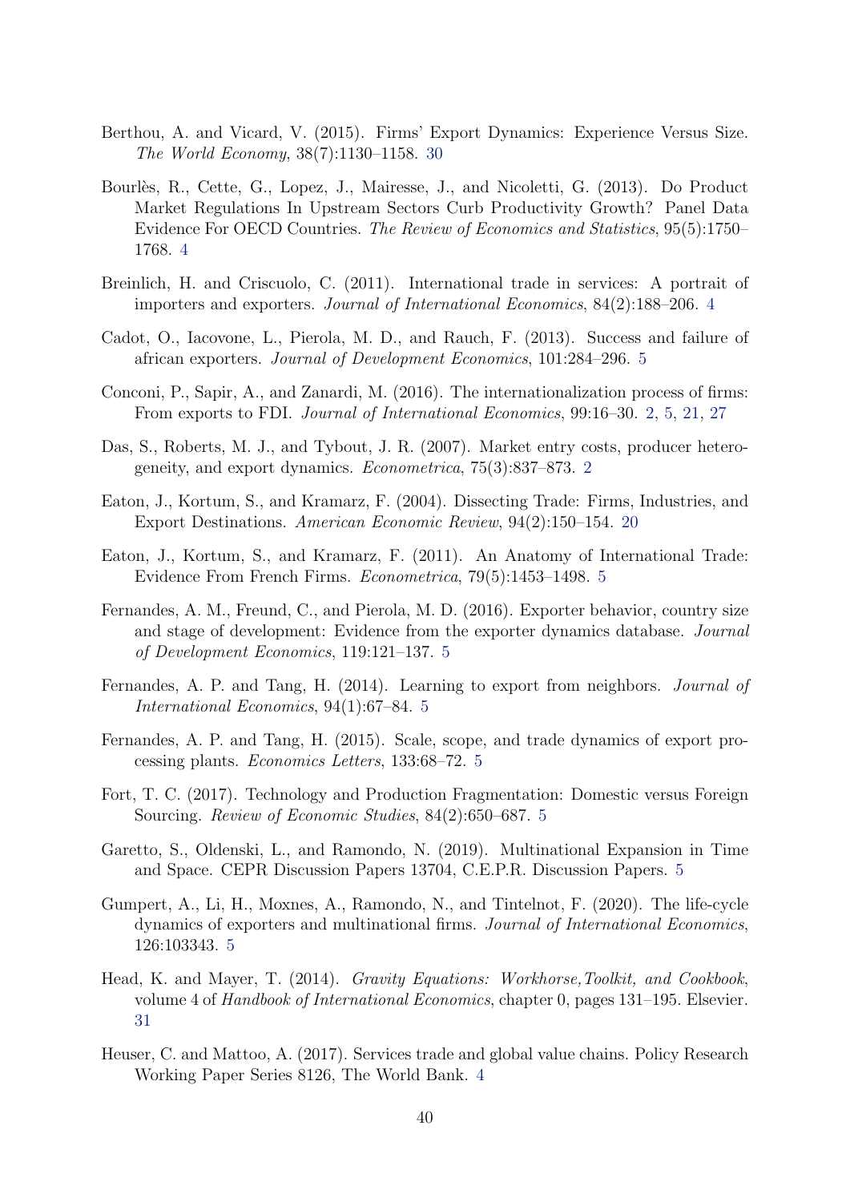Berthou, A. and Vicard, V. (2015). Firms' Export Dynamics: Experience Versus Size. *The World Economy*, 38(7):1130–1158. 30

Bourlès, R., Cette, G., Lopez, J., Mairesse, J., and Nicoletti, G. (2013). Do Product Market Regulations In Upstream Sectors Curb Productivity Growth? Panel Data Evidence For OECD Countries. *The Review of Economics and Statistics*, 95(5):1750–1768. 4

Breinlich, H. and Criscuolo, C. (2011). International trade in services: A portrait of importers and exporters. *Journal of International Economics*, 84(2):188–206. 4

Cadot, O., Iacovone, L., Pierola, M. D., and Rauch, F. (2013). Success and failure of african exporters. *Journal of Development Economics*, 101:284–296. 5

Conconi, P., Sapir, A., and Zanardi, M. (2016). The internationalization process of firms: From exports to FDI. *Journal of International Economics*, 99:16–30. 2, 5, 21, 27

Das, S., Roberts, M. J., and Tybout, J. R. (2007). Market entry costs, producer heterogeneity, and export dynamics. *Econometrica*, 75(3):837–873. 2

Eaton, J., Kortum, S., and Kramarz, F. (2004). Dissecting Trade: Firms, Industries, and Export Destinations. *American Economic Review*, 94(2):150–154. 20

Eaton, J., Kortum, S., and Kramarz, F. (2011). An Anatomy of International Trade: Evidence From French Firms. *Econometrica*, 79(5):1453–1498. 5

Fernandes, A. M., Freund, C., and Pierola, M. D. (2016). Exporter behavior, country size and stage of development: Evidence from the exporter dynamics database. *Journal of Development Economics*, 119:121–137. 5

Fernandes, A. P. and Tang, H. (2014). Learning to export from neighbors. *Journal of International Economics*, 94(1):67–84. 5

Fernandes, A. P. and Tang, H. (2015). Scale, scope, and trade dynamics of export processing plants. *Economics Letters*, 133:68–72. 5

Fort, T. C. (2017). Technology and Production Fragmentation: Domestic versus Foreign Sourcing. *Review of Economic Studies*, 84(2):650–687. 5

Garetto, S., Oldenski, L., and Ramondo, N. (2019). Multinational Expansion in Time and Space. CEPR Discussion Papers 13704, C.E.P.R. Discussion Papers. 5

Gumpert, A., Li, H., Moxnes, A., Ramondo, N., and Tintelnot, F. (2020). The life-cycle dynamics of exporters and multinational firms. *Journal of International Economics*, 126:103343. 5

Head, K. and Mayer, T. (2014). *Gravity Equations: Workhorse,Toolkit, and Cookbook*, volume 4 of *Handbook of International Economics*, chapter 0, pages 131–195. Elsevier. 31

Heuser, C. and Mattoo, A. (2017). Services trade and global value chains. Policy Research Working Paper Series 8126, The World Bank. 4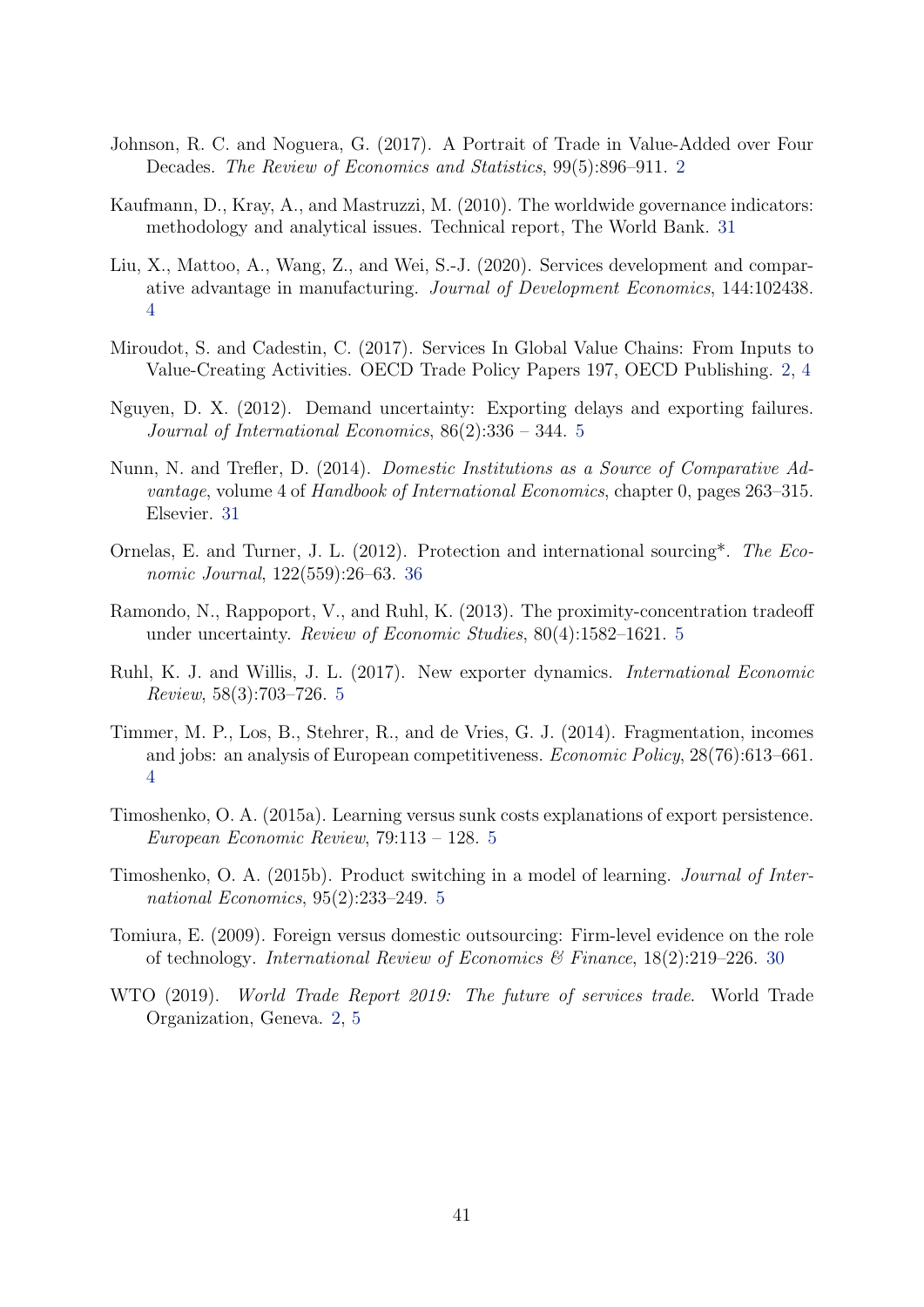Johnson, R. C. and Noguera, G. (2017). A Portrait of Trade in Value-Added over Four Decades. *The Review of Economics and Statistics*, 99(5):896–911. 2

Kaufmann, D., Kray, A., and Mastruzzi, M. (2010). The worldwide governance indicators: methodology and analytical issues. Technical report, The World Bank. 31

Liu, X., Mattoo, A., Wang, Z., and Wei, S.-J. (2020). Services development and comparative advantage in manufacturing. *Journal of Development Economics*, 144:102438. 4

Miroudot, S. and Cadestin, C. (2017). Services In Global Value Chains: From Inputs to Value-Creating Activities. OECD Trade Policy Papers 197, OECD Publishing. 2, 4

Nguyen, D. X. (2012). Demand uncertainty: Exporting delays and exporting failures. *Journal of International Economics*, 86(2):336 – 344. 5

Nunn, N. and Trefler, D. (2014). *Domestic Institutions as a Source of Comparative Advantage*, volume 4 of *Handbook of International Economics*, chapter 0, pages 263–315. Elsevier. 31

Ornelas, E. and Turner, J. L. (2012). Protection and international sourcing*. *The Economic Journal*, 122(559):26–63. 36

Ramondo, N., Rappoport, V., and Ruhl, K. (2013). The proximity-concentration tradeoff under uncertainty. *Review of Economic Studies*, 80(4):1582–1621. 5

Ruhl, K. J. and Willis, J. L. (2017). New exporter dynamics. *International Economic Review*, 58(3):703–726. 5

Timmer, M. P., Los, B., Stehrer, R., and de Vries, G. J. (2014). Fragmentation, incomes and jobs: an analysis of European competitiveness. *Economic Policy*, 28(76):613–661. 4

Timoshenko, O. A. (2015a). Learning versus sunk costs explanations of export persistence. *European Economic Review*, 79:113 – 128. 5

Timoshenko, O. A. (2015b). Product switching in a model of learning. *Journal of International Economics*, 95(2):233–249. 5

Tomiura, E. (2009). Foreign versus domestic outsourcing: Firm-level evidence on the role of technology. *International Review of Economics & Finance*, 18(2):219–226. 30

WTO (2019). *World Trade Report 2019: The future of services trade*. World Trade Organization, Geneva. 2, 5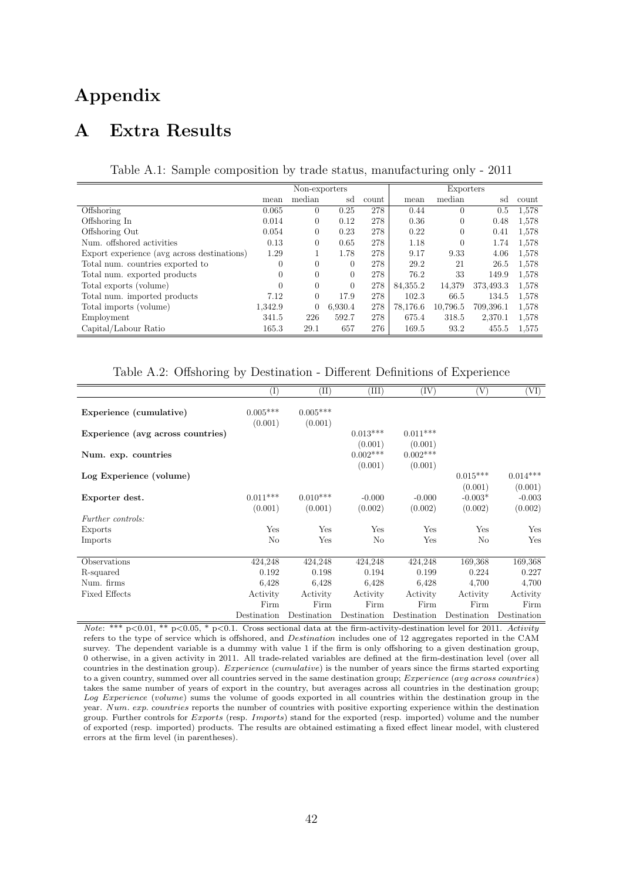# Appendix

# A Extra Results

Table A.1: Sample composition by trade status, manufacturing only - 2011

| | Non-exporters | | | | Exporters | | | |
|---|---|---|---|---|---|---|---|---|
| | mean | median | sd | count | mean | median | sd | count |
| Offshoring | 0.065 | 0 | 0.25 | 278 | 0.44 | 0 | 0.5 | 1,578 |
| Offshoring In | 0.014 | 0 | 0.12 | 278 | 0.36 | 0 | 0.48 | 1,578 |
| Offshoring Out | 0.054 | 0 | 0.23 | 278 | 0.22 | 0 | 0.41 | 1,578 |
| Num. offshored activities | 0.13 | 0 | 0.65 | 278 | 1.18 | 0 | 1.74 | 1,578 |
| Export experience (avg across destinations) | 1.29 | 1 | 1.78 | 278 | 9.17 | 9.33 | 4.06 | 1,578 |
| Total num. countries exported to | 0 | 0 | 0 | 278 | 29.2 | 21 | 26.5 | 1,578 |
| Total num. exported products | 0 | 0 | 0 | 278 | 76.2 | 33 | 149.9 | 1,578 |
| Total exports (volume) | 0 | 0 | 0 | 278 | 84,355.2 | 14,379 | 373,493.3 | 1,578 |
| Total num. imported products | 7.12 | 0 | 17.9 | 278 | 102.3 | 66.5 | 134.5 | 1,578 |
| Total imports (volume) | 1,342.9 | 0 | 6,930.4 | 278 | 78,176.6 | 10,796.5 | 709,396.1 | 1,578 |
| Employment | 341.5 | 226 | 592.7 | 278 | 675.4 | 318.5 | 2,370.1 | 1,578 |
| Capital/Labour Ratio | 165.3 | 29.1 | 657 | 276 | 169.5 | 93.2 | 455.5 | 1,575 |

Table A.2: Offshoring by Destination - Different Definitions of Experience

| | (I) | (II) | (III) | (IV) | (V) | (VI) |
|---|---|---|---|---|---|---|
| **Experience (cumulative)** | 0.005*** | 0.005*** | | | | |
| | (0.001) | (0.001) | | | | |
| **Experience (avg across countries)** | | | 0.013*** | 0.011*** | | |
| | | | (0.001) | (0.001) | | |
| **Num. exp. countries** | | | 0.002*** | 0.002*** | | |
| | | | (0.001) | (0.001) | | |
| **Log Experience (volume)** | | | | | 0.015*** | 0.014*** |
| | | | | | (0.001) | (0.001) |
| **Exporter dest.** | 0.011*** | 0.010*** | -0.000 | -0.000 | -0.003* | -0.003 |
| | (0.001) | (0.001) | (0.002) | (0.002) | (0.002) | (0.002) |
| *Further controls:* | | | | | | |
| Exports | Yes | Yes | Yes | Yes | Yes | Yes |
| Imports | No | Yes | No | Yes | No | Yes |
| Observations | 424,248 | 424,248 | 424,248 | 424,248 | 169,368 | 169,368 |
| R-squared | 0.192 | 0.198 | 0.194 | 0.199 | 0.224 | 0.227 |
| Num. firms | 6,428 | 6,428 | 6,428 | 6,428 | 4,700 | 4,700 |
| Fixed Effects | Activity | Activity | Activity | Activity | Activity | Activity |
| | Firm | Firm | Firm | Firm | Firm | Firm |
| | Destination | Destination | Destination | Destination | Destination | Destination |

*Note*: *** p<0.01, ** p<0.05, * p<0.1. Cross sectional data at the firm-activity-destination level for 2011. *Activity* refers to the type of service which is offshored, and *Destination* includes one of 12 aggregates reported in the CAM survey. The dependent variable is a dummy with value 1 if the firm is only offshoring to a given destination group, 0 otherwise, in a given activity in 2011. All trade-related variables are defined at the firm-destination level (over all countries in the destination group). *Experience* (*cumulative*) is the number of years since the firms started exporting to a given country, summed over all countries served in the same destination group; *Experience* (*avg across countries*) takes the same number of years of export in the country, but averages across all countries in the destination group; *Log Experience* (*volume*) sums the volume of goods exported in all countries within the destination group in the year. *Num. exp. countries* reports the number of countries with positive exporting experience within the destination group. Further controls for *Exports* (resp. *Imports*) stand for the exported (resp. imported) volume and the number of exported (resp. imported) products. The results are obtained estimating a fixed effect linear model, with clustered errors at the firm level (in parentheses).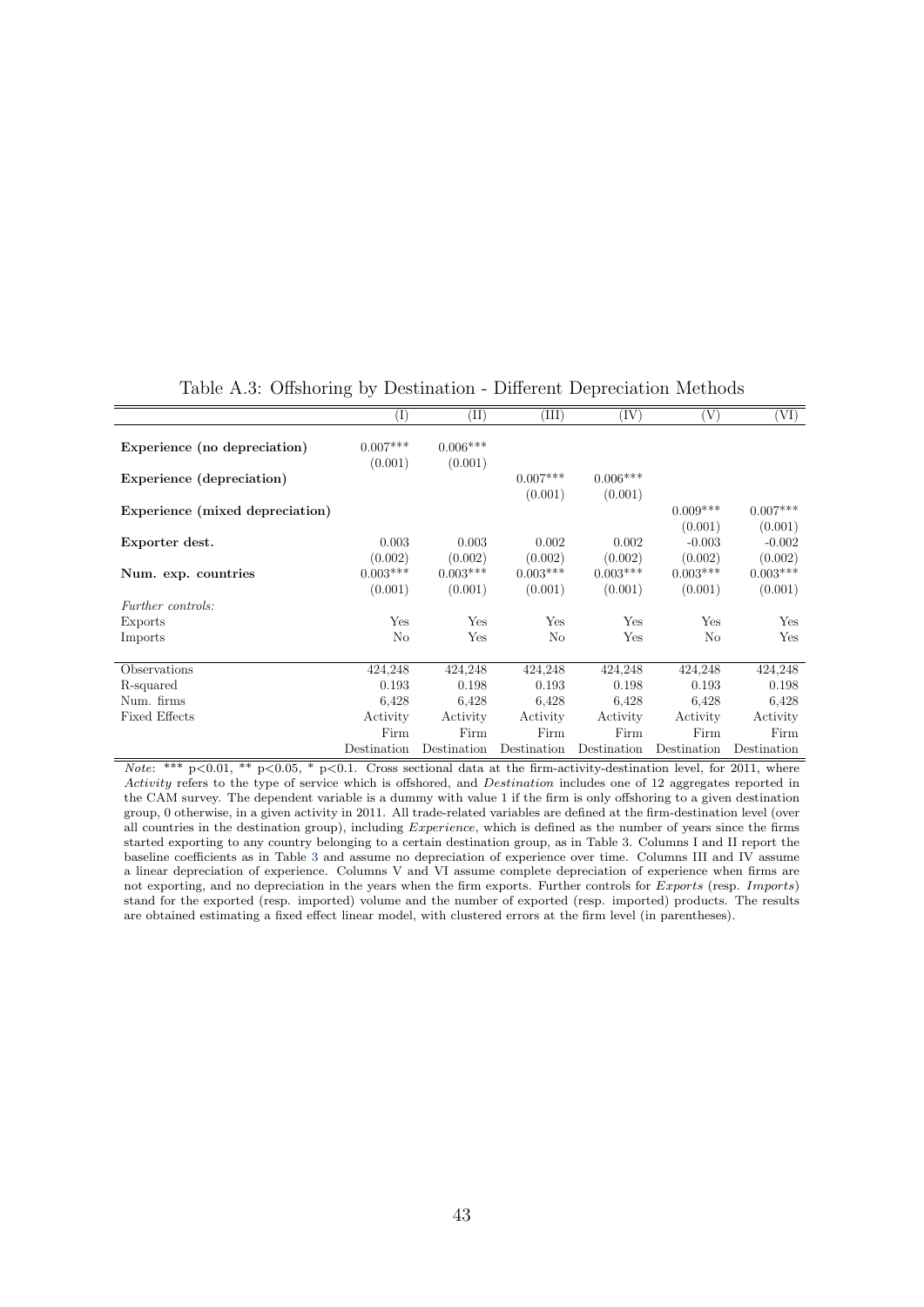Table A.3: Offshoring by Destination - Different Depreciation Methods

| | (I) | (II) | (III) | (IV) | (V) | (VI) |
|---|---|---|---|---|---|---|
| **Experience (no depreciation)** | 0.007*** | 0.006*** | | | | |
| | (0.001) | (0.001) | | | | |
| **Experience (depreciation)** | | | 0.007*** | 0.006*** | | |
| | | | (0.001) | (0.001) | | |
| **Experience (mixed depreciation)** | | | | | 0.009*** | 0.007*** |
| | | | | | (0.001) | (0.001) |
| **Exporter dest.** | 0.003 | 0.003 | 0.002 | 0.002 | -0.003 | -0.002 |
| | (0.002) | (0.002) | (0.002) | (0.002) | (0.002) | (0.002) |
| **Num. exp. countries** | 0.003*** | 0.003*** | 0.003*** | 0.003*** | 0.003*** | 0.003*** |
| | (0.001) | (0.001) | (0.001) | (0.001) | (0.001) | (0.001) |
| *Further controls:* | | | | | | |
| Exports | Yes | Yes | Yes | Yes | Yes | Yes |
| Imports | No | Yes | No | Yes | No | Yes |
| Observations | 424,248 | 424,248 | 424,248 | 424,248 | 424,248 | 424,248 |
| R-squared | 0.193 | 0.198 | 0.193 | 0.198 | 0.193 | 0.198 |
| Num. firms | 6,428 | 6,428 | 6,428 | 6,428 | 6,428 | 6,428 |
| Fixed Effects | Activity | Activity | Activity | Activity | Activity | Activity |
| | Firm | Firm | Firm | Firm | Firm | Firm |
| | Destination | Destination | Destination | Destination | Destination | Destination |

*Note*: *** p<0.01, ** p<0.05, * p<0.1. Cross sectional data at the firm-activity-destination level, for 2011, where *Activity* refers to the type of service which is offshored, and *Destination* includes one of 12 aggregates reported in the CAM survey. The dependent variable is a dummy with value 1 if the firm is only offshoring to a given destination group, 0 otherwise, in a given activity in 2011. All trade-related variables are defined at the firm-destination level (over all countries in the destination group), including *Experience*, which is defined as the number of years since the firms started exporting to any country belonging to a certain destination group, as in Table 3. Columns I and II report the baseline coefficients as in Table 3 and assume no depreciation of experience over time. Columns III and IV assume a linear depreciation of experience. Columns V and VI assume complete depreciation of experience when firms are not exporting, and no depreciation in the years when the firm exports. Further controls for *Exports* (resp. *Imports*) stand for the exported (resp. imported) volume and the number of exported (resp. imported) products. The results are obtained estimating a fixed effect linear model, with clustered errors at the firm level (in parentheses).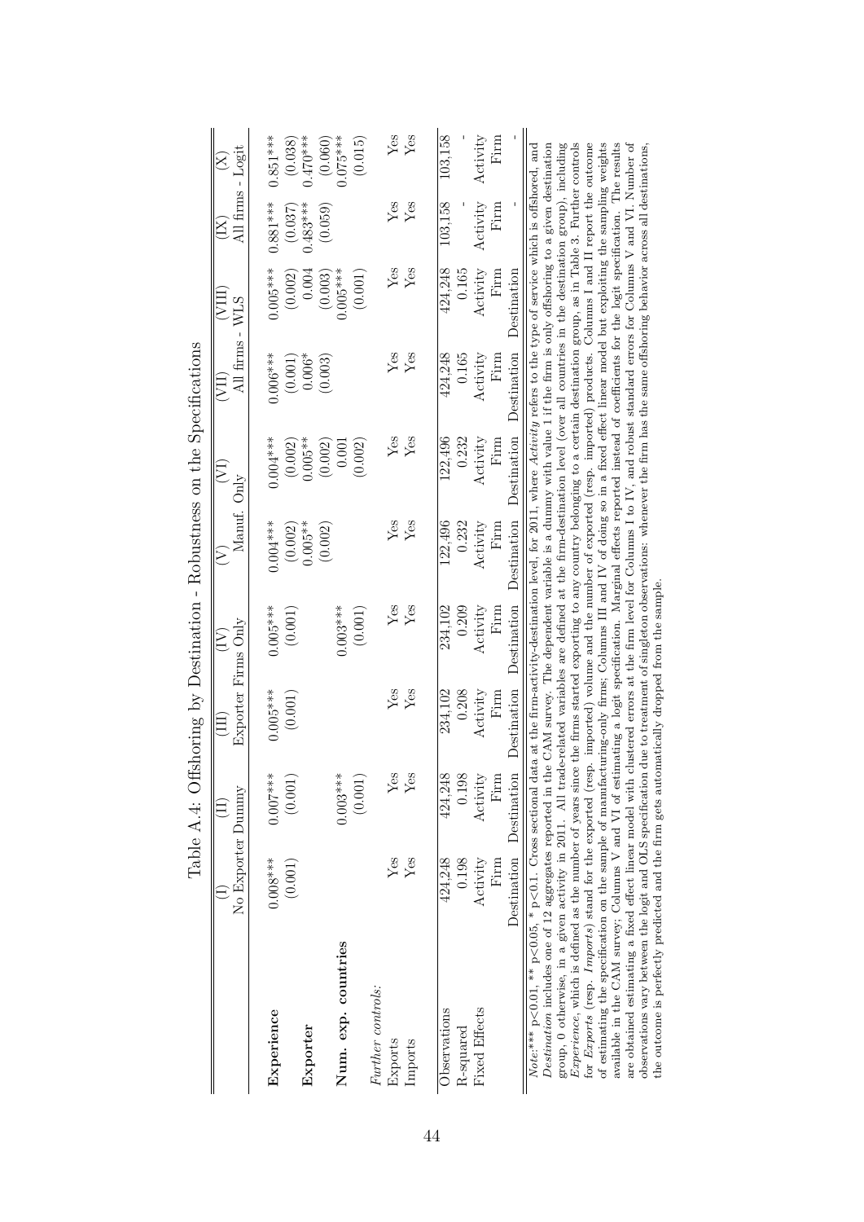Table A.4: Offshoring by Destination - Robustness on the Specifications

| | (I) | (II) | (III) | (IV) | (V) | (VI) | (VII) | (VIII) | (IX) | (X) |
|---|---|---|---|---|---|---|---|---|---|---|
| | No Exporter Dummy | | Exporter Firms Only | | Manuf. Only | | All firms - WLS | | All firms - Logit | |
| **Experience** | 0.008*** | 0.007*** | 0.005*** | 0.005*** | 0.004*** | 0.004*** | 0.006*** | 0.005*** | 0.881*** | 0.851*** |
| | (0.001) | (0.001) | (0.001) | (0.001) | (0.002) | (0.002) | (0.001) | (0.002) | (0.037) | (0.038) |
| **Exporter** | | | | | 0.005** | 0.005** | 0.006* | 0.004 | 0.483*** | 0.470*** |
| | | | | | (0.002) | (0.002) | (0.003) | (0.003) | (0.059) | (0.060) |
| **Num. exp. countries** | | 0.003*** | | 0.003*** | | 0.001 | | 0.005*** | | 0.075*** |
| | | (0.001) | | (0.001) | | (0.002) | | (0.001) | | (0.015) |
| *Further controls:* | | | | | | | | | | |
| Exports | Yes | Yes | Yes | Yes | Yes | Yes | Yes | Yes | Yes | Yes |
| Imports | Yes | Yes | Yes | Yes | Yes | Yes | Yes | Yes | Yes | Yes |
| Observations | 424,248 | 424,248 | 234,102 | 234,102 | 122,496 | 122,496 | 424,248 | 424,248 | 103,158 | 103,158 |
| R-squared | 0.198 | 0.198 | 0.208 | 0.209 | 0.232 | 0.232 | 0.165 | 0.165 | - | - |
| Fixed Effects | Activity | Activity | Activity | Activity | Activity | Activity | Activity | Activity | Activity | Activity |
| | Firm | Firm | Firm | Firm | Firm | Firm | Firm | Firm | Firm | Firm |
| | Destination | Destination | Destination | Destination | Destination | Destination | Destination | Destination | - | - |

*Note:**** p<0.01, ** p<0.05, * p<0.1. Cross sectional data at the firm-activity-destination level, for 2011, where *Activity* refers to the type of service which is offshored, and *Destination* includes one of 12 aggregates reported in the CAM survey. The dependent variable is a dummy with value 1 if the firm is only offshoring to a given destination group, 0 otherwise, in a given activity in 2011. All trade-related variables are defined at the firm-destination level (over all countries in the destination group), including *Experience*, which is defined as the number of years since the firms started exporting to any country belonging to a certain destination group, as in Table 3. Further controls for *Exports* (resp. *Imports*) stand for the exported (resp. imported) volume and the number of exported (resp. imported) products. Columns I and II report the outcome of estimating the specification on the sample of manufacturing-only firms; Columns III and IV of doing so in a fixed effect linear model but exploiting the sampling weights available in the CAM survey; Columns V and VI of estimating a logit specification. Marginal effects reported instead of coefficients for the logit specification. The results are obtained estimating a fixed effect linear model with clustered errors at the firm level for Columns I to IV, and robust standard errors for Columns V and VI. Number of observations vary between the logit and OLS specification due to treatment of singleton observations: whenever the firm has the same offshoring behavior across all destinations, the outcome is perfectly predicted and the firm gets automatically dropped from the sample.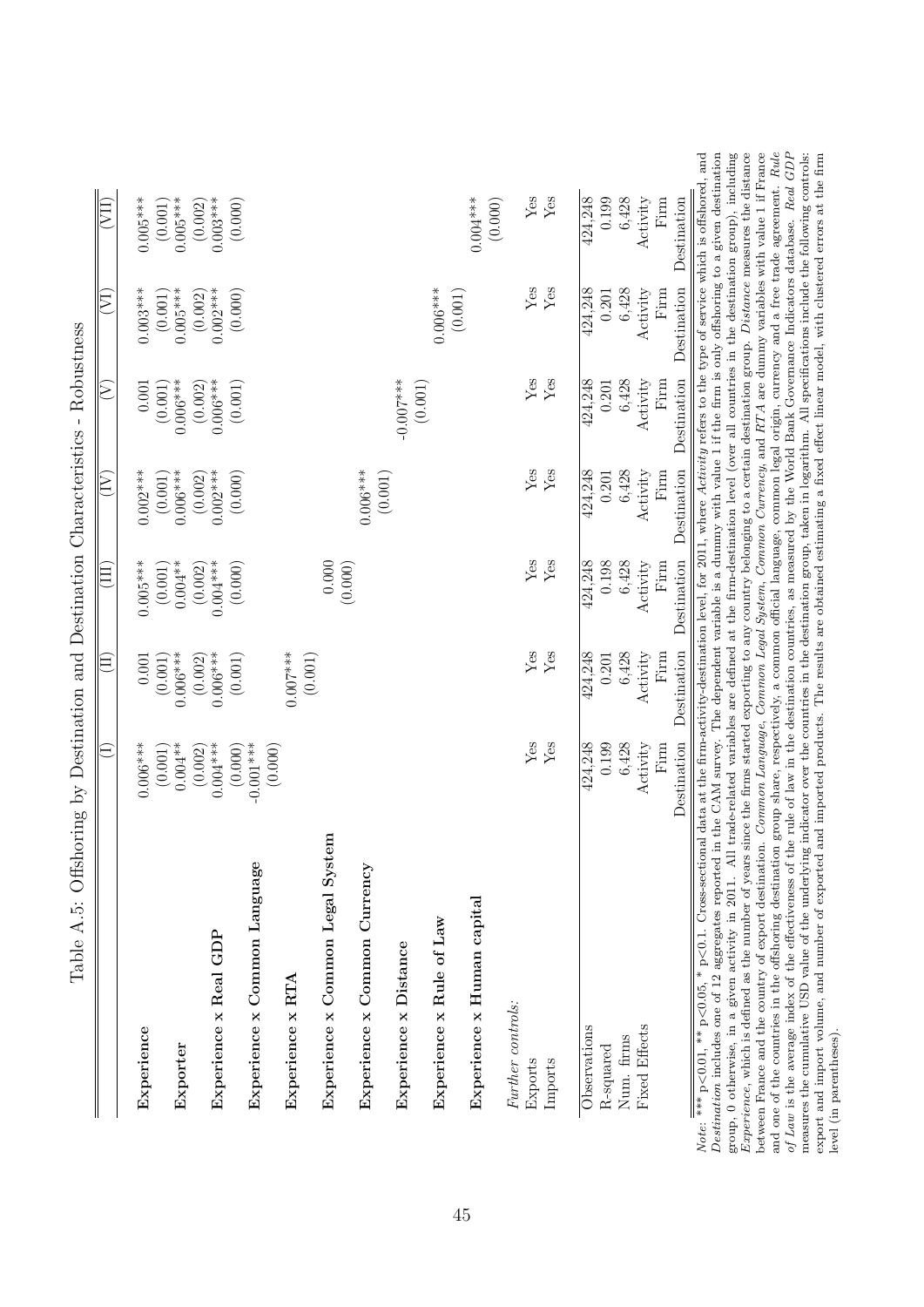Table A.5: Offshoring by Destination and Destination Characteristics - Robustness

| | (I) | (II) | (III) | (IV) | (V) | (VI) | (VII) |
|---|---|---|---|---|---|---|---|
| **Experience** | 0.006*** | 0.001 | 0.005*** | 0.002*** | 0.001 | 0.003*** | 0.005*** |
| | (0.001) | (0.001) | (0.001) | (0.001) | (0.001) | (0.001) | (0.001) |
| **Exporter** | 0.004** | 0.006*** | 0.004** | 0.006*** | 0.006*** | 0.005*** | 0.005*** |
| | (0.002) | (0.002) | (0.002) | (0.002) | (0.002) | (0.002) | (0.002) |
| **Experience x Real GDP** | 0.004*** | 0.006*** | 0.004*** | 0.002*** | 0.006*** | 0.002*** | 0.003*** |
| | (0.000) | (0.001) | (0.000) | (0.000) | (0.001) | (0.000) | (0.000) |
| **Experience x Common Language** | -0.001*** | | | | | | |
| | (0.000) | | | | | | |
| **Experience x RTA** | | 0.007*** | | | | | |
| | | (0.001) | | | | | |
| **Experience x Common Legal System** | | | 0.000 | | | | |
| | | | (0.000) | | | | |
| **Experience x Common Currency** | | | | 0.006*** | | | |
| | | | | (0.001) | | | |
| **Experience x Distance** | | | | | -0.007*** | | |
| | | | | | (0.001) | | |
| **Experience x Rule of Law** | | | | | | 0.006*** | |
| | | | | | | (0.001) | |
| **Experience x Human capital** | | | | | | | 0.004*** |
| | | | | | | | (0.000) |
| *Further controls:* | | | | | | | |
| Exports | Yes | Yes | Yes | Yes | Yes | Yes | Yes |
| Imports | Yes | Yes | Yes | Yes | Yes | Yes | Yes |
| Observations | 424,248 | 424,248 | 424,248 | 424,248 | 424,248 | 424,248 | 424,248 |
| R-squared | 0.199 | 0.201 | 0.198 | 0.201 | 0.201 | 0.201 | 0.199 |
| Num. firms | 6,428 | 6,428 | 6,428 | 6,428 | 6,428 | 6,428 | 6,428 |
| Fixed Effects | Activity | Activity | Activity | Activity | Activity | Activity | Activity |
| | Firm | Firm | Firm | Firm | Firm | Firm | Firm |
| | Destination | Destination | Destination | Destination | Destination | Destination | Destination |

*Note:* *** p<0.01, ** p<0.05, * p<0.1. Cross-sectional data at the firm-activity-destination level, for 2011, where *Activity* refers to the type of service which is offshored, and *Destination* includes one of 12 aggregates reported in the CAM survey. The dependent variable is a dummy with value 1 if the firm is only offshoring to a given destination group, 0 otherwise, in a given activity in 2011. All trade-related variables are defined at the firm-destination level (over all countries in the destination group), including *Experience*, which is defined as the number of years since the firms started exporting to any country belonging to a certain destination group. *Distance* measures the distance between France and the country of export destination. *Common Language*, *Common Legal System*, *Common Currency*, and *RTA* are dummy variables with value 1 if France and one of the countries in the offshoring destination group share, respectively, a common official language, common legal origin, currency and a free trade agreement. *Rule of Law* is the average index of the effectiveness of the rule of law in the destination countries, as measured by the World Bank Governance Indicators database. *Real GDP* measures the cumulative USD value of the underlying indicator over the countries in the destination group, taken in logarithm. All specifications include the following controls: export and import volume, and number of exported and imported products. The results are obtained estimating a fixed effect linear model, with clustered errors at the firm level (in parentheses).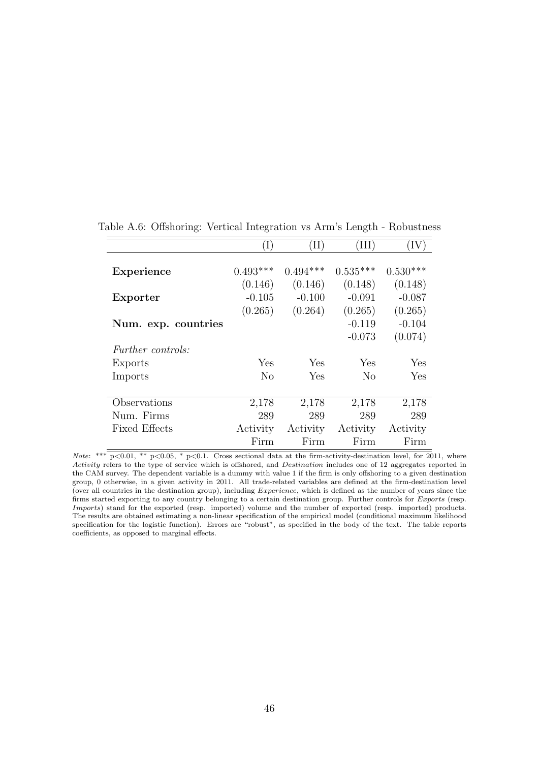Table A.6: Offshoring: Vertical Integration vs Arm's Length - Robustness

| | (I) | (II) | (III) | (IV) |
|---|---|---|---|---|
| **Experience** | 0.493*** | 0.494*** | 0.535*** | 0.530*** |
| | (0.146) | (0.146) | (0.148) | (0.148) |
| **Exporter** | -0.105 | -0.100 | -0.091 | -0.087 |
| | (0.265) | (0.264) | (0.265) | (0.265) |
| **Num. exp. countries** | | | -0.119 | -0.104 |
| | | | -0.073 | (0.074) |
| *Further controls:* | | | | |
| Exports | Yes | Yes | Yes | Yes |
| Imports | No | Yes | No | Yes |
| Observations | 2,178 | 2,178 | 2,178 | 2,178 |
| Num. Firms | 289 | 289 | 289 | 289 |
| Fixed Effects | Activity | Activity | Activity | Activity |
| | Firm | Firm | Firm | Firm |

*Note*: *** p<0.01, ** p<0.05, * p<0.1. Cross sectional data at the firm-activity-destination level, for 2011, where *Activity* refers to the type of service which is offshored, and *Destination* includes one of 12 aggregates reported in the CAM survey. The dependent variable is a dummy with value 1 if the firm is only offshoring to a given destination group, 0 otherwise, in a given activity in 2011. All trade-related variables are defined at the firm-destination level (over all countries in the destination group), including *Experience*, which is defined as the number of years since the firms started exporting to any country belonging to a certain destination group. Further controls for *Exports* (resp. *Imports*) stand for the exported (resp. imported) volume and the number of exported (resp. imported) products. The results are obtained estimating a non-linear specification of the empirical model (conditional maximum likelihood specification for the logistic function). Errors are "robust", as specified in the body of the text. The table reports coefficients, as opposed to marginal effects.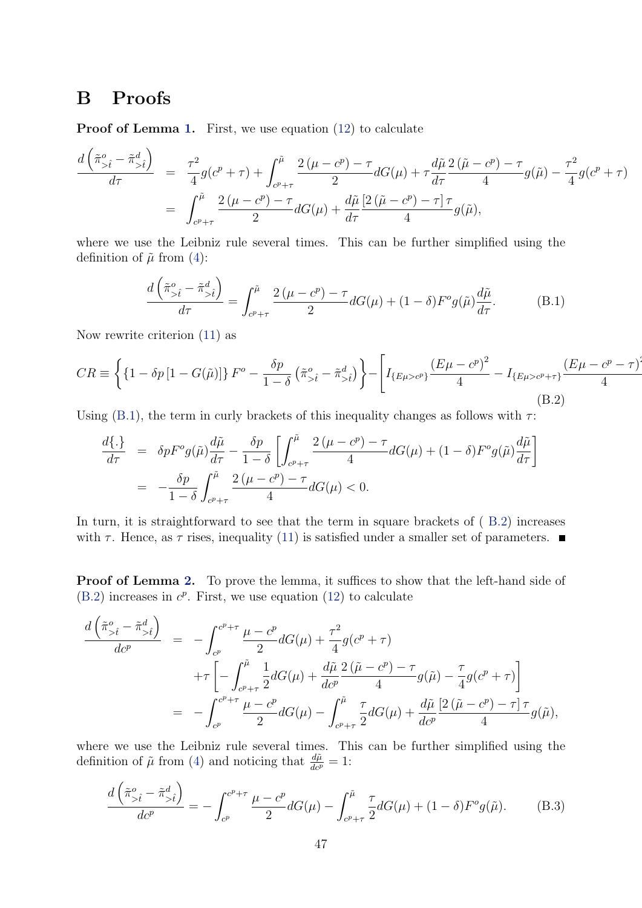## B Proofs

**Proof of Lemma 1.** First, we use equation (12) to calculate

$$\begin{aligned}
\frac{d\left(\tilde{\pi}^o_{>\hat{t}} - \tilde{\pi}^d_{>\hat{t}}\right)}{d\tau} &= \frac{\tau^2}{4}g(c^p+\tau) + \int_{c^p+\tau}^{\tilde{\mu}} \frac{2\left(\mu - c^p\right) - \tau}{2} dG(\mu) + \tau \frac{d\tilde{\mu}}{d\tau}\frac{2\left(\tilde{\mu} - c^p\right) - \tau}{4} g(\tilde{\mu}) - \frac{\tau^2}{4}g(c^p+\tau) \\
&= \int_{c^p+\tau}^{\tilde{\mu}} \frac{2\left(\mu - c^p\right) - \tau}{2} dG(\mu) + \frac{d\tilde{\mu}}{d\tau}\frac{\left[2\left(\tilde{\mu} - c^p\right) - \tau\right]\tau}{4} g(\tilde{\mu}),
\end{aligned}$$

where we use the Leibniz rule several times. This can be further simplified using the definition of $\tilde{\mu}$ from (4):

$$\frac{d\left(\tilde{\pi}^o_{>\hat{t}} - \tilde{\pi}^d_{>\hat{t}}\right)}{d\tau} = \int_{c^p+\tau}^{\tilde{\mu}} \frac{2\left(\mu - c^p\right) - \tau}{2} dG(\mu) + (1-\delta)F^o g(\tilde{\mu})\frac{d\tilde{\mu}}{d\tau}. \tag{B.1}$$

Now rewrite criterion (11) as

$$CR \equiv \left\{ \left\{1 - \delta p\left[1 - G(\tilde{\mu})\right]\right\} F^o - \frac{\delta p}{1-\delta}\left(\tilde{\pi}^o_{>\hat{t}} - \tilde{\pi}^d_{>\hat{t}}\right) \right\} - \left[ I_{\{E\mu > c^p\}}\frac{\left(E\mu - c^p\right)^2}{4} - I_{\{E\mu > c^p+\tau\}}\frac{\left(E\mu - c^p - \tau\right)^2}{4} \right. \tag{B.2}$$

Using (B.1), the term in curly brackets of this inequality changes as follows with $\tau$:

$$\begin{aligned}
\frac{d\{.\}}{d\tau} &= \delta p F^o g(\tilde{\mu})\frac{d\tilde{\mu}}{d\tau} - \frac{\delta p}{1-\delta}\left[ \int_{c^p+\tau}^{\tilde{\mu}} \frac{2\left(\mu - c^p\right) - \tau}{4} dG(\mu) + (1-\delta)F^o g(\tilde{\mu})\frac{d\tilde{\mu}}{d\tau} \right] \\
&= -\frac{\delta p}{1-\delta}\int_{c^p+\tau}^{\tilde{\mu}} \frac{2\left(\mu - c^p\right) - \tau}{4} dG(\mu) < 0.
\end{aligned}$$

In turn, it is straightforward to see that the term in square brackets of ( B.2) increases with $\tau$. Hence, as $\tau$ rises, inequality (11) is satisfied under a smaller set of parameters. ■

**Proof of Lemma 2.** To prove the lemma, it suffices to show that the left-hand side of (B.2) increases in $c^p$. First, we use equation (12) to calculate

$$\begin{aligned}
\frac{d\left(\tilde{\pi}^o_{>\hat{t}} - \tilde{\pi}^d_{>\hat{t}}\right)}{dc^p} &= -\int_{c^p}^{c^p+\tau} \frac{\mu - c^p}{2} dG(\mu) + \frac{\tau^2}{4}g(c^p+\tau) \\
&\quad + \tau\left[ -\int_{c^p+\tau}^{\tilde{\mu}} \frac{1}{2}dG(\mu) + \frac{d\tilde{\mu}}{dc^p}\frac{2\left(\tilde{\mu} - c^p\right) - \tau}{4}g(\tilde{\mu}) - \frac{\tau}{4}g(c^p+\tau) \right] \\
&= -\int_{c^p}^{c^p+\tau} \frac{\mu - c^p}{2} dG(\mu) - \int_{c^p+\tau}^{\tilde{\mu}} \frac{\tau}{2}dG(\mu) + \frac{d\tilde{\mu}}{dc^p}\frac{\left[2\left(\tilde{\mu} - c^p\right) - \tau\right]\tau}{4}g(\tilde{\mu}),
\end{aligned}$$

where we use the Leibniz rule several times. This can be further simplified using the definition of $\tilde{\mu}$ from (4) and noticing that $\frac{d\tilde{\mu}}{dc^p} = 1$:

$$\frac{d\left(\tilde{\pi}^o_{>\hat{t}} - \tilde{\pi}^d_{>\hat{t}}\right)}{dc^p} = -\int_{c^p}^{c^p+\tau} \frac{\mu - c^p}{2} dG(\mu) - \int_{c^p+\tau}^{\tilde{\mu}} \frac{\tau}{2}dG(\mu) + (1-\delta)F^o g(\tilde{\mu}). \tag{B.3}$$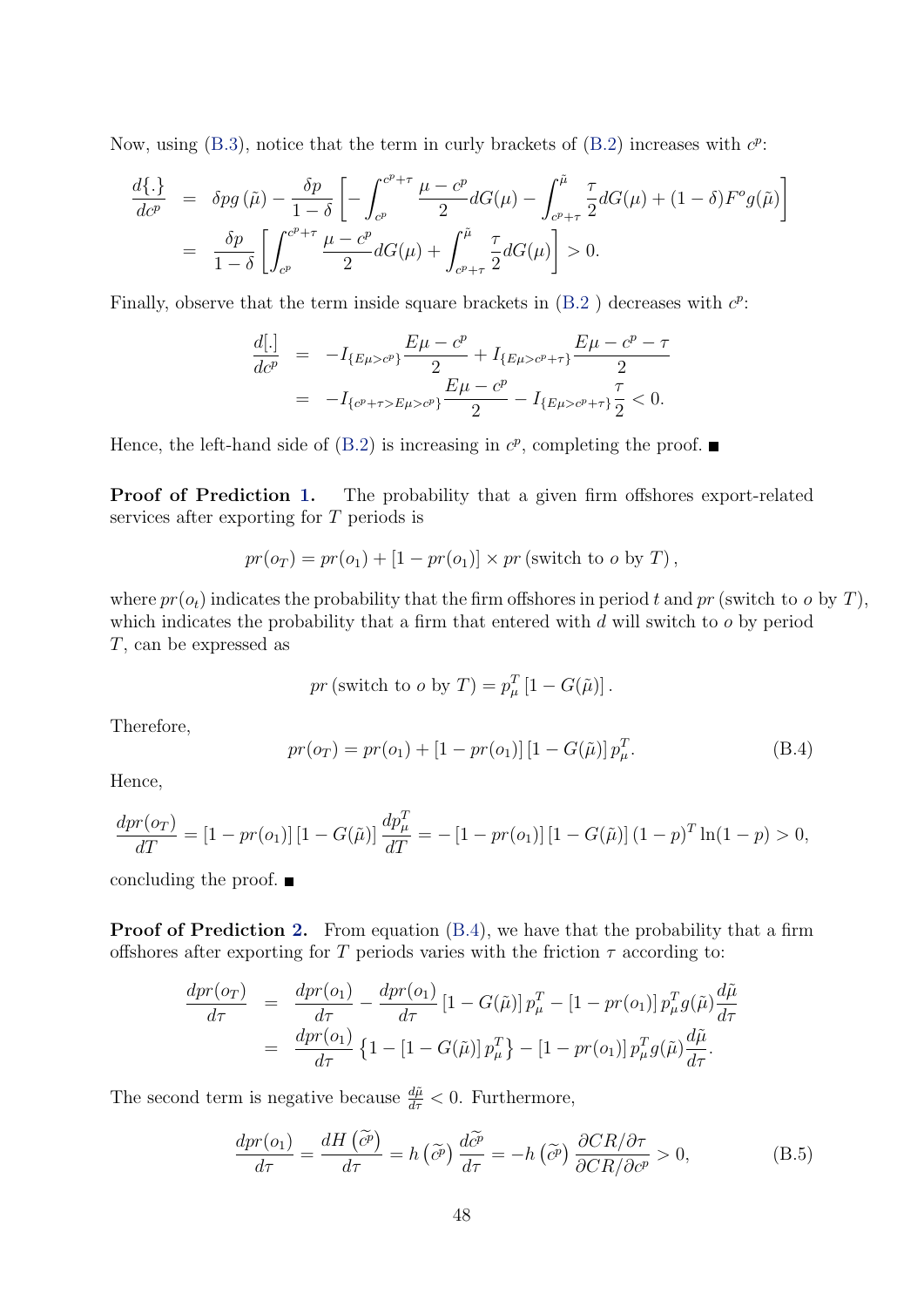Now, using (B.3), notice that the term in curly brackets of (B.2) increases with $c^p$:

$$
\begin{aligned}
\frac{d\{.\}}{dc^p} &= \delta p g\left(\tilde{\mu}\right) - \frac{\delta p}{1-\delta}\left[-\int_{c^p}^{c^p+\tau}\frac{\mu - c^p}{2}dG(\mu) - \int_{c^p+\tau}^{\tilde{\mu}}\frac{\tau}{2}dG(\mu) + (1-\delta)F^o g(\tilde{\mu})\right] \\
&= \frac{\delta p}{1-\delta}\left[\int_{c^p}^{c^p+\tau}\frac{\mu - c^p}{2}dG(\mu) + \int_{c^p+\tau}^{\tilde{\mu}}\frac{\tau}{2}dG(\mu)\right] > 0.
\end{aligned}
$$

Finally, observe that the term inside square brackets in (B.2 ) decreases with $c^p$:

$$
\begin{aligned}
\frac{d[.]}{dc^p} &= -I_{\{E\mu > c^p\}}\frac{E\mu - c^p}{2} + I_{\{E\mu > c^p+\tau\}}\frac{E\mu - c^p - \tau}{2} \\
&= -I_{\{c^p+\tau > E\mu > c^p\}}\frac{E\mu - c^p}{2} - I_{\{E\mu > c^p+\tau\}}\frac{\tau}{2} < 0.
\end{aligned}
$$

Hence, the left-hand side of (B.2) is increasing in $c^p$, completing the proof. ■

**Proof of Prediction 1.** The probability that a given firm offshores export-related services after exporting for $T$ periods is

$$
pr(o_T) = pr(o_1) + [1 - pr(o_1)] \times pr\left(\text{switch to } o \text{ by } T\right),
$$

where $pr(o_t)$ indicates the probability that the firm offshores in period $t$ and $pr\left(\text{switch to } o \text{ by } T\right)$, which indicates the probability that a firm that entered with $d$ will switch to $o$ by period $T$, can be expressed as

$$
pr\left(\text{switch to } o \text{ by } T\right) = p_\mu^T\left[1 - G(\tilde{\mu})\right].
$$

Therefore,

$$
pr(o_T) = pr(o_1) + [1 - pr(o_1)]\left[1 - G(\tilde{\mu})\right]p_\mu^T. \tag{B.4}
$$

Hence,

$$
\frac{dpr(o_T)}{dT} = [1 - pr(o_1)]\left[1 - G(\tilde{\mu})\right]\frac{dp_\mu^T}{dT} = -\left[1 - pr(o_1)\right]\left[1 - G(\tilde{\mu})\right](1-p)^T\ln(1-p) > 0,
$$

concluding the proof. ■

**Proof of Prediction 2.** From equation (B.4), we have that the probability that a firm offshores after exporting for $T$ periods varies with the friction $\tau$ according to:

$$
\begin{aligned}
\frac{dpr(o_T)}{d\tau} &= \frac{dpr(o_1)}{d\tau} - \frac{dpr(o_1)}{d\tau}\left[1 - G(\tilde{\mu})\right]p_\mu^T - \left[1 - pr(o_1)\right]p_\mu^T g(\tilde{\mu})\frac{d\tilde{\mu}}{d\tau} \\
&= \frac{dpr(o_1)}{d\tau}\left\{1 - \left[1 - G(\tilde{\mu})\right]p_\mu^T\right\} - \left[1 - pr(o_1)\right]p_\mu^T g(\tilde{\mu})\frac{d\tilde{\mu}}{d\tau}.
\end{aligned}
$$

The second term is negative because $\frac{d\tilde{\mu}}{d\tau} < 0$. Furthermore,

$$
\frac{dpr(o_1)}{d\tau} = \frac{dH\left(\tilde{c^p}\right)}{d\tau} = h\left(\tilde{c^p}\right)\frac{d\tilde{c^p}}{d\tau} = -h\left(\tilde{c^p}\right)\frac{\partial CR/\partial\tau}{\partial CR/\partial c^p} > 0, \tag{B.5}
$$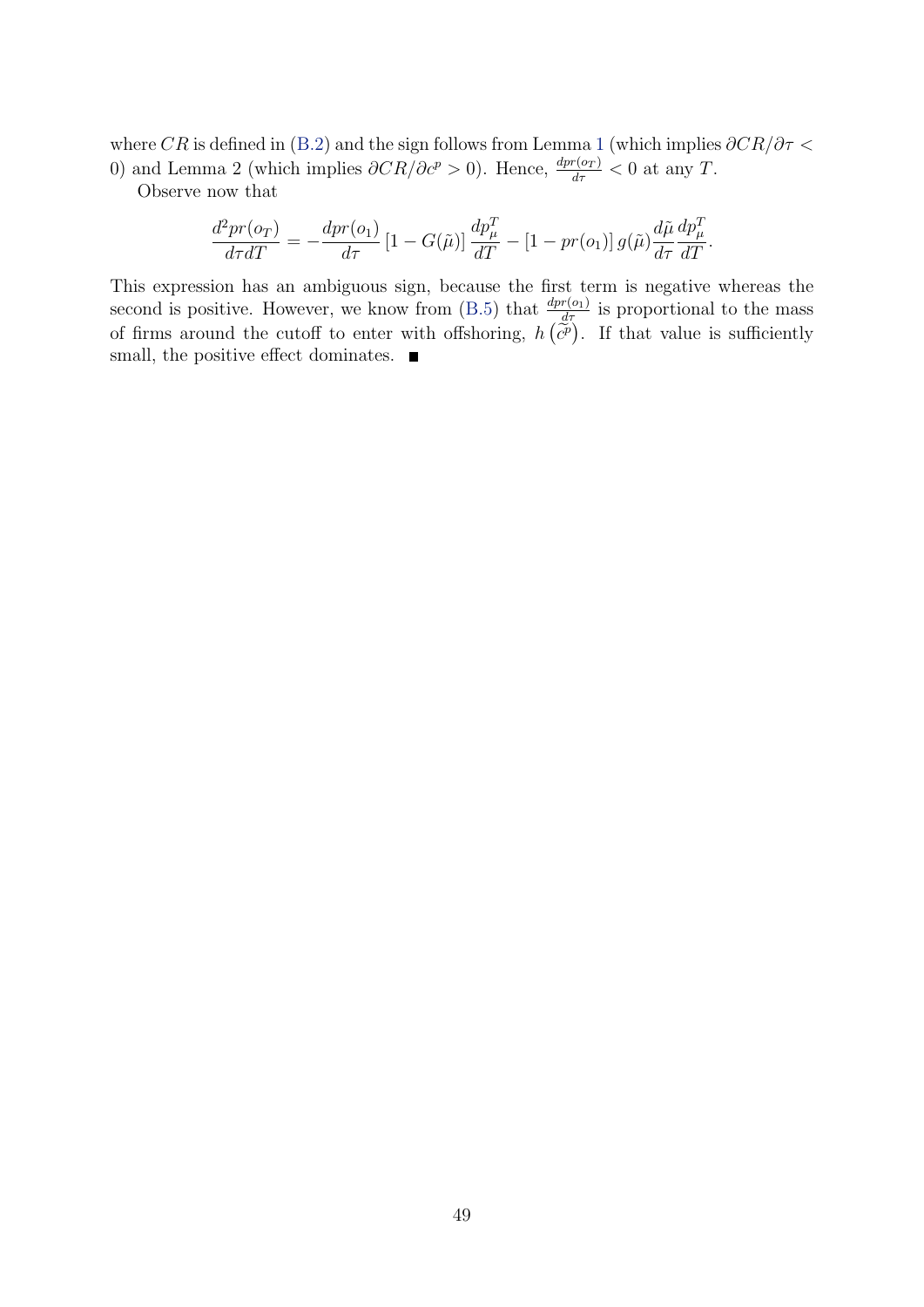where $CR$ is defined in (B.2) and the sign follows from Lemma 1 (which implies $\partial CR/\partial \tau < 0$) and Lemma 2 (which implies $\partial CR/\partial c^p > 0$). Hence, $\frac{dpr(o_T)}{d\tau} < 0$ at any $T$.

Observe now that

$$\frac{d^2 pr(o_T)}{d\tau dT} = -\frac{dpr(o_1)}{d\tau}\left[1 - G(\tilde{\mu})\right]\frac{dp_\mu^T}{dT} - \left[1 - pr(o_1)\right] g(\tilde{\mu})\frac{d\tilde{\mu}}{d\tau}\frac{dp_\mu^T}{dT}.$$

This expression has an ambiguous sign, because the first term is negative whereas the second is positive. However, we know from (B.5) that $\frac{dpr(o_1)}{d\tau}$ is proportional to the mass of firms around the cutoff to enter with offshoring, $h\left(\tilde{c^p}\right)$. If that value is sufficiently small, the positive effect dominates. ■